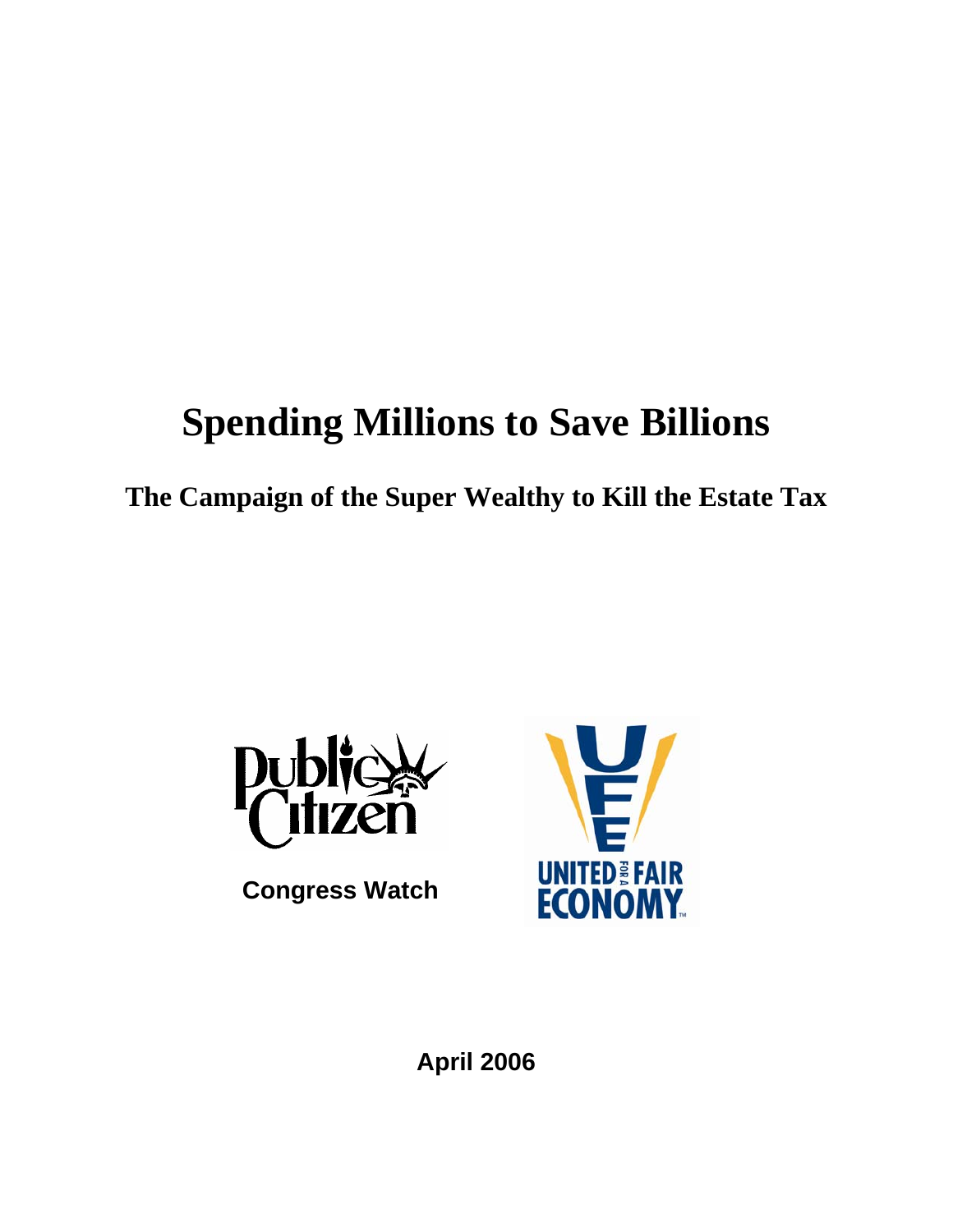# Spending Millions to Save Billions

## The Campaign of the Super Wealthy to Kill the Estate Tax

Public Citizen

Congress Watch

UNITED FOR A FAIR ECONOMY

April 2006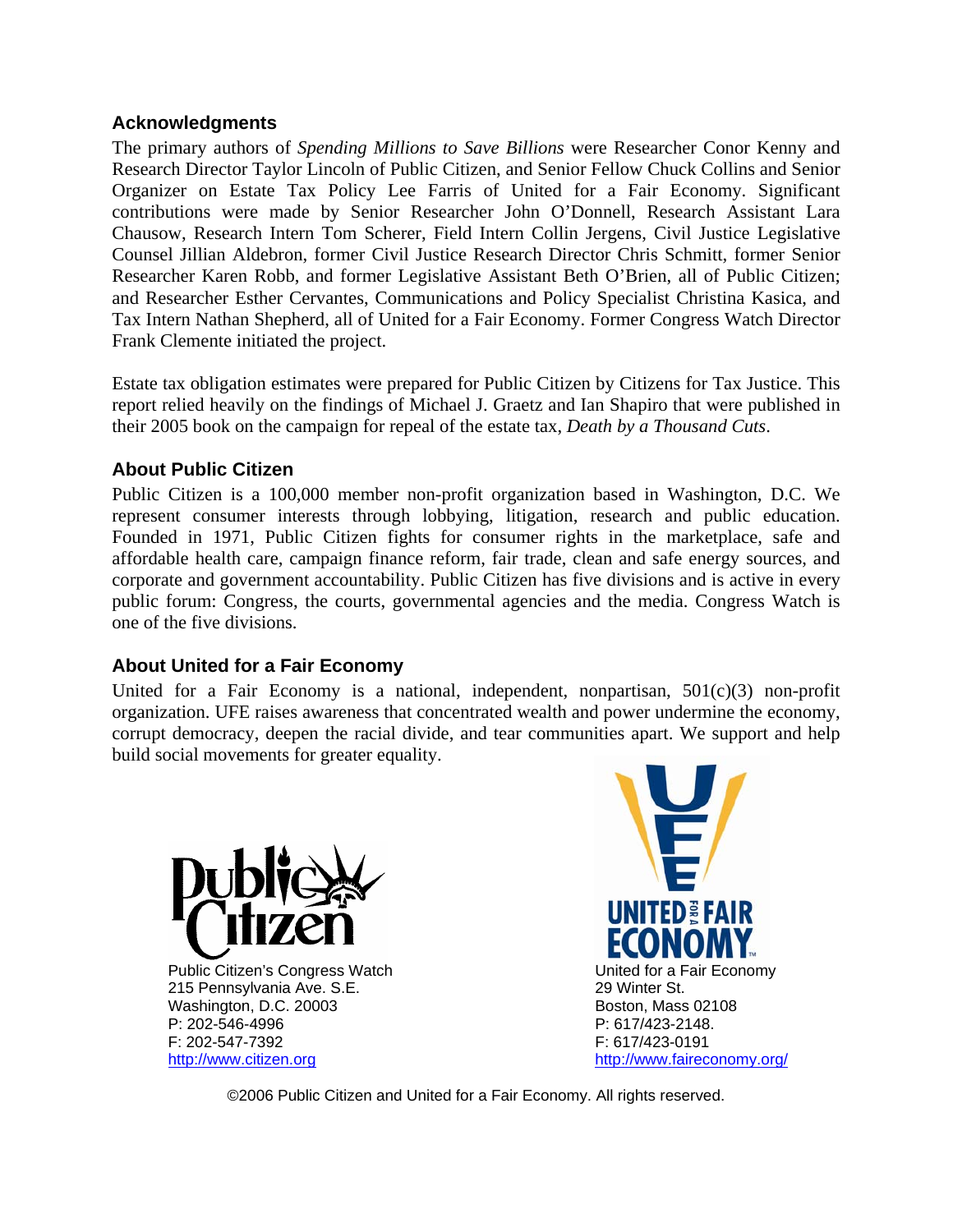## Acknowledgments

The primary authors of *Spending Millions to Save Billions* were Researcher Conor Kenny and Research Director Taylor Lincoln of Public Citizen, and Senior Fellow Chuck Collins and Senior Organizer on Estate Tax Policy Lee Farris of United for a Fair Economy. Significant contributions were made by Senior Researcher John O'Donnell, Research Assistant Lara Chausow, Research Intern Tom Scherer, Field Intern Collin Jergens, Civil Justice Legislative Counsel Jillian Aldebron, former Civil Justice Research Director Chris Schmitt, former Senior Researcher Karen Robb, and former Legislative Assistant Beth O'Brien, all of Public Citizen; and Researcher Esther Cervantes, Communications and Policy Specialist Christina Kasica, and Tax Intern Nathan Shepherd, all of United for a Fair Economy. Former Congress Watch Director Frank Clemente initiated the project.

Estate tax obligation estimates were prepared for Public Citizen by Citizens for Tax Justice. This report relied heavily on the findings of Michael J. Graetz and Ian Shapiro that were published in their 2005 book on the campaign for repeal of the estate tax, *Death by a Thousand Cuts*.

## About Public Citizen

Public Citizen is a 100,000 member non-profit organization based in Washington, D.C. We represent consumer interests through lobbying, litigation, research and public education. Founded in 1971, Public Citizen fights for consumer rights in the marketplace, safe and affordable health care, campaign finance reform, fair trade, clean and safe energy sources, and corporate and government accountability. Public Citizen has five divisions and is active in every public forum: Congress, the courts, governmental agencies and the media. Congress Watch is one of the five divisions.

## About United for a Fair Economy

United for a Fair Economy is a national, independent, nonpartisan, 501(c)(3) non-profit organization. UFE raises awareness that concentrated wealth and power undermine the economy, corrupt democracy, deepen the racial divide, and tear communities apart. We support and help build social movements for greater equality.

Public Citizen's Congress Watch
215 Pennsylvania Ave. S.E.
Washington, D.C. 20003
P: 202-546-4996
F: 202-547-7392
http://www.citizen.org

United for a Fair Economy
29 Winter St.
Boston, Mass 02108
P: 617/423-2148.
F: 617/423-0191
http://www.faireconomy.org/

©2006 Public Citizen and United for a Fair Economy. All rights reserved.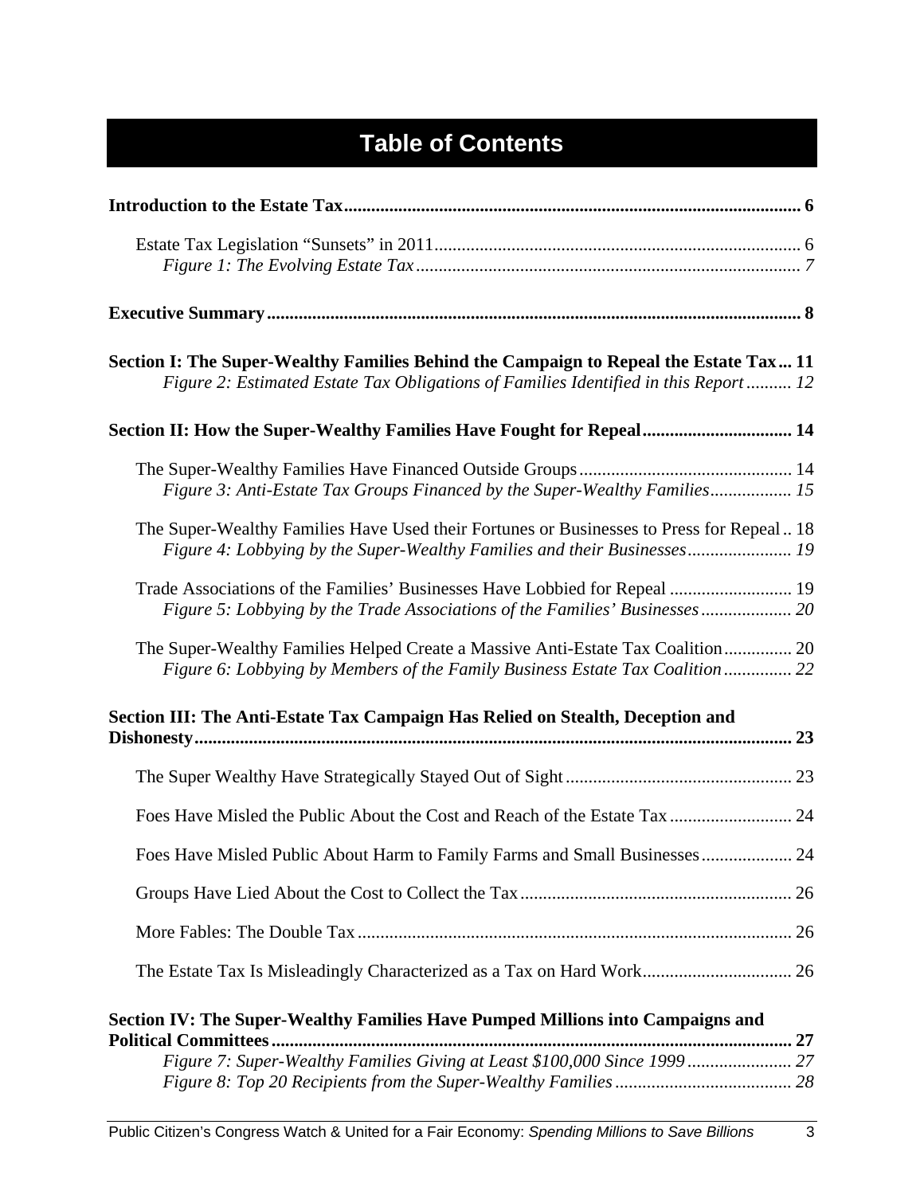# Table of Contents

**Introduction to the Estate Tax** ........ 6

Estate Tax Legislation "Sunsets" in 2011 ........ 6

*Figure 1: The Evolving Estate Tax* ........ 7

**Executive Summary** ........ 8

**Section I: The Super-Wealthy Families Behind the Campaign to Repeal the Estate Tax** ... 11

*Figure 2: Estimated Estate Tax Obligations of Families Identified in this Report* ........ 12

**Section II: How the Super-Wealthy Families Have Fought for Repeal** ........ 14

The Super-Wealthy Families Have Financed Outside Groups ........ 14

*Figure 3: Anti-Estate Tax Groups Financed by the Super-Wealthy Families* ........ 15

The Super-Wealthy Families Have Used their Fortunes or Businesses to Press for Repeal .. 18

*Figure 4: Lobbying by the Super-Wealthy Families and their Businesses* ........ 19

Trade Associations of the Families' Businesses Have Lobbied for Repeal ........ 19

*Figure 5: Lobbying by the Trade Associations of the Families' Businesses* ........ 20

The Super-Wealthy Families Helped Create a Massive Anti-Estate Tax Coalition ........ 20

*Figure 6: Lobbying by Members of the Family Business Estate Tax Coalition* ........ 22

**Section III: The Anti-Estate Tax Campaign Has Relied on Stealth, Deception and Dishonesty** ........ 23

The Super Wealthy Have Strategically Stayed Out of Sight ........ 23

Foes Have Misled the Public About the Cost and Reach of the Estate Tax ........ 24

Foes Have Misled Public About Harm to Family Farms and Small Businesses ........ 24

Groups Have Lied About the Cost to Collect the Tax ........ 26

More Fables: The Double Tax ........ 26

The Estate Tax Is Misleadingly Characterized as a Tax on Hard Work ........ 26

**Section IV: The Super-Wealthy Families Have Pumped Millions into Campaigns and Political Committees** ........ 27

*Figure 7: Super-Wealthy Families Giving at Least $100,000 Since 1999* ........ 27

*Figure 8: Top 20 Recipients from the Super-Wealthy Families* ........ 28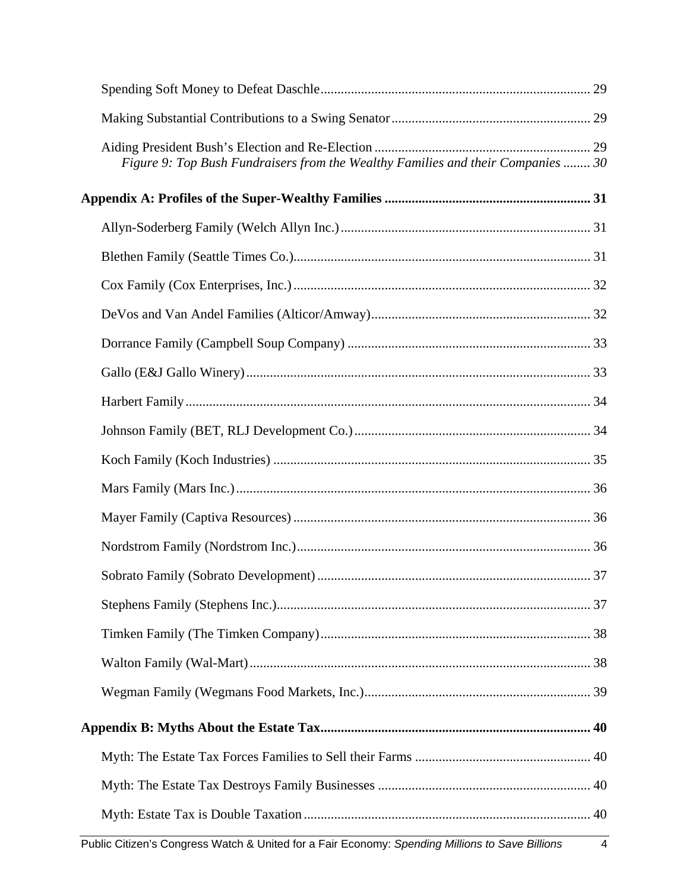Spending Soft Money to Defeat Daschle ... 29

Making Substantial Contributions to a Swing Senator ... 29

Aiding President Bush's Election and Re-Election ... 29
*Figure 9: Top Bush Fundraisers from the Wealthy Families and their Companies ... 30*

**Appendix A: Profiles of the Super-Wealthy Families ... 31**

Allyn-Soderberg Family (Welch Allyn Inc.) ... 31

Blethen Family (Seattle Times Co.) ... 31

Cox Family (Cox Enterprises, Inc.) ... 32

DeVos and Van Andel Families (Alticor/Amway) ... 32

Dorrance Family (Campbell Soup Company) ... 33

Gallo (E&J Gallo Winery) ... 33

Harbert Family ... 34

Johnson Family (BET, RLJ Development Co.) ... 34

Koch Family (Koch Industries) ... 35

Mars Family (Mars Inc.) ... 36

Mayer Family (Captiva Resources) ... 36

Nordstrom Family (Nordstrom Inc.) ... 36

Sobrato Family (Sobrato Development) ... 37

Stephens Family (Stephens Inc.) ... 37

Timken Family (The Timken Company) ... 38

Walton Family (Wal-Mart) ... 38

Wegman Family (Wegmans Food Markets, Inc.) ... 39

**Appendix B: Myths About the Estate Tax ... 40**

Myth: The Estate Tax Forces Families to Sell their Farms ... 40

Myth: The Estate Tax Destroys Family Businesses ... 40

Myth: Estate Tax is Double Taxation ... 40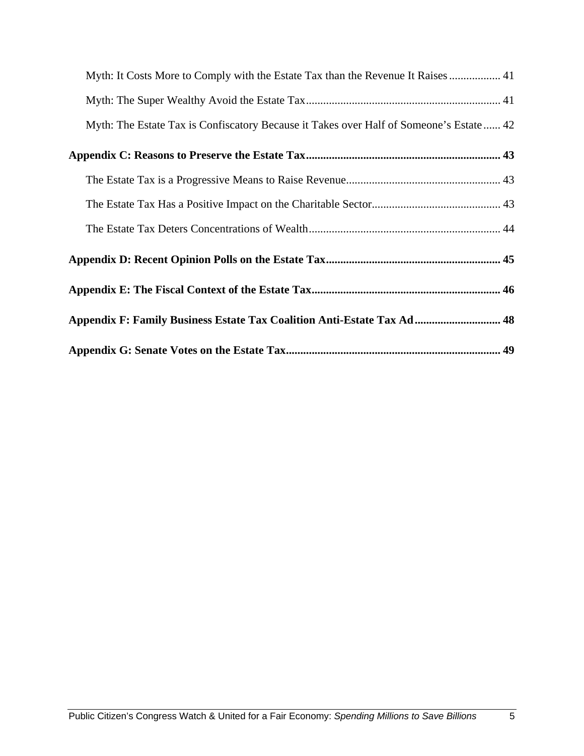Myth: It Costs More to Comply with the Estate Tax than the Revenue It Raises .................. 41

Myth: The Super Wealthy Avoid the Estate Tax .................................................................... 41

Myth: The Estate Tax is Confiscatory Because it Takes over Half of Someone's Estate ...... 42

**Appendix C: Reasons to Preserve the Estate Tax .................................................................. 43**

The Estate Tax is a Progressive Means to Raise Revenue ..................................................... 43

The Estate Tax Has a Positive Impact on the Charitable Sector ............................................ 43

The Estate Tax Deters Concentrations of Wealth .................................................................. 44

**Appendix D: Recent Opinion Polls on the Estate Tax ............................................................ 45**

**Appendix E: The Fiscal Context of the Estate Tax ................................................................. 46**

**Appendix F: Family Business Estate Tax Coalition Anti-Estate Tax Ad ............................. 48**

**Appendix G: Senate Votes on the Estate Tax .......................................................................... 49**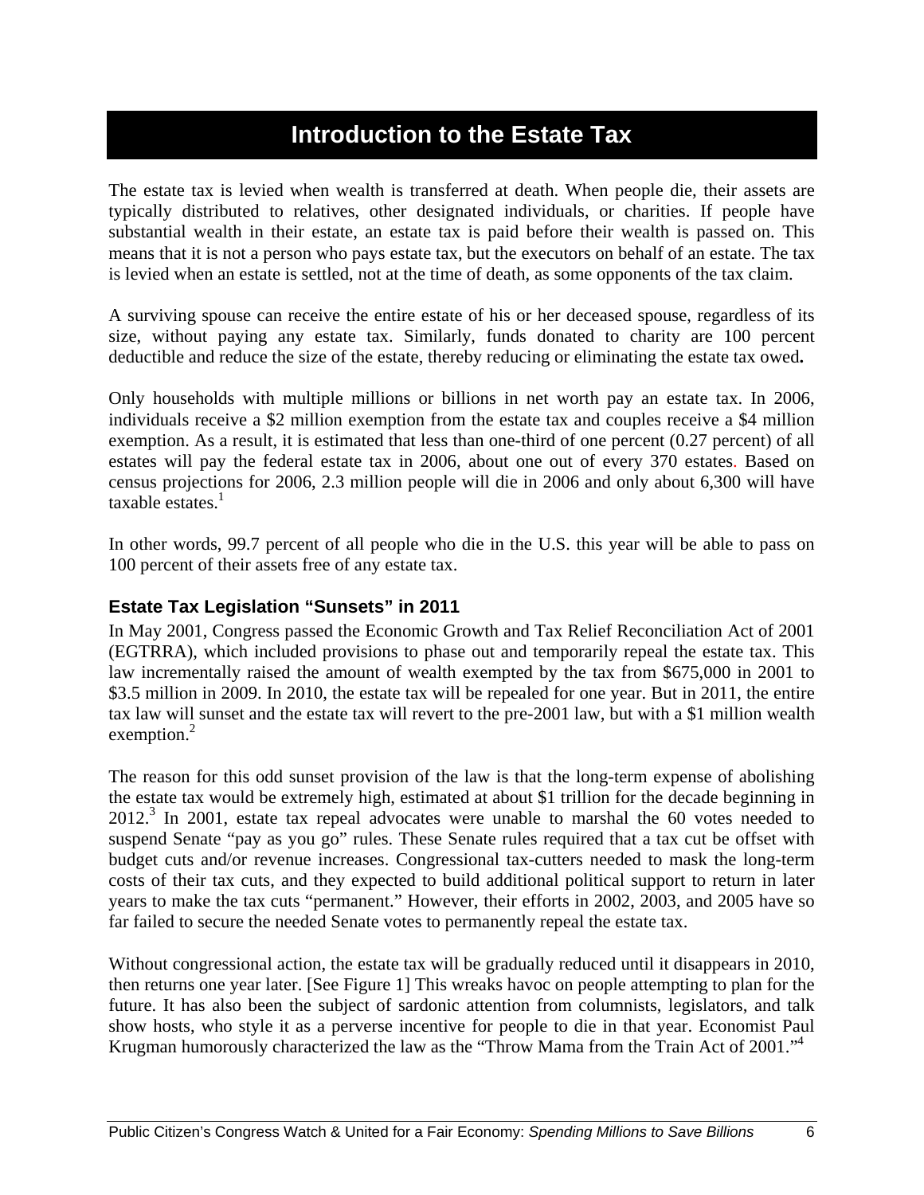# Introduction to the Estate Tax

The estate tax is levied when wealth is transferred at death. When people die, their assets are typically distributed to relatives, other designated individuals, or charities. If people have substantial wealth in their estate, an estate tax is paid before their wealth is passed on. This means that it is not a person who pays estate tax, but the executors on behalf of an estate. The tax is levied when an estate is settled, not at the time of death, as some opponents of the tax claim.

A surviving spouse can receive the entire estate of his or her deceased spouse, regardless of its size, without paying any estate tax. Similarly, funds donated to charity are 100 percent deductible and reduce the size of the estate, thereby reducing or eliminating the estate tax owed**.**

Only households with multiple millions or billions in net worth pay an estate tax. In 2006, individuals receive a $2 million exemption from the estate tax and couples receive a $4 million exemption. As a result, it is estimated that less than one-third of one percent (0.27 percent) of all estates will pay the federal estate tax in 2006, about one out of every 370 estates. Based on census projections for 2006, 2.3 million people will die in 2006 and only about 6,300 will have taxable estates.[1]

In other words, 99.7 percent of all people who die in the U.S. this year will be able to pass on 100 percent of their assets free of any estate tax.

### Estate Tax Legislation "Sunsets" in 2011

In May 2001, Congress passed the Economic Growth and Tax Relief Reconciliation Act of 2001 (EGTRRA), which included provisions to phase out and temporarily repeal the estate tax. This law incrementally raised the amount of wealth exempted by the tax from $675,000 in 2001 to $3.5 million in 2009. In 2010, the estate tax will be repealed for one year. But in 2011, the entire tax law will sunset and the estate tax will revert to the pre-2001 law, but with a $1 million wealth exemption.[2]

The reason for this odd sunset provision of the law is that the long-term expense of abolishing the estate tax would be extremely high, estimated at about $1 trillion for the decade beginning in 2012.[3] In 2001, estate tax repeal advocates were unable to marshal the 60 votes needed to suspend Senate "pay as you go" rules. These Senate rules required that a tax cut be offset with budget cuts and/or revenue increases. Congressional tax-cutters needed to mask the long-term costs of their tax cuts, and they expected to build additional political support to return in later years to make the tax cuts "permanent." However, their efforts in 2002, 2003, and 2005 have so far failed to secure the needed Senate votes to permanently repeal the estate tax.

Without congressional action, the estate tax will be gradually reduced until it disappears in 2010, then returns one year later. [See Figure 1] This wreaks havoc on people attempting to plan for the future. It has also been the subject of sardonic attention from columnists, legislators, and talk show hosts, who style it as a perverse incentive for people to die in that year. Economist Paul Krugman humorously characterized the law as the "Throw Mama from the Train Act of 2001."[4]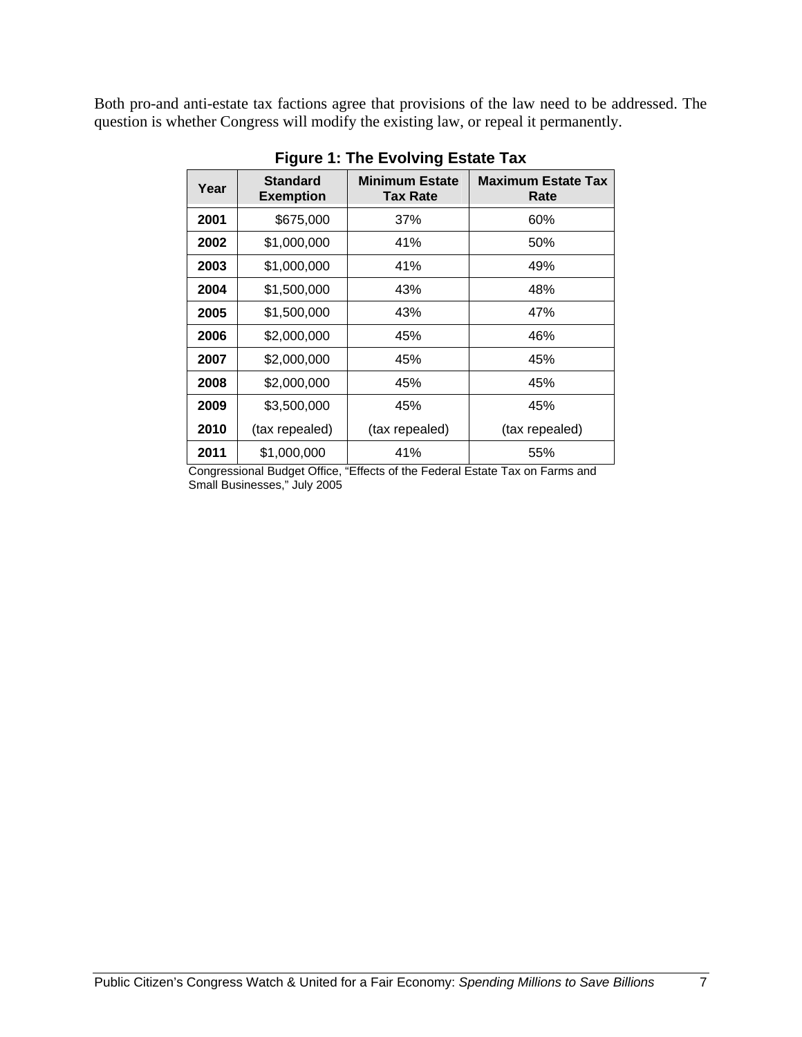Both pro-and anti-estate tax factions agree that provisions of the law need to be addressed. The question is whether Congress will modify the existing law, or repeal it permanently.

**Figure 1: The Evolving Estate Tax**

| Year | Standard Exemption | Minimum Estate Tax Rate | Maximum Estate Tax Rate |
|---|---|---|---|
| **2001** | $675,000 | 37% | 60% |
| **2002** | $1,000,000 | 41% | 50% |
| **2003** | $1,000,000 | 41% | 49% |
| **2004** | $1,500,000 | 43% | 48% |
| **2005** | $1,500,000 | 43% | 47% |
| **2006** | $2,000,000 | 45% | 46% |
| **2007** | $2,000,000 | 45% | 45% |
| **2008** | $2,000,000 | 45% | 45% |
| **2009** | $3,500,000 | 45% | 45% |
| **2010** | (tax repealed) | (tax repealed) | (tax repealed) |
| **2011** | $1,000,000 | 41% | 55% |

Congressional Budget Office, "Effects of the Federal Estate Tax on Farms and Small Businesses," July 2005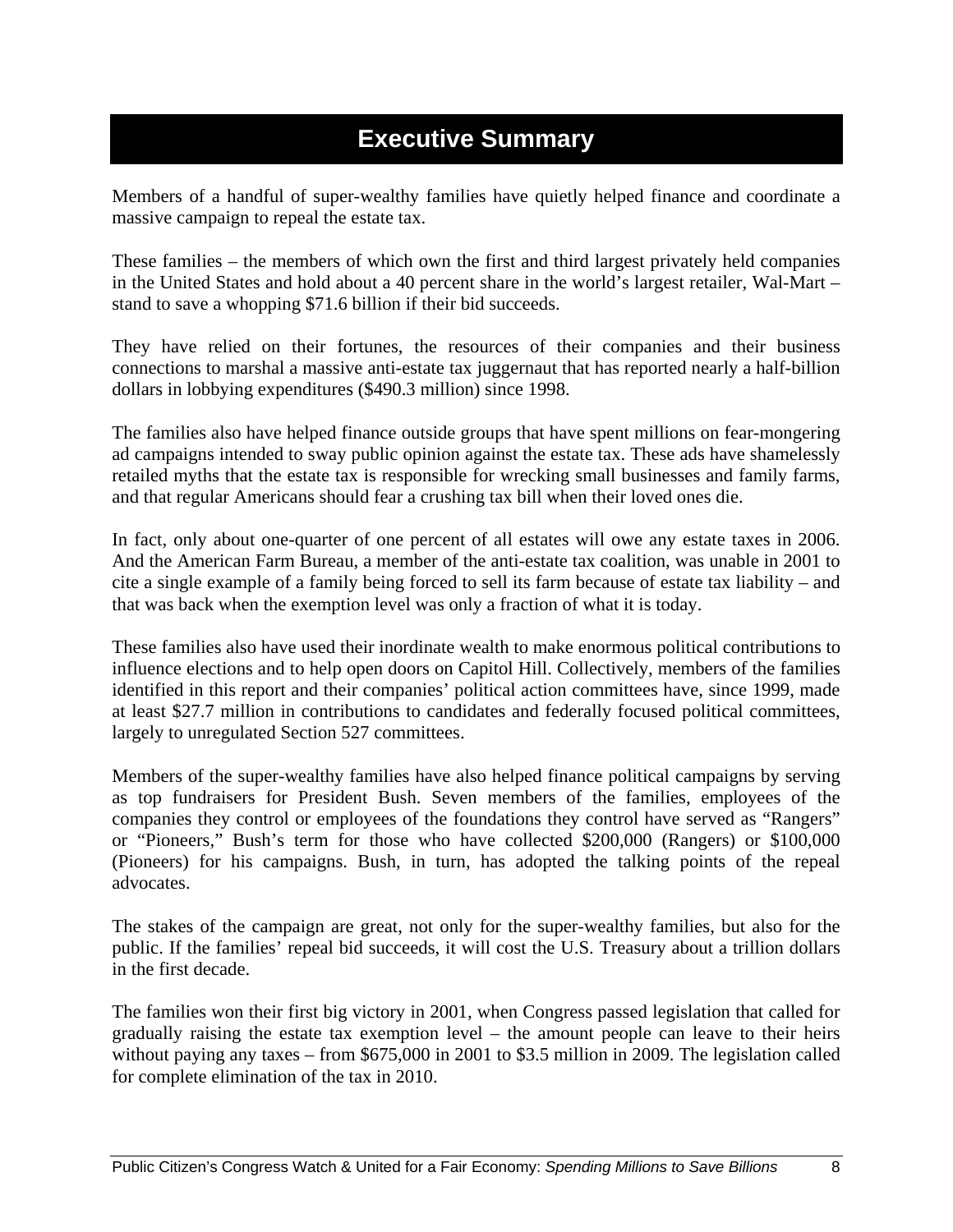# Executive Summary

Members of a handful of super-wealthy families have quietly helped finance and coordinate a massive campaign to repeal the estate tax.

These families – the members of which own the first and third largest privately held companies in the United States and hold about a 40 percent share in the world's largest retailer, Wal-Mart – stand to save a whopping $71.6 billion if their bid succeeds.

They have relied on their fortunes, the resources of their companies and their business connections to marshal a massive anti-estate tax juggernaut that has reported nearly a half-billion dollars in lobbying expenditures ($490.3 million) since 1998.

The families also have helped finance outside groups that have spent millions on fear-mongering ad campaigns intended to sway public opinion against the estate tax. These ads have shamelessly retailed myths that the estate tax is responsible for wrecking small businesses and family farms, and that regular Americans should fear a crushing tax bill when their loved ones die.

In fact, only about one-quarter of one percent of all estates will owe any estate taxes in 2006. And the American Farm Bureau, a member of the anti-estate tax coalition, was unable in 2001 to cite a single example of a family being forced to sell its farm because of estate tax liability – and that was back when the exemption level was only a fraction of what it is today.

These families also have used their inordinate wealth to make enormous political contributions to influence elections and to help open doors on Capitol Hill. Collectively, members of the families identified in this report and their companies' political action committees have, since 1999, made at least $27.7 million in contributions to candidates and federally focused political committees, largely to unregulated Section 527 committees.

Members of the super-wealthy families have also helped finance political campaigns by serving as top fundraisers for President Bush. Seven members of the families, employees of the companies they control or employees of the foundations they control have served as "Rangers" or "Pioneers," Bush's term for those who have collected $200,000 (Rangers) or $100,000 (Pioneers) for his campaigns. Bush, in turn, has adopted the talking points of the repeal advocates.

The stakes of the campaign are great, not only for the super-wealthy families, but also for the public. If the families' repeal bid succeeds, it will cost the U.S. Treasury about a trillion dollars in the first decade.

The families won their first big victory in 2001, when Congress passed legislation that called for gradually raising the estate tax exemption level – the amount people can leave to their heirs without paying any taxes – from $675,000 in 2001 to $3.5 million in 2009. The legislation called for complete elimination of the tax in 2010.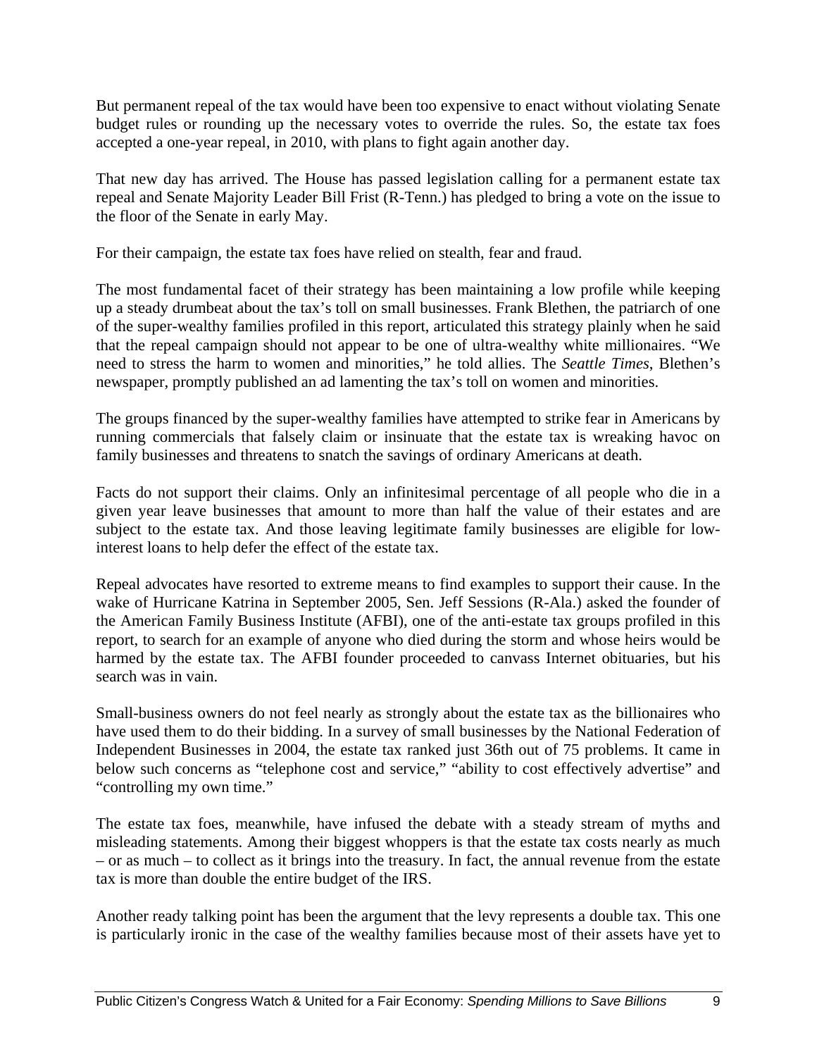But permanent repeal of the tax would have been too expensive to enact without violating Senate budget rules or rounding up the necessary votes to override the rules. So, the estate tax foes accepted a one-year repeal, in 2010, with plans to fight again another day.

That new day has arrived. The House has passed legislation calling for a permanent estate tax repeal and Senate Majority Leader Bill Frist (R-Tenn.) has pledged to bring a vote on the issue to the floor of the Senate in early May.

For their campaign, the estate tax foes have relied on stealth, fear and fraud.

The most fundamental facet of their strategy has been maintaining a low profile while keeping up a steady drumbeat about the tax's toll on small businesses. Frank Blethen, the patriarch of one of the super-wealthy families profiled in this report, articulated this strategy plainly when he said that the repeal campaign should not appear to be one of ultra-wealthy white millionaires. "We need to stress the harm to women and minorities," he told allies. The *Seattle Times*, Blethen's newspaper, promptly published an ad lamenting the tax's toll on women and minorities.

The groups financed by the super-wealthy families have attempted to strike fear in Americans by running commercials that falsely claim or insinuate that the estate tax is wreaking havoc on family businesses and threatens to snatch the savings of ordinary Americans at death.

Facts do not support their claims. Only an infinitesimal percentage of all people who die in a given year leave businesses that amount to more than half the value of their estates and are subject to the estate tax. And those leaving legitimate family businesses are eligible for low-interest loans to help defer the effect of the estate tax.

Repeal advocates have resorted to extreme means to find examples to support their cause. In the wake of Hurricane Katrina in September 2005, Sen. Jeff Sessions (R-Ala.) asked the founder of the American Family Business Institute (AFBI), one of the anti-estate tax groups profiled in this report, to search for an example of anyone who died during the storm and whose heirs would be harmed by the estate tax. The AFBI founder proceeded to canvass Internet obituaries, but his search was in vain.

Small-business owners do not feel nearly as strongly about the estate tax as the billionaires who have used them to do their bidding. In a survey of small businesses by the National Federation of Independent Businesses in 2004, the estate tax ranked just 36th out of 75 problems. It came in below such concerns as "telephone cost and service," "ability to cost effectively advertise" and "controlling my own time."

The estate tax foes, meanwhile, have infused the debate with a steady stream of myths and misleading statements. Among their biggest whoppers is that the estate tax costs nearly as much – or as much – to collect as it brings into the treasury. In fact, the annual revenue from the estate tax is more than double the entire budget of the IRS.

Another ready talking point has been the argument that the levy represents a double tax. This one is particularly ironic in the case of the wealthy families because most of their assets have yet to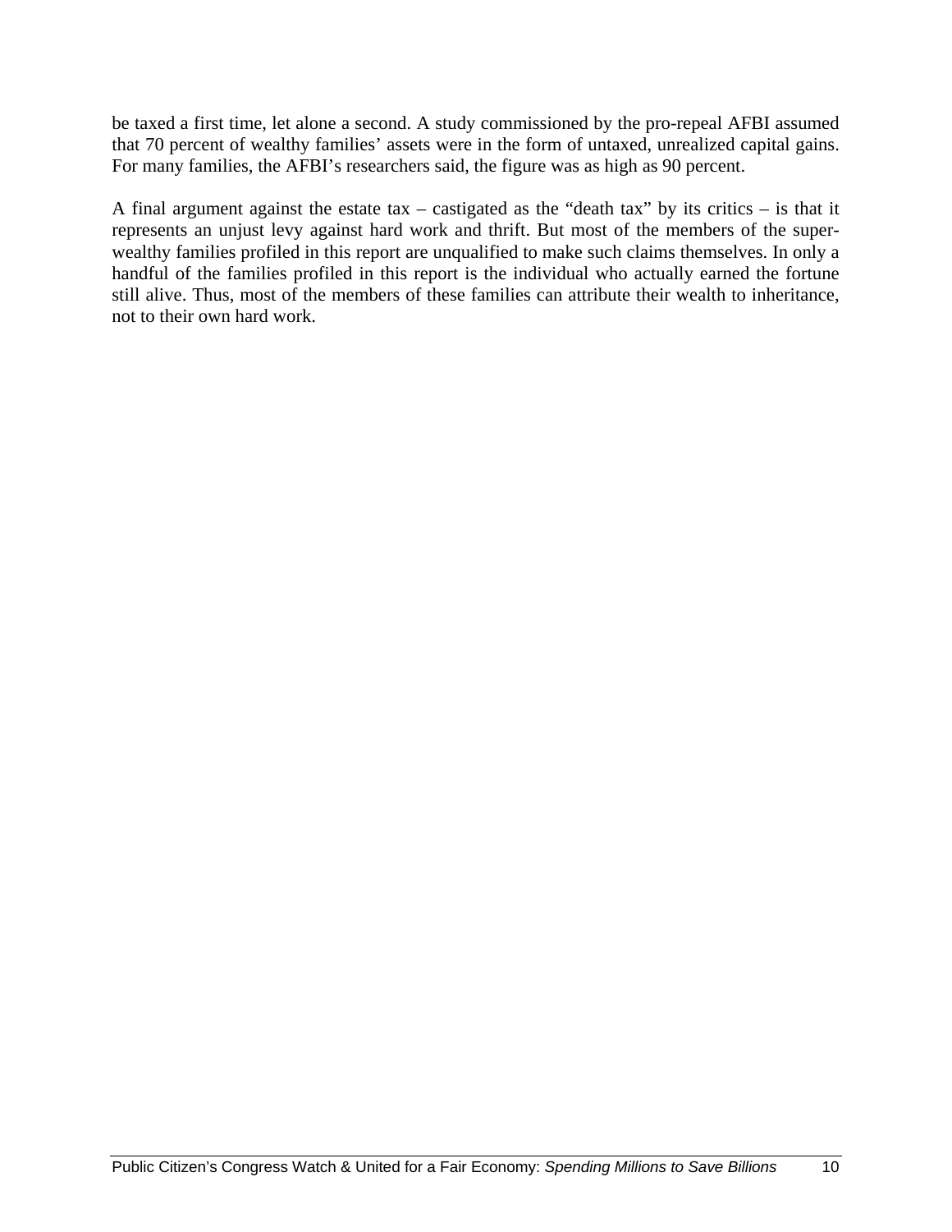be taxed a first time, let alone a second. A study commissioned by the pro-repeal AFBI assumed that 70 percent of wealthy families' assets were in the form of untaxed, unrealized capital gains. For many families, the AFBI's researchers said, the figure was as high as 90 percent.

A final argument against the estate tax – castigated as the "death tax" by its critics – is that it represents an unjust levy against hard work and thrift. But most of the members of the super-wealthy families profiled in this report are unqualified to make such claims themselves. In only a handful of the families profiled in this report is the individual who actually earned the fortune still alive. Thus, most of the members of these families can attribute their wealth to inheritance, not to their own hard work.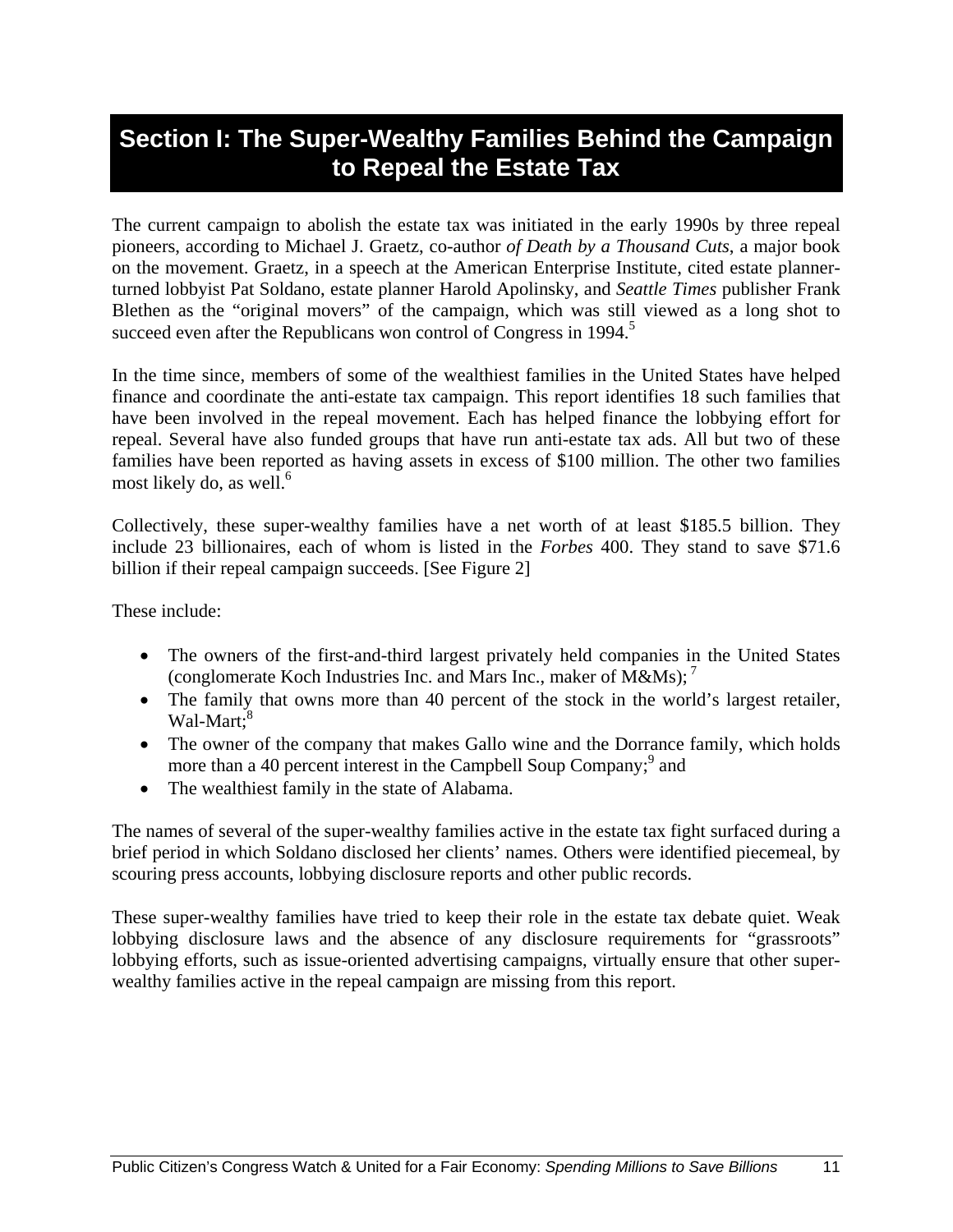# Section I: The Super-Wealthy Families Behind the Campaign to Repeal the Estate Tax

The current campaign to abolish the estate tax was initiated in the early 1990s by three repeal pioneers, according to Michael J. Graetz, co-author *of Death by a Thousand Cuts*, a major book on the movement. Graetz, in a speech at the American Enterprise Institute, cited estate planner-turned lobbyist Pat Soldano, estate planner Harold Apolinsky, and *Seattle Times* publisher Frank Blethen as the "original movers" of the campaign, which was still viewed as a long shot to succeed even after the Republicans won control of Congress in 1994.[5]

In the time since, members of some of the wealthiest families in the United States have helped finance and coordinate the anti-estate tax campaign. This report identifies 18 such families that have been involved in the repeal movement. Each has helped finance the lobbying effort for repeal. Several have also funded groups that have run anti-estate tax ads. All but two of these families have been reported as having assets in excess of $100 million. The other two families most likely do, as well.[6]

Collectively, these super-wealthy families have a net worth of at least $185.5 billion. They include 23 billionaires, each of whom is listed in the *Forbes* 400. They stand to save $71.6 billion if their repeal campaign succeeds. [See Figure 2]

These include:

- The owners of the first-and-third largest privately held companies in the United States (conglomerate Koch Industries Inc. and Mars Inc., maker of M&Ms);[7]
- The family that owns more than 40 percent of the stock in the world's largest retailer, Wal-Mart;[8]
- The owner of the company that makes Gallo wine and the Dorrance family, which holds more than a 40 percent interest in the Campbell Soup Company;[9] and
- The wealthiest family in the state of Alabama.

The names of several of the super-wealthy families active in the estate tax fight surfaced during a brief period in which Soldano disclosed her clients' names. Others were identified piecemeal, by scouring press accounts, lobbying disclosure reports and other public records.

These super-wealthy families have tried to keep their role in the estate tax debate quiet. Weak lobbying disclosure laws and the absence of any disclosure requirements for "grassroots" lobbying efforts, such as issue-oriented advertising campaigns, virtually ensure that other super-wealthy families active in the repeal campaign are missing from this report.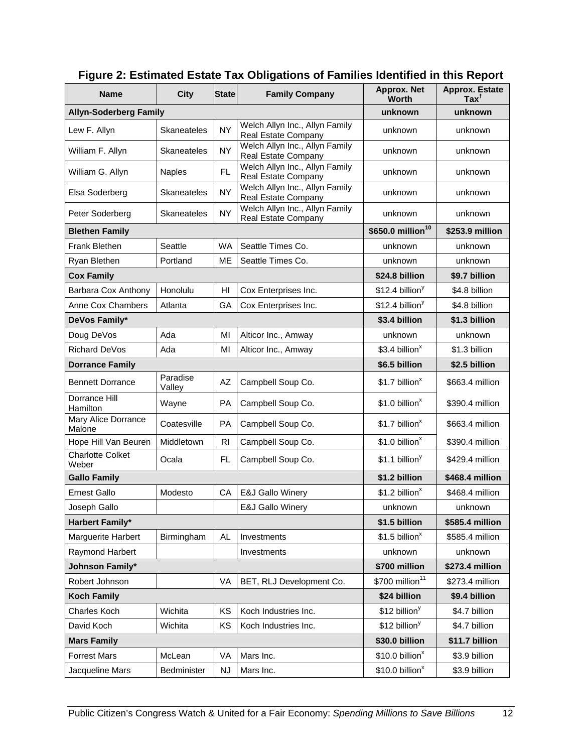## Figure 2: Estimated Estate Tax Obligations of Families Identified in this Report

| Name | City | State | Family Company | Approx. Net Worth | Approx. Estate Tax[†] |
|---|---|---|---|---|---|
| **Allyn-Soderberg Family** | | | | **unknown** | **unknown** |
| Lew F. Allyn | Skaneateles | NY | Welch Allyn Inc., Allyn Family Real Estate Company | unknown | unknown |
| William F. Allyn | Skaneateles | NY | Welch Allyn Inc., Allyn Family Real Estate Company | unknown | unknown |
| William G. Allyn | Naples | FL | Welch Allyn Inc., Allyn Family Real Estate Company | unknown | unknown |
| Elsa Soderberg | Skaneateles | NY | Welch Allyn Inc., Allyn Family Real Estate Company | unknown | unknown |
| Peter Soderberg | Skaneateles | NY | Welch Allyn Inc., Allyn Family Real Estate Company | unknown | unknown |
| **Blethen Family** | | | | **$650.0 million[10]** | **$253.9 million** |
| Frank Blethen | Seattle | WA | Seattle Times Co. | unknown | unknown |
| Ryan Blethen | Portland | ME | Seattle Times Co. | unknown | unknown |
| **Cox Family** | | | | **$24.8 billion** | **$9.7 billion** |
| Barbara Cox Anthony | Honolulu | HI | Cox Enterprises Inc. | $12.4 billion[y] | $4.8 billion |
| Anne Cox Chambers | Atlanta | GA | Cox Enterprises Inc. | $12.4 billion[y] | $4.8 billion |
| **DeVos Family*** | | | | **$3.4 billion** | **$1.3 billion** |
| Doug DeVos | Ada | MI | Alticor Inc., Amway | unknown | unknown |
| Richard DeVos | Ada | MI | Alticor Inc., Amway | $3.4 billion[x] | $1.3 billion |
| **Dorrance Family** | | | | **$6.5 billion** | **$2.5 billion** |
| Bennett Dorrance | Paradise Valley | AZ | Campbell Soup Co. | $1.7 billion[x] | $663.4 million |
| Dorrance Hill Hamilton | Wayne | PA | Campbell Soup Co. | $1.0 billion[x] | $390.4 million |
| Mary Alice Dorrance Malone | Coatesville | PA | Campbell Soup Co. | $1.7 billion[x] | $663.4 million |
| Hope Hill Van Beuren | Middletown | RI | Campbell Soup Co. | $1.0 billion[x] | $390.4 million |
| Charlotte Colket Weber | Ocala | FL | Campbell Soup Co. | $1.1 billion[y] | $429.4 million |
| **Gallo Family** | | | | **$1.2 billion** | **$468.4 million** |
| Ernest Gallo | Modesto | CA | E&J Gallo Winery | $1.2 billion[x] | $468.4 million |
| Joseph Gallo | | | E&J Gallo Winery | unknown | unknown |
| **Harbert Family*** | | | | **$1.5 billion** | **$585.4 million** |
| Marguerite Harbert | Birmingham | AL | Investments | $1.5 billion[x] | $585.4 million |
| Raymond Harbert | | | Investments | unknown | unknown |
| **Johnson Family*** | | | | **$700 million** | **$273.4 million** |
| Robert Johnson | | VA | BET, RLJ Development Co. | $700 million[11] | $273.4 million |
| **Koch Family** | | | | **$24 billion** | **$9.4 billion** |
| Charles Koch | Wichita | KS | Koch Industries Inc. | $12 billion[y] | $4.7 billion |
| David Koch | Wichita | KS | Koch Industries Inc. | $12 billion[y] | $4.7 billion |
| **Mars Family** | | | | **$30.0 billion** | **$11.7 billion** |
| Forrest Mars | McLean | VA | Mars Inc. | $10.0 billion[x] | $3.9 billion |
| Jacqueline Mars | Bedminister | NJ | Mars Inc. | $10.0 billion[x] | $3.9 billion |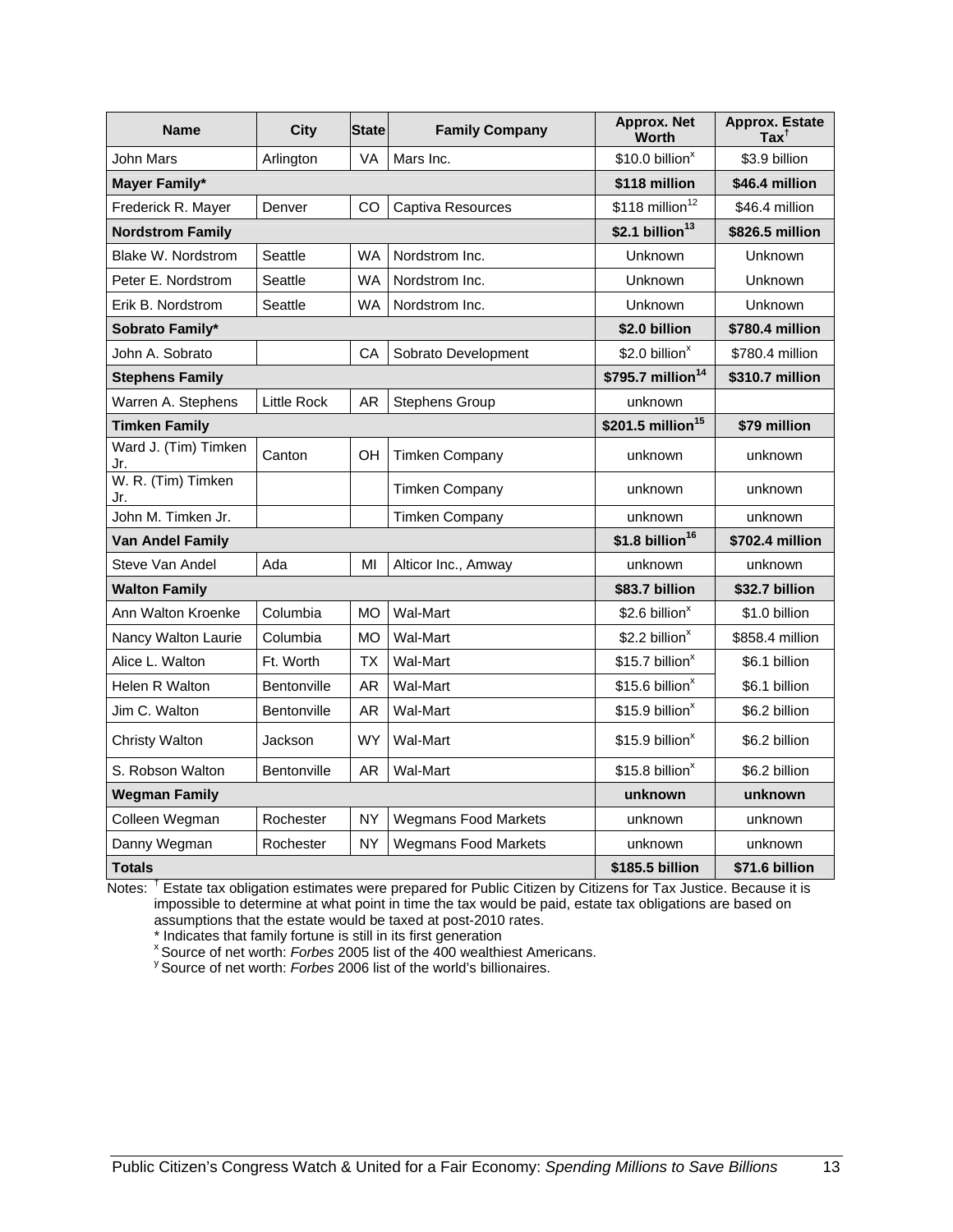| Name | City | State | Family Company | Approx. Net Worth | Approx. Estate Tax[†] |
|---|---|---|---|---|---|
| John Mars | Arlington | VA | Mars Inc. | $10.0 billion[x] | $3.9 billion |
| **Mayer Family*** | | | | **$118 million** | **$46.4 million** |
| Frederick R. Mayer | Denver | CO | Captiva Resources | $118 million[12] | $46.4 million |
| **Nordstrom Family** | | | | **$2.1 billion[13]** | **$826.5 million** |
| Blake W. Nordstrom | Seattle | WA | Nordstrom Inc. | Unknown | Unknown |
| Peter E. Nordstrom | Seattle | WA | Nordstrom Inc. | Unknown | Unknown |
| Erik B. Nordstrom | Seattle | WA | Nordstrom Inc. | Unknown | Unknown |
| **Sobrato Family*** | | | | **$2.0 billion** | **$780.4 million** |
| John A. Sobrato | | CA | Sobrato Development | $2.0 billion[x] | $780.4 million |
| **Stephens Family** | | | | **$795.7 million[14]** | **$310.7 million** |
| Warren A. Stephens | Little Rock | AR | Stephens Group | unknown | |
| **Timken Family** | | | | **$201.5 million[15]** | **$79 million** |
| Ward J. (Tim) Timken Jr. | Canton | OH | Timken Company | unknown | unknown |
| W. R. (Tim) Timken Jr. | | | Timken Company | unknown | unknown |
| John M. Timken Jr. | | | Timken Company | unknown | unknown |
| **Van Andel Family** | | | | **$1.8 billion[16]** | **$702.4 million** |
| Steve Van Andel | Ada | MI | Alticor Inc., Amway | unknown | unknown |
| **Walton Family** | | | | **$83.7 billion** | **$32.7 billion** |
| Ann Walton Kroenke | Columbia | MO | Wal-Mart | $2.6 billion[x] | $1.0 billion |
| Nancy Walton Laurie | Columbia | MO | Wal-Mart | $2.2 billion[x] | $858.4 million |
| Alice L. Walton | Ft. Worth | TX | Wal-Mart | $15.7 billion[x] | $6.1 billion |
| Helen R Walton | Bentonville | AR | Wal-Mart | $15.6 billion[x] | $6.1 billion |
| Jim C. Walton | Bentonville | AR | Wal-Mart | $15.9 billion[x] | $6.2 billion |
| Christy Walton | Jackson | WY | Wal-Mart | $15.9 billion[x] | $6.2 billion |
| S. Robson Walton | Bentonville | AR | Wal-Mart | $15.8 billion[x] | $6.2 billion |
| **Wegman Family** | | | | **unknown** | **unknown** |
| Colleen Wegman | Rochester | NY | Wegmans Food Markets | unknown | unknown |
| Danny Wegman | Rochester | NY | Wegmans Food Markets | unknown | unknown |
| **Totals** | | | | **$185.5 billion** | **$71.6 billion** |

Notes: [†] Estate tax obligation estimates were prepared for Public Citizen by Citizens for Tax Justice. Because it is impossible to determine at what point in time the tax would be paid, estate tax obligations are based on assumptions that the estate would be taxed at post-2010 rates.

\* Indicates that family fortune is still in its first generation

[x] Source of net worth: *Forbes* 2005 list of the 400 wealthiest Americans.

[y] Source of net worth: *Forbes* 2006 list of the world's billionaires.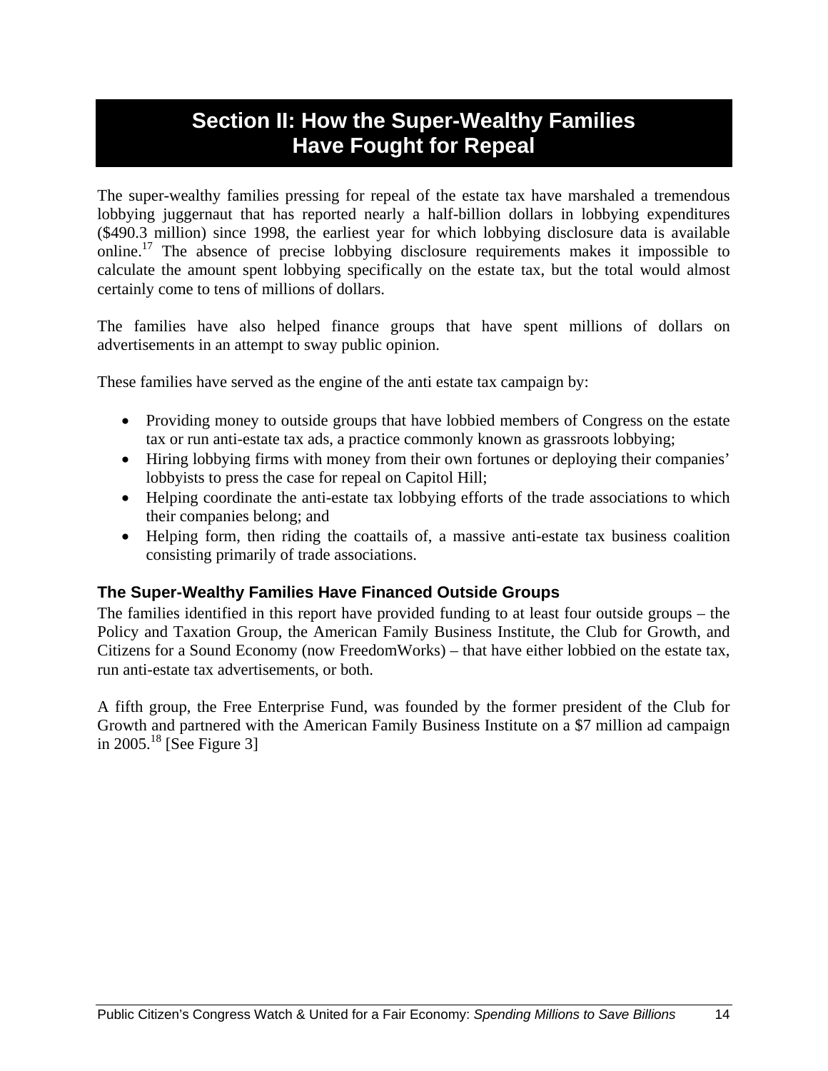# Section II: How the Super-Wealthy Families Have Fought for Repeal

The super-wealthy families pressing for repeal of the estate tax have marshaled a tremendous lobbying juggernaut that has reported nearly a half-billion dollars in lobbying expenditures ($490.3 million) since 1998, the earliest year for which lobbying disclosure data is available online.[17] The absence of precise lobbying disclosure requirements makes it impossible to calculate the amount spent lobbying specifically on the estate tax, but the total would almost certainly come to tens of millions of dollars.

The families have also helped finance groups that have spent millions of dollars on advertisements in an attempt to sway public opinion.

These families have served as the engine of the anti estate tax campaign by:

- Providing money to outside groups that have lobbied members of Congress on the estate tax or run anti-estate tax ads, a practice commonly known as grassroots lobbying;
- Hiring lobbying firms with money from their own fortunes or deploying their companies' lobbyists to press the case for repeal on Capitol Hill;
- Helping coordinate the anti-estate tax lobbying efforts of the trade associations to which their companies belong; and
- Helping form, then riding the coattails of, a massive anti-estate tax business coalition consisting primarily of trade associations.

### The Super-Wealthy Families Have Financed Outside Groups

The families identified in this report have provided funding to at least four outside groups – the Policy and Taxation Group, the American Family Business Institute, the Club for Growth, and Citizens for a Sound Economy (now FreedomWorks) – that have either lobbied on the estate tax, run anti-estate tax advertisements, or both.

A fifth group, the Free Enterprise Fund, was founded by the former president of the Club for Growth and partnered with the American Family Business Institute on a $7 million ad campaign in 2005.[18] [See Figure 3]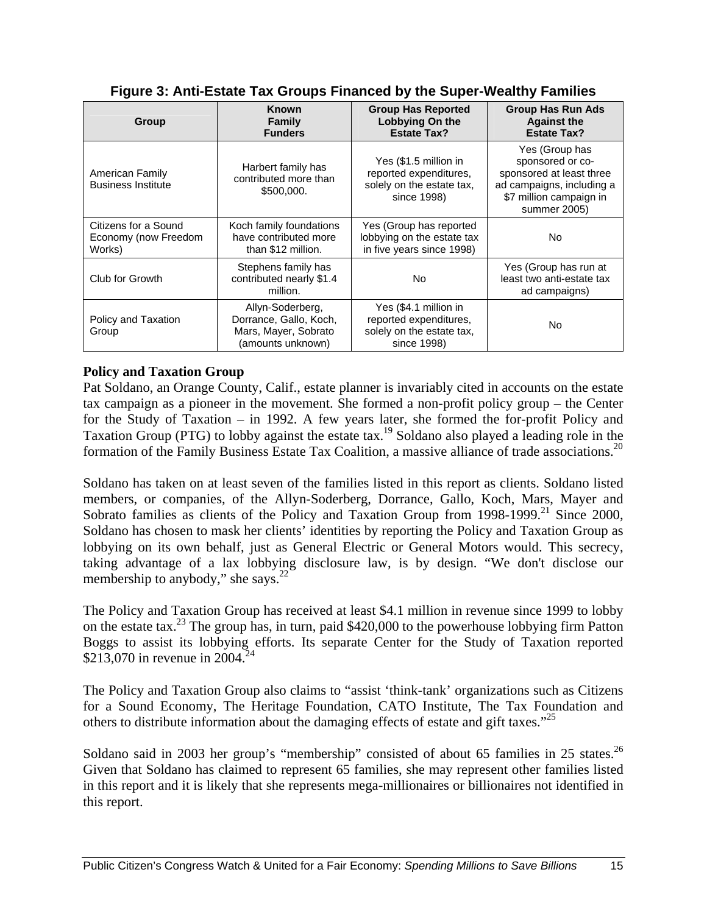**Figure 3: Anti-Estate Tax Groups Financed by the Super-Wealthy Families**

| Group | Known Family Funders | Group Has Reported Lobbying On the Estate Tax? | Group Has Run Ads Against the Estate Tax? |
|---|---|---|---|
| American Family Business Institute | Harbert family has contributed more than $500,000. | Yes ($1.5 million in reported expenditures, solely on the estate tax, since 1998) | Yes (Group has sponsored or co-sponsored at least three ad campaigns, including a $7 million campaign in summer 2005) |
| Citizens for a Sound Economy (now Freedom Works) | Koch family foundations have contributed more than $12 million. | Yes (Group has reported lobbying on the estate tax in five years since 1998) | No |
| Club for Growth | Stephens family has contributed nearly $1.4 million. | No | Yes (Group has run at least two anti-estate tax ad campaigns) |
| Policy and Taxation Group | Allyn-Soderberg, Dorrance, Gallo, Koch, Mars, Mayer, Sobrato (amounts unknown) | Yes ($4.1 million in reported expenditures, solely on the estate tax, since 1998) | No |

**Policy and Taxation Group**

Pat Soldano, an Orange County, Calif., estate planner is invariably cited in accounts on the estate tax campaign as a pioneer in the movement. She formed a non-profit policy group – the Center for the Study of Taxation – in 1992. A few years later, she formed the for-profit Policy and Taxation Group (PTG) to lobby against the estate tax.[19] Soldano also played a leading role in the formation of the Family Business Estate Tax Coalition, a massive alliance of trade associations.[20]

Soldano has taken on at least seven of the families listed in this report as clients. Soldano listed members, or companies, of the Allyn-Soderberg, Dorrance, Gallo, Koch, Mars, Mayer and Sobrato families as clients of the Policy and Taxation Group from 1998-1999.[21] Since 2000, Soldano has chosen to mask her clients' identities by reporting the Policy and Taxation Group as lobbying on its own behalf, just as General Electric or General Motors would. This secrecy, taking advantage of a lax lobbying disclosure law, is by design. "We don't disclose our membership to anybody," she says.[22]

The Policy and Taxation Group has received at least $4.1 million in revenue since 1999 to lobby on the estate tax.[23] The group has, in turn, paid $420,000 to the powerhouse lobbying firm Patton Boggs to assist its lobbying efforts. Its separate Center for the Study of Taxation reported $213,070 in revenue in 2004.[24]

The Policy and Taxation Group also claims to "assist 'think-tank' organizations such as Citizens for a Sound Economy, The Heritage Foundation, CATO Institute, The Tax Foundation and others to distribute information about the damaging effects of estate and gift taxes."[25]

Soldano said in 2003 her group's "membership" consisted of about 65 families in 25 states.[26] Given that Soldano has claimed to represent 65 families, she may represent other families listed in this report and it is likely that she represents mega-millionaires or billionaires not identified in this report.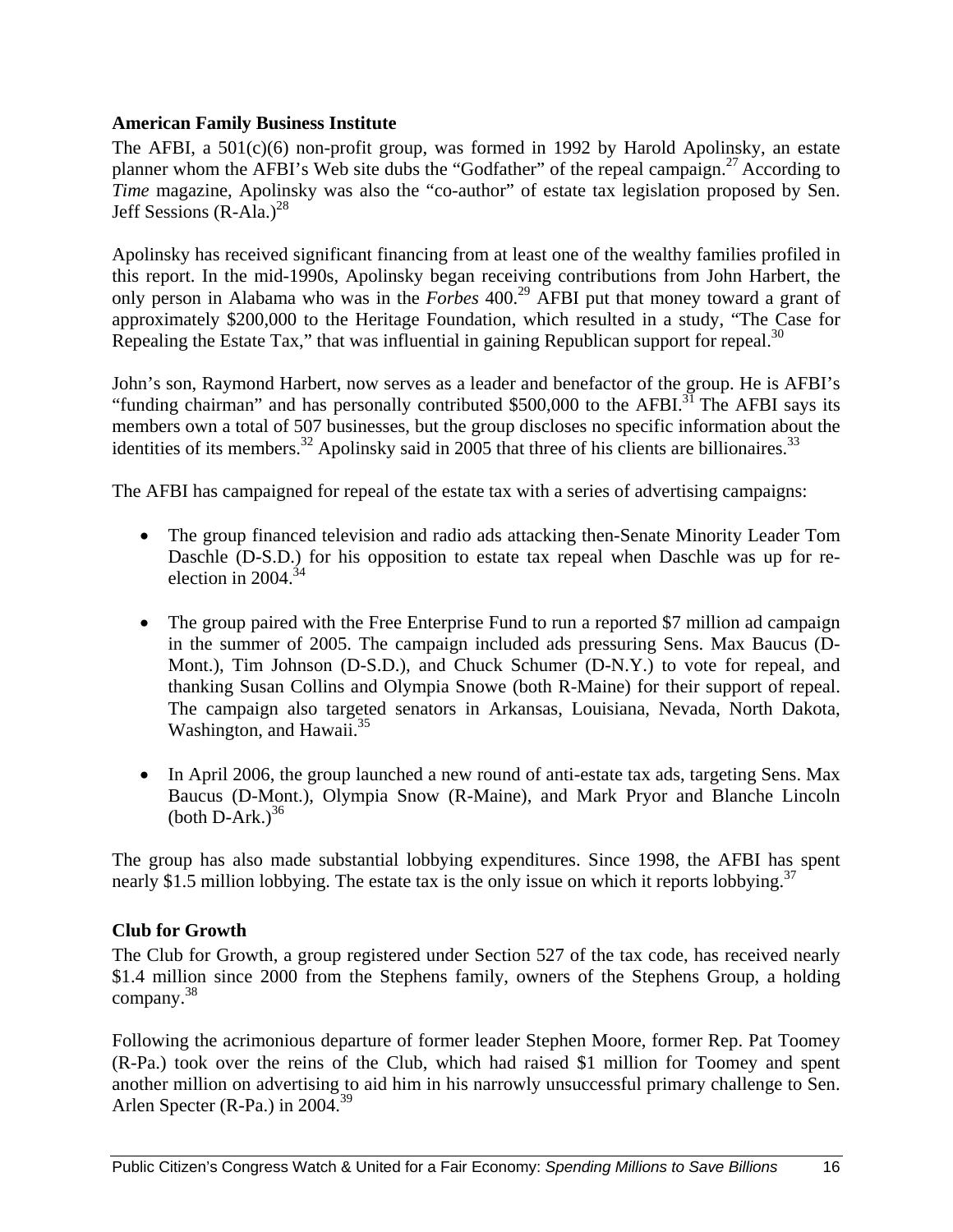**American Family Business Institute**

The AFBI, a 501(c)(6) non-profit group, was formed in 1992 by Harold Apolinsky, an estate planner whom the AFBI's Web site dubs the "Godfather" of the repeal campaign.[27] According to *Time* magazine, Apolinsky was also the "co-author" of estate tax legislation proposed by Sen. Jeff Sessions (R-Ala.)[28]

Apolinsky has received significant financing from at least one of the wealthy families profiled in this report. In the mid-1990s, Apolinsky began receiving contributions from John Harbert, the only person in Alabama who was in the *Forbes* 400.[29] AFBI put that money toward a grant of approximately $200,000 to the Heritage Foundation, which resulted in a study, "The Case for Repealing the Estate Tax," that was influential in gaining Republican support for repeal.[30]

John's son, Raymond Harbert, now serves as a leader and benefactor of the group. He is AFBI's "funding chairman" and has personally contributed $500,000 to the AFBI.[31] The AFBI says its members own a total of 507 businesses, but the group discloses no specific information about the identities of its members.[32] Apolinsky said in 2005 that three of his clients are billionaires.[33]

The AFBI has campaigned for repeal of the estate tax with a series of advertising campaigns:

- The group financed television and radio ads attacking then-Senate Minority Leader Tom Daschle (D-S.D.) for his opposition to estate tax repeal when Daschle was up for re-election in 2004.[34]

- The group paired with the Free Enterprise Fund to run a reported $7 million ad campaign in the summer of 2005. The campaign included ads pressuring Sens. Max Baucus (D-Mont.), Tim Johnson (D-S.D.), and Chuck Schumer (D-N.Y.) to vote for repeal, and thanking Susan Collins and Olympia Snowe (both R-Maine) for their support of repeal. The campaign also targeted senators in Arkansas, Louisiana, Nevada, North Dakota, Washington, and Hawaii.[35]

- In April 2006, the group launched a new round of anti-estate tax ads, targeting Sens. Max Baucus (D-Mont.), Olympia Snow (R-Maine), and Mark Pryor and Blanche Lincoln (both D-Ark.)[36]

The group has also made substantial lobbying expenditures. Since 1998, the AFBI has spent nearly $1.5 million lobbying. The estate tax is the only issue on which it reports lobbying.[37]

**Club for Growth**

The Club for Growth, a group registered under Section 527 of the tax code, has received nearly $1.4 million since 2000 from the Stephens family, owners of the Stephens Group, a holding company.[38]

Following the acrimonious departure of former leader Stephen Moore, former Rep. Pat Toomey (R-Pa.) took over the reins of the Club, which had raised $1 million for Toomey and spent another million on advertising to aid him in his narrowly unsuccessful primary challenge to Sen. Arlen Specter (R-Pa.) in 2004.[39]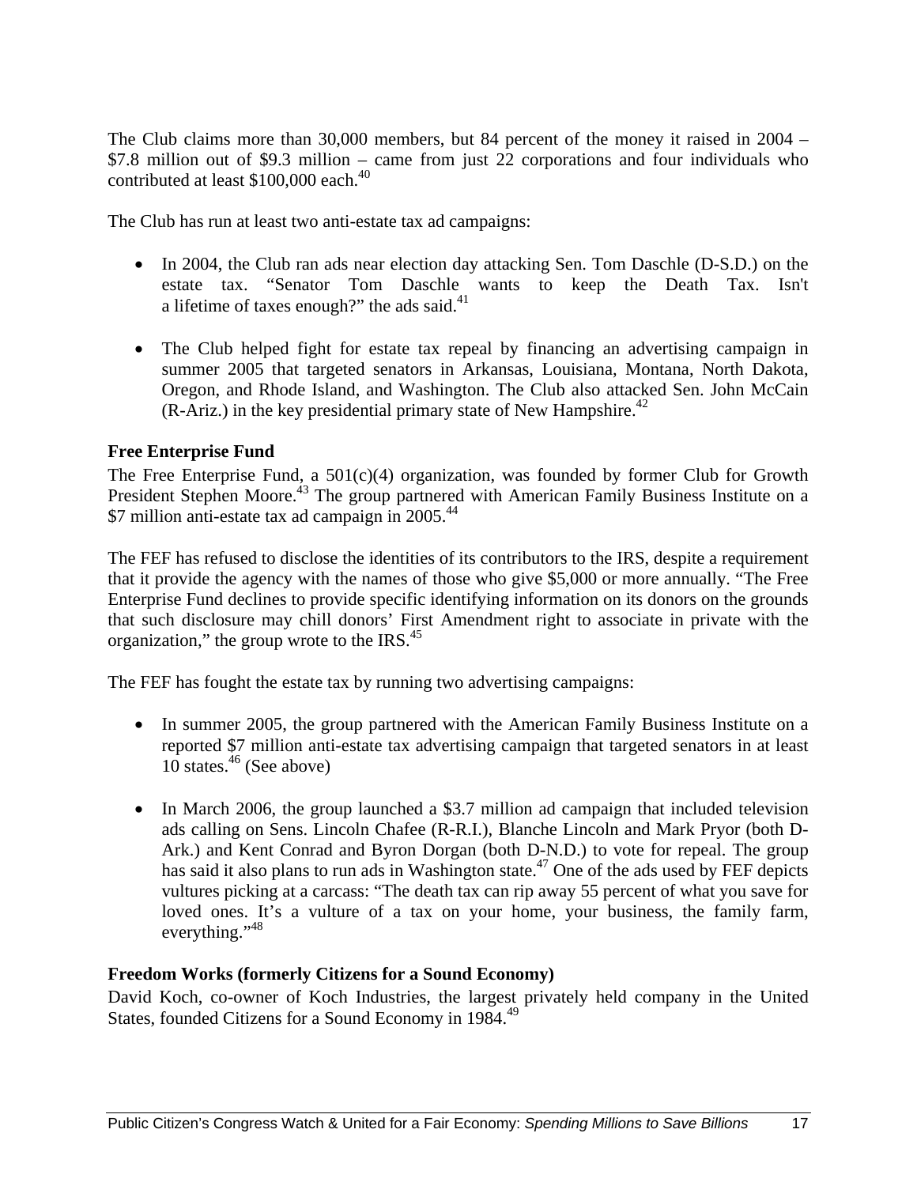The Club claims more than 30,000 members, but 84 percent of the money it raised in 2004 – $7.8 million out of $9.3 million – came from just 22 corporations and four individuals who contributed at least $100,000 each.[40]

The Club has run at least two anti-estate tax ad campaigns:

- In 2004, the Club ran ads near election day attacking Sen. Tom Daschle (D-S.D.) on the estate tax. "Senator Tom Daschle wants to keep the Death Tax. Isn't a lifetime of taxes enough?" the ads said.[41]

- The Club helped fight for estate tax repeal by financing an advertising campaign in summer 2005 that targeted senators in Arkansas, Louisiana, Montana, North Dakota, Oregon, and Rhode Island, and Washington. The Club also attacked Sen. John McCain (R-Ariz.) in the key presidential primary state of New Hampshire.[42]

**Free Enterprise Fund**

The Free Enterprise Fund, a 501(c)(4) organization, was founded by former Club for Growth President Stephen Moore.[43] The group partnered with American Family Business Institute on a $7 million anti-estate tax ad campaign in 2005.[44]

The FEF has refused to disclose the identities of its contributors to the IRS, despite a requirement that it provide the agency with the names of those who give $5,000 or more annually. "The Free Enterprise Fund declines to provide specific identifying information on its donors on the grounds that such disclosure may chill donors' First Amendment right to associate in private with the organization," the group wrote to the IRS.[45]

The FEF has fought the estate tax by running two advertising campaigns:

- In summer 2005, the group partnered with the American Family Business Institute on a reported $7 million anti-estate tax advertising campaign that targeted senators in at least 10 states.[46] (See above)

- In March 2006, the group launched a $3.7 million ad campaign that included television ads calling on Sens. Lincoln Chafee (R-R.I.), Blanche Lincoln and Mark Pryor (both D-Ark.) and Kent Conrad and Byron Dorgan (both D-N.D.) to vote for repeal. The group has said it also plans to run ads in Washington state.[47] One of the ads used by FEF depicts vultures picking at a carcass: "The death tax can rip away 55 percent of what you save for loved ones. It's a vulture of a tax on your home, your business, the family farm, everything."[48]

**Freedom Works (formerly Citizens for a Sound Economy)**

David Koch, co-owner of Koch Industries, the largest privately held company in the United States, founded Citizens for a Sound Economy in 1984.[49]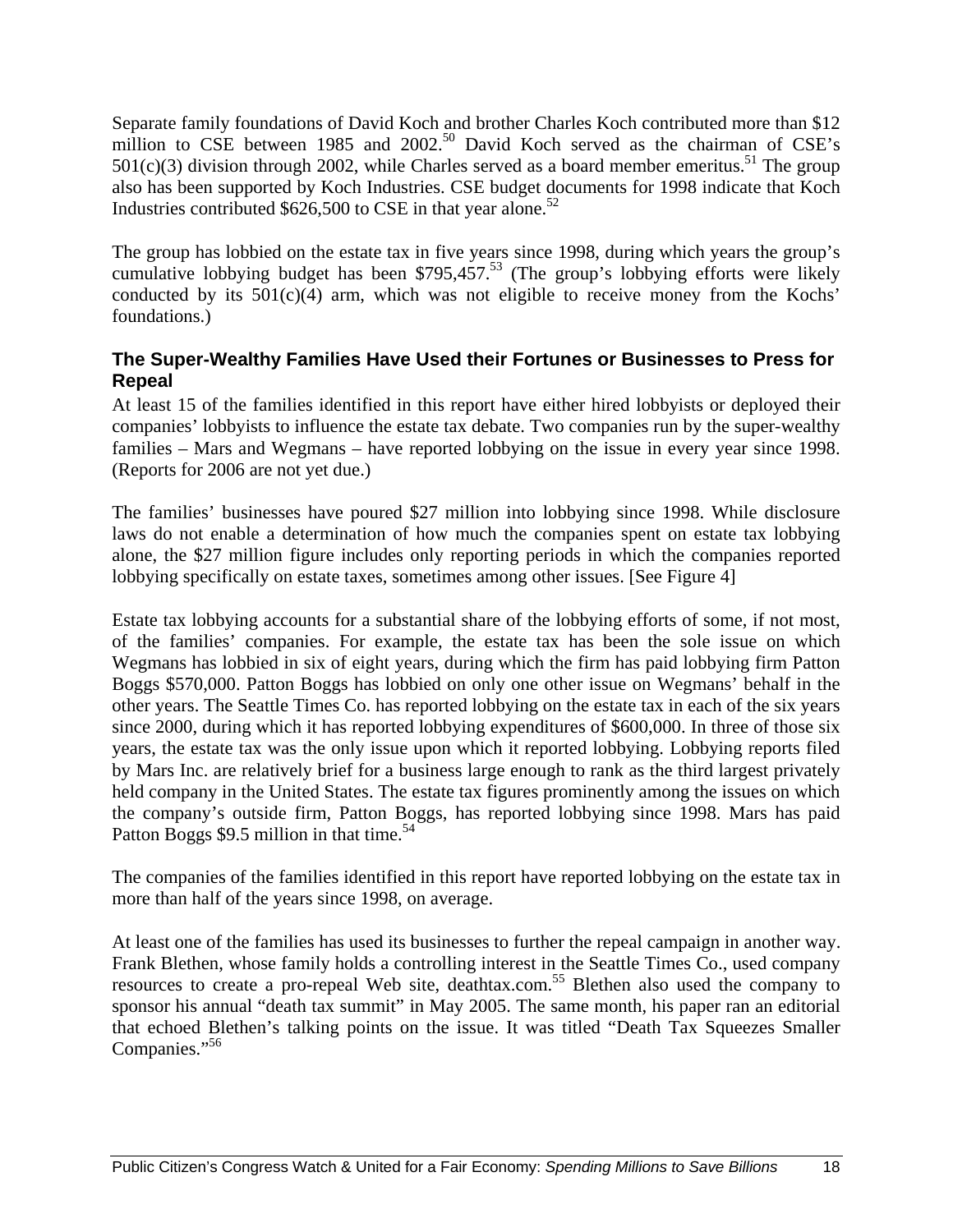Separate family foundations of David Koch and brother Charles Koch contributed more than $12 million to CSE between 1985 and 2002.[50] David Koch served as the chairman of CSE's 501(c)(3) division through 2002, while Charles served as a board member emeritus.[51] The group also has been supported by Koch Industries. CSE budget documents for 1998 indicate that Koch Industries contributed $626,500 to CSE in that year alone.[52]

The group has lobbied on the estate tax in five years since 1998, during which years the group's cumulative lobbying budget has been $795,457.[53] (The group's lobbying efforts were likely conducted by its 501(c)(4) arm, which was not eligible to receive money from the Kochs' foundations.)

### The Super-Wealthy Families Have Used their Fortunes or Businesses to Press for Repeal

At least 15 of the families identified in this report have either hired lobbyists or deployed their companies' lobbyists to influence the estate tax debate. Two companies run by the super-wealthy families – Mars and Wegmans – have reported lobbying on the issue in every year since 1998. (Reports for 2006 are not yet due.)

The families' businesses have poured $27 million into lobbying since 1998. While disclosure laws do not enable a determination of how much the companies spent on estate tax lobbying alone, the $27 million figure includes only reporting periods in which the companies reported lobbying specifically on estate taxes, sometimes among other issues. [See Figure 4]

Estate tax lobbying accounts for a substantial share of the lobbying efforts of some, if not most, of the families' companies. For example, the estate tax has been the sole issue on which Wegmans has lobbied in six of eight years, during which the firm has paid lobbying firm Patton Boggs $570,000. Patton Boggs has lobbied on only one other issue on Wegmans' behalf in the other years. The Seattle Times Co. has reported lobbying on the estate tax in each of the six years since 2000, during which it has reported lobbying expenditures of $600,000. In three of those six years, the estate tax was the only issue upon which it reported lobbying. Lobbying reports filed by Mars Inc. are relatively brief for a business large enough to rank as the third largest privately held company in the United States. The estate tax figures prominently among the issues on which the company's outside firm, Patton Boggs, has reported lobbying since 1998. Mars has paid Patton Boggs $9.5 million in that time.[54]

The companies of the families identified in this report have reported lobbying on the estate tax in more than half of the years since 1998, on average.

At least one of the families has used its businesses to further the repeal campaign in another way. Frank Blethen, whose family holds a controlling interest in the Seattle Times Co., used company resources to create a pro-repeal Web site, deathtax.com.[55] Blethen also used the company to sponsor his annual "death tax summit" in May 2005. The same month, his paper ran an editorial that echoed Blethen's talking points on the issue. It was titled "Death Tax Squeezes Smaller Companies."[56]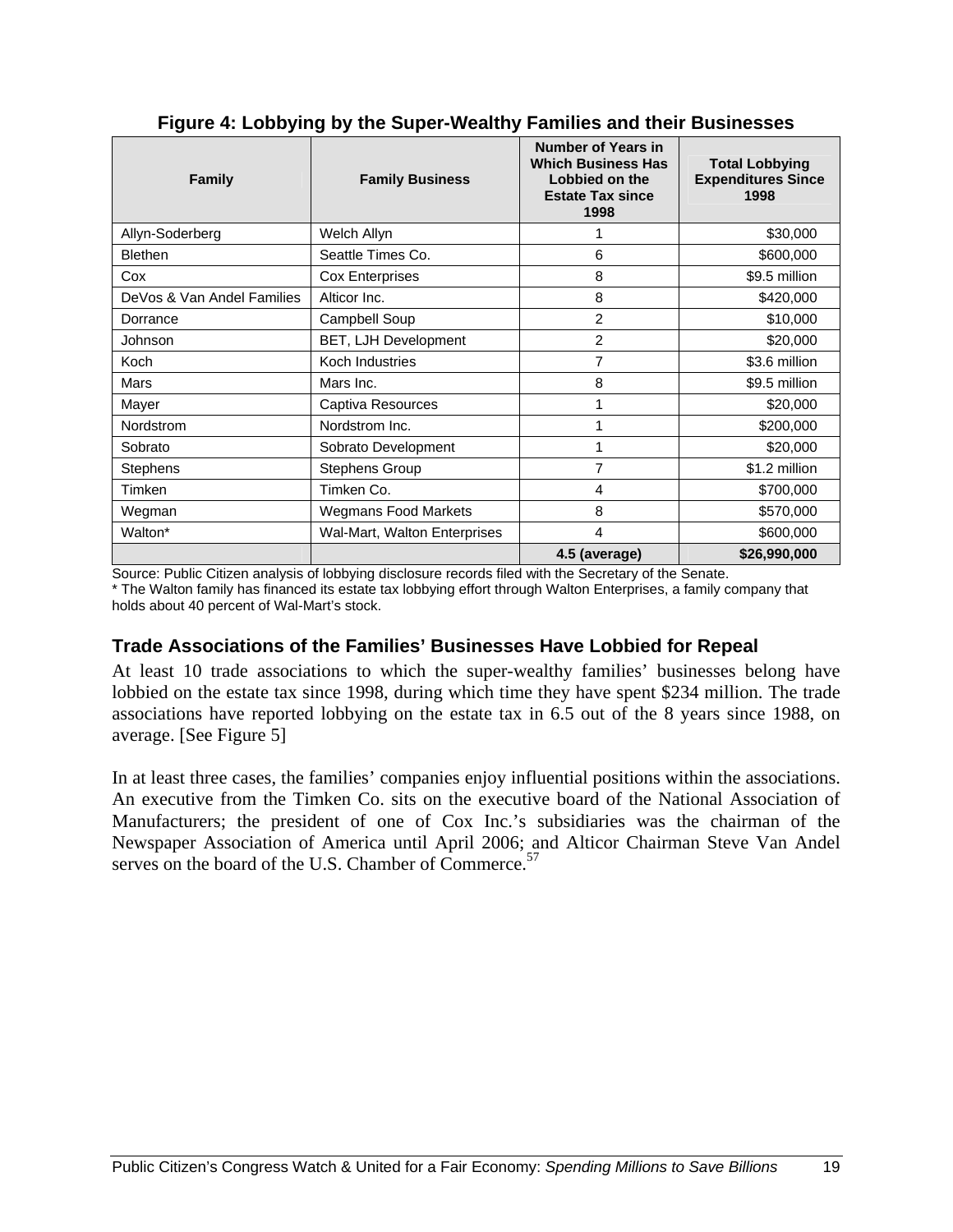**Figure 4: Lobbying by the Super-Wealthy Families and their Businesses**

| Family | Family Business | Number of Years in Which Business Has Lobbied on the Estate Tax since 1998 | Total Lobbying Expenditures Since 1998 |
|---|---|---|---|
| Allyn-Soderberg | Welch Allyn | 1 | $30,000 |
| Blethen | Seattle Times Co. | 6 | $600,000 |
| Cox | Cox Enterprises | 8 | $9.5 million |
| DeVos & Van Andel Families | Alticor Inc. | 8 | $420,000 |
| Dorrance | Campbell Soup | 2 | $10,000 |
| Johnson | BET, LJH Development | 2 | $20,000 |
| Koch | Koch Industries | 7 | $3.6 million |
| Mars | Mars Inc. | 8 | $9.5 million |
| Mayer | Captiva Resources | 1 | $20,000 |
| Nordstrom | Nordstrom Inc. | 1 | $200,000 |
| Sobrato | Sobrato Development | 1 | $20,000 |
| Stephens | Stephens Group | 7 | $1.2 million |
| Timken | Timken Co. | 4 | $700,000 |
| Wegman | Wegmans Food Markets | 8 | $570,000 |
| Walton* | Wal-Mart, Walton Enterprises | 4 | $600,000 |
| | | **4.5 (average)** | **$26,990,000** |

Source: Public Citizen analysis of lobbying disclosure records filed with the Secretary of the Senate.
* The Walton family has financed its estate tax lobbying effort through Walton Enterprises, a family company that holds about 40 percent of Wal-Mart's stock.

### Trade Associations of the Families' Businesses Have Lobbied for Repeal

At least 10 trade associations to which the super-wealthy families' businesses belong have lobbied on the estate tax since 1998, during which time they have spent $234 million. The trade associations have reported lobbying on the estate tax in 6.5 out of the 8 years since 1988, on average. [See Figure 5]

In at least three cases, the families' companies enjoy influential positions within the associations. An executive from the Timken Co. sits on the executive board of the National Association of Manufacturers; the president of one of Cox Inc.'s subsidiaries was the chairman of the Newspaper Association of America until April 2006; and Alticor Chairman Steve Van Andel serves on the board of the U.S. Chamber of Commerce.[57]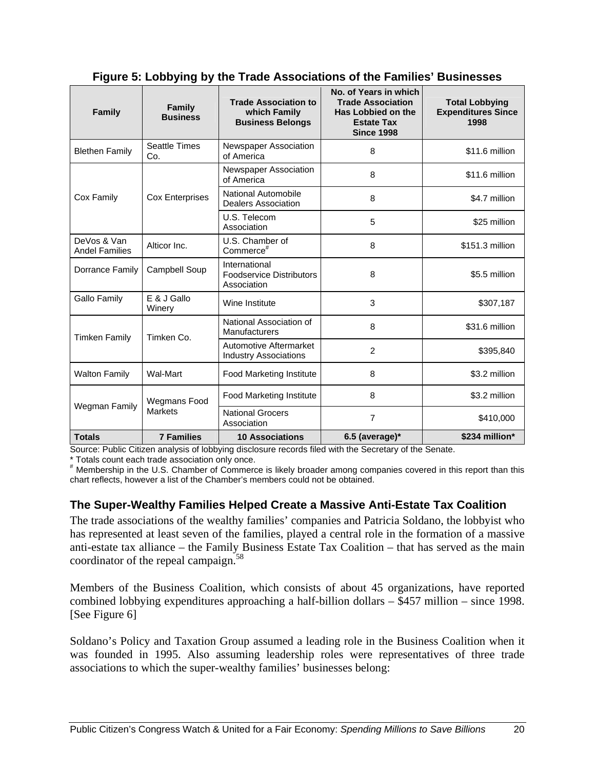**Figure 5: Lobbying by the Trade Associations of the Families' Businesses**

| Family | Family Business | Trade Association to which Family Business Belongs | No. of Years in which Trade Association Has Lobbied on the Estate Tax Since 1998 | Total Lobbying Expenditures Since 1998 |
|---|---|---|---|---|
| Blethen Family | Seattle Times Co. | Newspaper Association of America | 8 | $11.6 million |
| Cox Family | Cox Enterprises | Newspaper Association of America | 8 | $11.6 million |
| | | National Automobile Dealers Association | 8 | $4.7 million |
| | | U.S. Telecom Association | 5 | $25 million |
| DeVos & Van Andel Families | Alticor Inc. | U.S. Chamber of Commerce# | 8 | $151.3 million |
| Dorrance Family | Campbell Soup | International Foodservice Distributors Association | 8 | $5.5 million |
| Gallo Family | E & J Gallo Winery | Wine Institute | 3 | $307,187 |
| Timken Family | Timken Co. | National Association of Manufacturers | 8 | $31.6 million |
| | | Automotive Aftermarket Industry Associations | 2 | $395,840 |
| Walton Family | Wal-Mart | Food Marketing Institute | 8 | $3.2 million |
| Wegman Family | Wegmans Food Markets | Food Marketing Institute | 8 | $3.2 million |
| | | National Grocers Association | 7 | $410,000 |
| **Totals** | **7 Families** | **10 Associations** | **6.5 (average)*** | **$234 million*** |

Source: Public Citizen analysis of lobbying disclosure records filed with the Secretary of the Senate.
* Totals count each trade association only once.
# Membership in the U.S. Chamber of Commerce is likely broader among companies covered in this report than this chart reflects, however a list of the Chamber's members could not be obtained.

### The Super-Wealthy Families Helped Create a Massive Anti-Estate Tax Coalition

The trade associations of the wealthy families' companies and Patricia Soldano, the lobbyist who has represented at least seven of the families, played a central role in the formation of a massive anti-estate tax alliance – the Family Business Estate Tax Coalition – that has served as the main coordinator of the repeal campaign.[58]

Members of the Business Coalition, which consists of about 45 organizations, have reported combined lobbying expenditures approaching a half-billion dollars – $457 million – since 1998. [See Figure 6]

Soldano's Policy and Taxation Group assumed a leading role in the Business Coalition when it was founded in 1995. Also assuming leadership roles were representatives of three trade associations to which the super-wealthy families' businesses belong: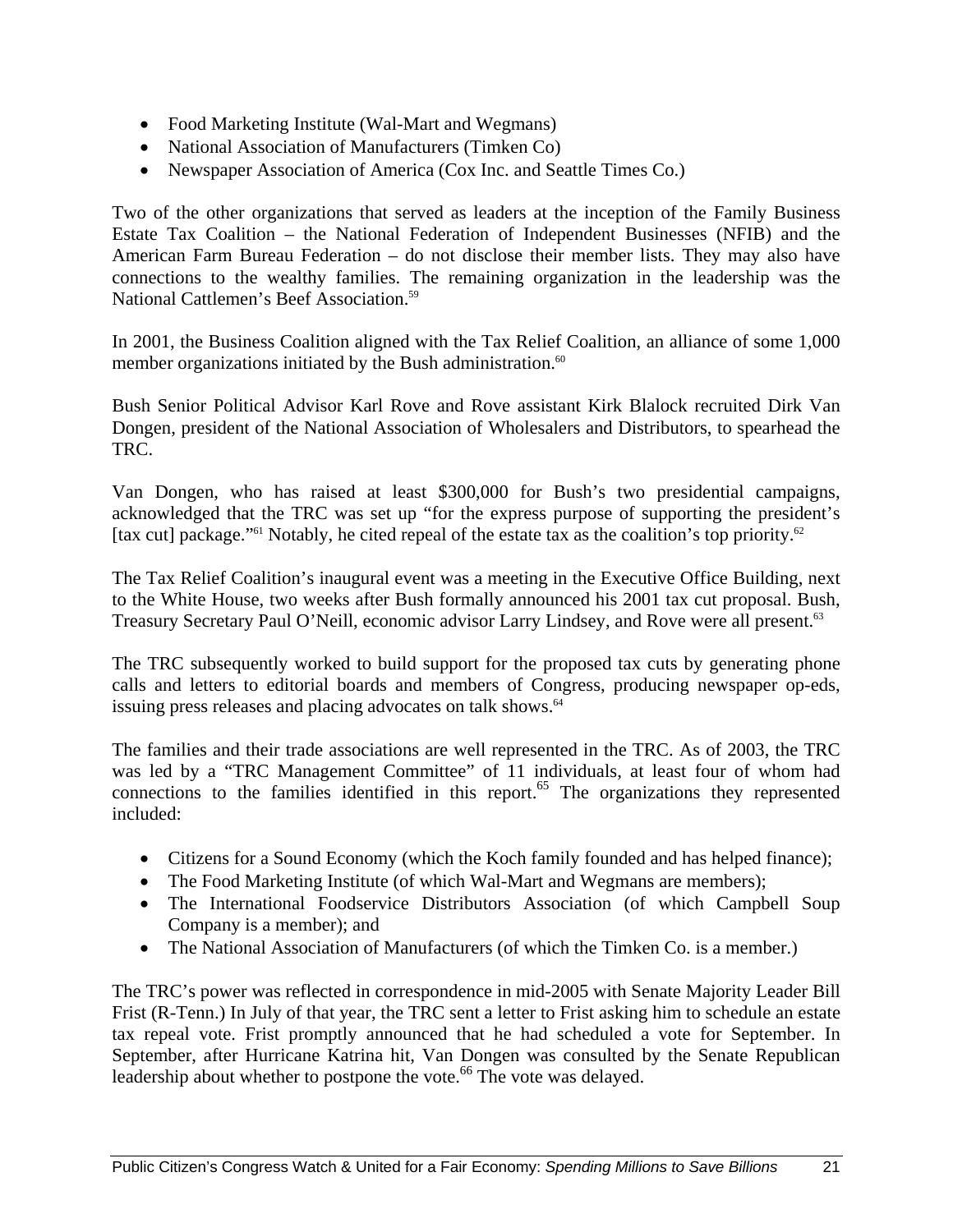- Food Marketing Institute (Wal-Mart and Wegmans)
- National Association of Manufacturers (Timken Co)
- Newspaper Association of America (Cox Inc. and Seattle Times Co.)

Two of the other organizations that served as leaders at the inception of the Family Business Estate Tax Coalition – the National Federation of Independent Businesses (NFIB) and the American Farm Bureau Federation – do not disclose their member lists. They may also have connections to the wealthy families. The remaining organization in the leadership was the National Cattlemen's Beef Association.[59]

In 2001, the Business Coalition aligned with the Tax Relief Coalition, an alliance of some 1,000 member organizations initiated by the Bush administration.[60]

Bush Senior Political Advisor Karl Rove and Rove assistant Kirk Blalock recruited Dirk Van Dongen, president of the National Association of Wholesalers and Distributors, to spearhead the TRC.

Van Dongen, who has raised at least $300,000 for Bush's two presidential campaigns, acknowledged that the TRC was set up "for the express purpose of supporting the president's [tax cut] package."[61] Notably, he cited repeal of the estate tax as the coalition's top priority.[62]

The Tax Relief Coalition's inaugural event was a meeting in the Executive Office Building, next to the White House, two weeks after Bush formally announced his 2001 tax cut proposal. Bush, Treasury Secretary Paul O'Neill, economic advisor Larry Lindsey, and Rove were all present.[63]

The TRC subsequently worked to build support for the proposed tax cuts by generating phone calls and letters to editorial boards and members of Congress, producing newspaper op-eds, issuing press releases and placing advocates on talk shows.[64]

The families and their trade associations are well represented in the TRC. As of 2003, the TRC was led by a "TRC Management Committee" of 11 individuals, at least four of whom had connections to the families identified in this report.[65] The organizations they represented included:

- Citizens for a Sound Economy (which the Koch family founded and has helped finance);
- The Food Marketing Institute (of which Wal-Mart and Wegmans are members);
- The International Foodservice Distributors Association (of which Campbell Soup Company is a member); and
- The National Association of Manufacturers (of which the Timken Co. is a member.)

The TRC's power was reflected in correspondence in mid-2005 with Senate Majority Leader Bill Frist (R-Tenn.) In July of that year, the TRC sent a letter to Frist asking him to schedule an estate tax repeal vote. Frist promptly announced that he had scheduled a vote for September. In September, after Hurricane Katrina hit, Van Dongen was consulted by the Senate Republican leadership about whether to postpone the vote.[66] The vote was delayed.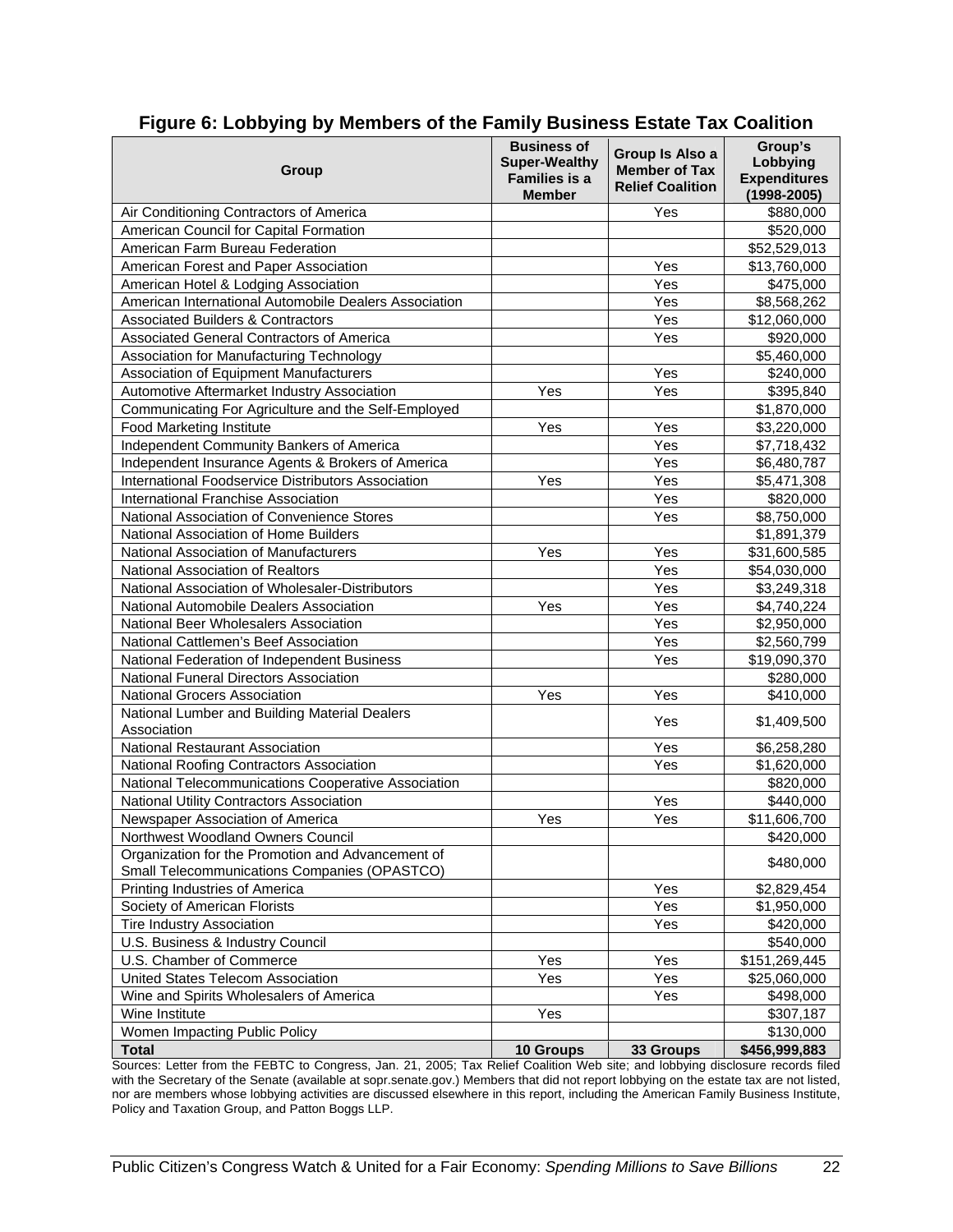## Figure 6: Lobbying by Members of the Family Business Estate Tax Coalition

| Group | Business of Super-Wealthy Families is a Member | Group Is Also a Member of Tax Relief Coalition | Group's Lobbying Expenditures (1998-2005) |
|---|---|---|---|
| Air Conditioning Contractors of America | | Yes | $880,000 |
| American Council for Capital Formation | | | $520,000 |
| American Farm Bureau Federation | | | $52,529,013 |
| American Forest and Paper Association | | Yes | $13,760,000 |
| American Hotel & Lodging Association | | Yes | $475,000 |
| American International Automobile Dealers Association | | Yes | $8,568,262 |
| Associated Builders & Contractors | | Yes | $12,060,000 |
| Associated General Contractors of America | | Yes | $920,000 |
| Association for Manufacturing Technology | | | $5,460,000 |
| Association of Equipment Manufacturers | | Yes | $240,000 |
| Automotive Aftermarket Industry Association | Yes | Yes | $395,840 |
| Communicating For Agriculture and the Self-Employed | | | $1,870,000 |
| Food Marketing Institute | Yes | Yes | $3,220,000 |
| Independent Community Bankers of America | | Yes | $7,718,432 |
| Independent Insurance Agents & Brokers of America | | Yes | $6,480,787 |
| International Foodservice Distributors Association | Yes | Yes | $5,471,308 |
| International Franchise Association | | Yes | $820,000 |
| National Association of Convenience Stores | | Yes | $8,750,000 |
| National Association of Home Builders | | | $1,891,379 |
| National Association of Manufacturers | Yes | Yes | $31,600,585 |
| National Association of Realtors | | Yes | $54,030,000 |
| National Association of Wholesaler-Distributors | | Yes | $3,249,318 |
| National Automobile Dealers Association | Yes | Yes | $4,740,224 |
| National Beer Wholesalers Association | | Yes | $2,950,000 |
| National Cattlemen's Beef Association | | Yes | $2,560,799 |
| National Federation of Independent Business | | Yes | $19,090,370 |
| National Funeral Directors Association | | | $280,000 |
| National Grocers Association | Yes | Yes | $410,000 |
| National Lumber and Building Material Dealers Association | | Yes | $1,409,500 |
| National Restaurant Association | | Yes | $6,258,280 |
| National Roofing Contractors Association | | Yes | $1,620,000 |
| National Telecommunications Cooperative Association | | | $820,000 |
| National Utility Contractors Association | | Yes | $440,000 |
| Newspaper Association of America | Yes | Yes | $11,606,700 |
| Northwest Woodland Owners Council | | | $420,000 |
| Organization for the Promotion and Advancement of Small Telecommunications Companies (OPASTCO) | | | $480,000 |
| Printing Industries of America | | Yes | $2,829,454 |
| Society of American Florists | | Yes | $1,950,000 |
| Tire Industry Association | | Yes | $420,000 |
| U.S. Business & Industry Council | | | $540,000 |
| U.S. Chamber of Commerce | Yes | Yes | $151,269,445 |
| United States Telecom Association | Yes | Yes | $25,060,000 |
| Wine and Spirits Wholesalers of America | | Yes | $498,000 |
| Wine Institute | Yes | | $307,187 |
| Women Impacting Public Policy | | | $130,000 |
| **Total** | **10 Groups** | **33 Groups** | **$456,999,883** |

Sources: Letter from the FEBTC to Congress, Jan. 21, 2005; Tax Relief Coalition Web site; and lobbying disclosure records filed with the Secretary of the Senate (available at sopr.senate.gov.) Members that did not report lobbying on the estate tax are not listed, nor are members whose lobbying activities are discussed elsewhere in this report, including the American Family Business Institute, Policy and Taxation Group, and Patton Boggs LLP.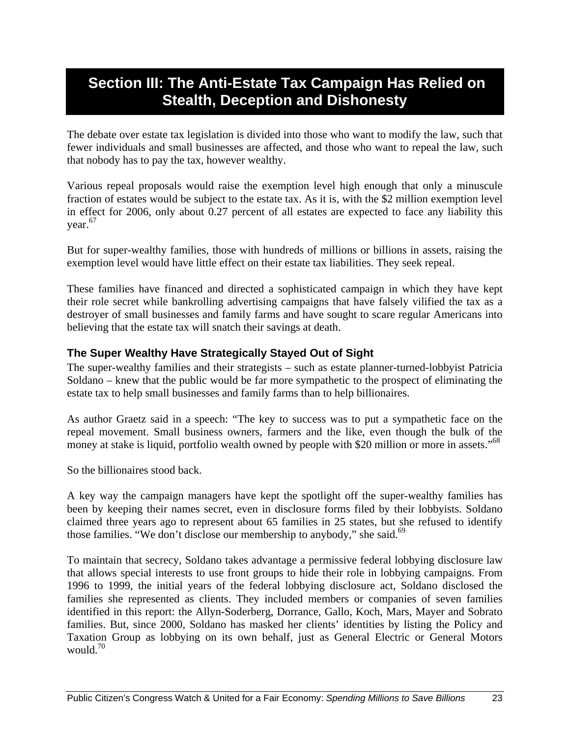# Section III: The Anti-Estate Tax Campaign Has Relied on Stealth, Deception and Dishonesty

The debate over estate tax legislation is divided into those who want to modify the law, such that fewer individuals and small businesses are affected, and those who want to repeal the law, such that nobody has to pay the tax, however wealthy.

Various repeal proposals would raise the exemption level high enough that only a minuscule fraction of estates would be subject to the estate tax. As it is, with the $2 million exemption level in effect for 2006, only about 0.27 percent of all estates are expected to face any liability this year.[67]

But for super-wealthy families, those with hundreds of millions or billions in assets, raising the exemption level would have little effect on their estate tax liabilities. They seek repeal.

These families have financed and directed a sophisticated campaign in which they have kept their role secret while bankrolling advertising campaigns that have falsely vilified the tax as a destroyer of small businesses and family farms and have sought to scare regular Americans into believing that the estate tax will snatch their savings at death.

### The Super Wealthy Have Strategically Stayed Out of Sight

The super-wealthy families and their strategists – such as estate planner-turned-lobbyist Patricia Soldano – knew that the public would be far more sympathetic to the prospect of eliminating the estate tax to help small businesses and family farms than to help billionaires.

As author Graetz said in a speech: "The key to success was to put a sympathetic face on the repeal movement. Small business owners, farmers and the like, even though the bulk of the money at stake is liquid, portfolio wealth owned by people with $20 million or more in assets."[68]

So the billionaires stood back.

A key way the campaign managers have kept the spotlight off the super-wealthy families has been by keeping their names secret, even in disclosure forms filed by their lobbyists. Soldano claimed three years ago to represent about 65 families in 25 states, but she refused to identify those families. "We don't disclose our membership to anybody," she said.[69]

To maintain that secrecy, Soldano takes advantage a permissive federal lobbying disclosure law that allows special interests to use front groups to hide their role in lobbying campaigns. From 1996 to 1999, the initial years of the federal lobbying disclosure act, Soldano disclosed the families she represented as clients. They included members or companies of seven families identified in this report: the Allyn-Soderberg, Dorrance, Gallo, Koch, Mars, Mayer and Sobrato families. But, since 2000, Soldano has masked her clients' identities by listing the Policy and Taxation Group as lobbying on its own behalf, just as General Electric or General Motors would.[70]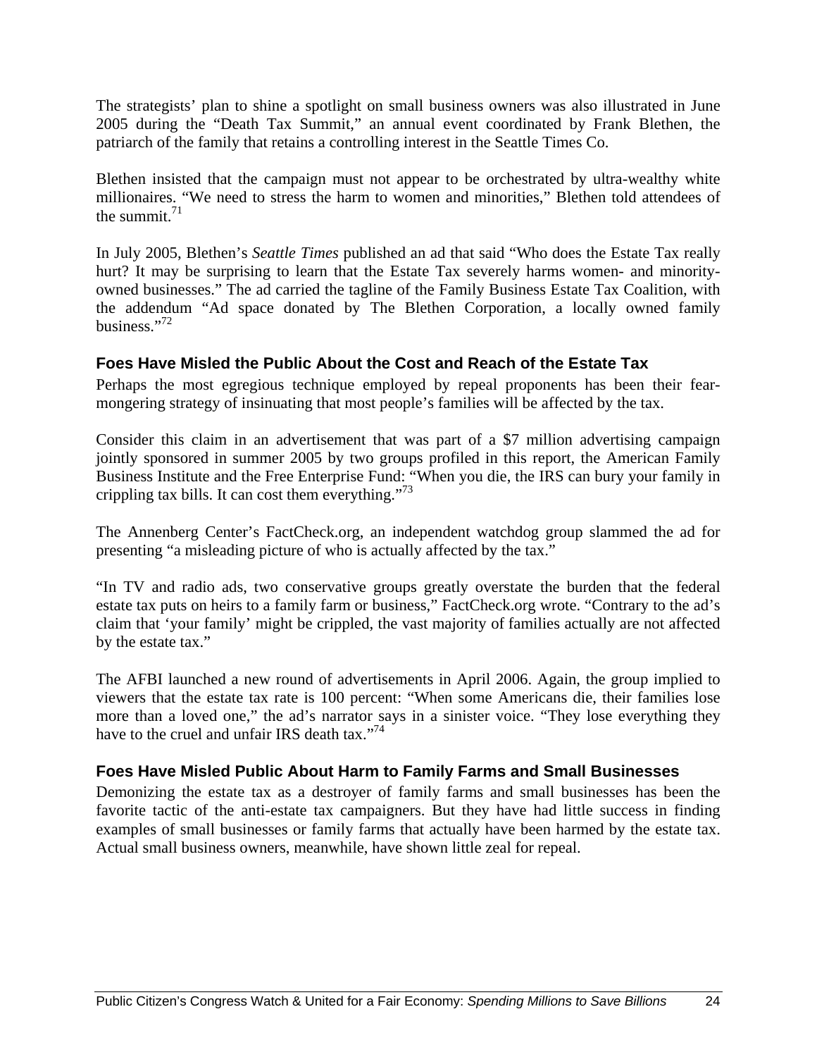The strategists' plan to shine a spotlight on small business owners was also illustrated in June 2005 during the "Death Tax Summit," an annual event coordinated by Frank Blethen, the patriarch of the family that retains a controlling interest in the Seattle Times Co.

Blethen insisted that the campaign must not appear to be orchestrated by ultra-wealthy white millionaires. "We need to stress the harm to women and minorities," Blethen told attendees of the summit.[71]

In July 2005, Blethen's *Seattle Times* published an ad that said "Who does the Estate Tax really hurt? It may be surprising to learn that the Estate Tax severely harms women- and minority-owned businesses." The ad carried the tagline of the Family Business Estate Tax Coalition, with the addendum "Ad space donated by The Blethen Corporation, a locally owned family business."[72]

### Foes Have Misled the Public About the Cost and Reach of the Estate Tax

Perhaps the most egregious technique employed by repeal proponents has been their fear-mongering strategy of insinuating that most people's families will be affected by the tax.

Consider this claim in an advertisement that was part of a $7 million advertising campaign jointly sponsored in summer 2005 by two groups profiled in this report, the American Family Business Institute and the Free Enterprise Fund: "When you die, the IRS can bury your family in crippling tax bills. It can cost them everything."[73]

The Annenberg Center's FactCheck.org, an independent watchdog group slammed the ad for presenting "a misleading picture of who is actually affected by the tax."

"In TV and radio ads, two conservative groups greatly overstate the burden that the federal estate tax puts on heirs to a family farm or business," FactCheck.org wrote. "Contrary to the ad's claim that 'your family' might be crippled, the vast majority of families actually are not affected by the estate tax."

The AFBI launched a new round of advertisements in April 2006. Again, the group implied to viewers that the estate tax rate is 100 percent: "When some Americans die, their families lose more than a loved one," the ad's narrator says in a sinister voice. "They lose everything they have to the cruel and unfair IRS death tax."[74]

### Foes Have Misled Public About Harm to Family Farms and Small Businesses

Demonizing the estate tax as a destroyer of family farms and small businesses has been the favorite tactic of the anti-estate tax campaigners. But they have had little success in finding examples of small businesses or family farms that actually have been harmed by the estate tax. Actual small business owners, meanwhile, have shown little zeal for repeal.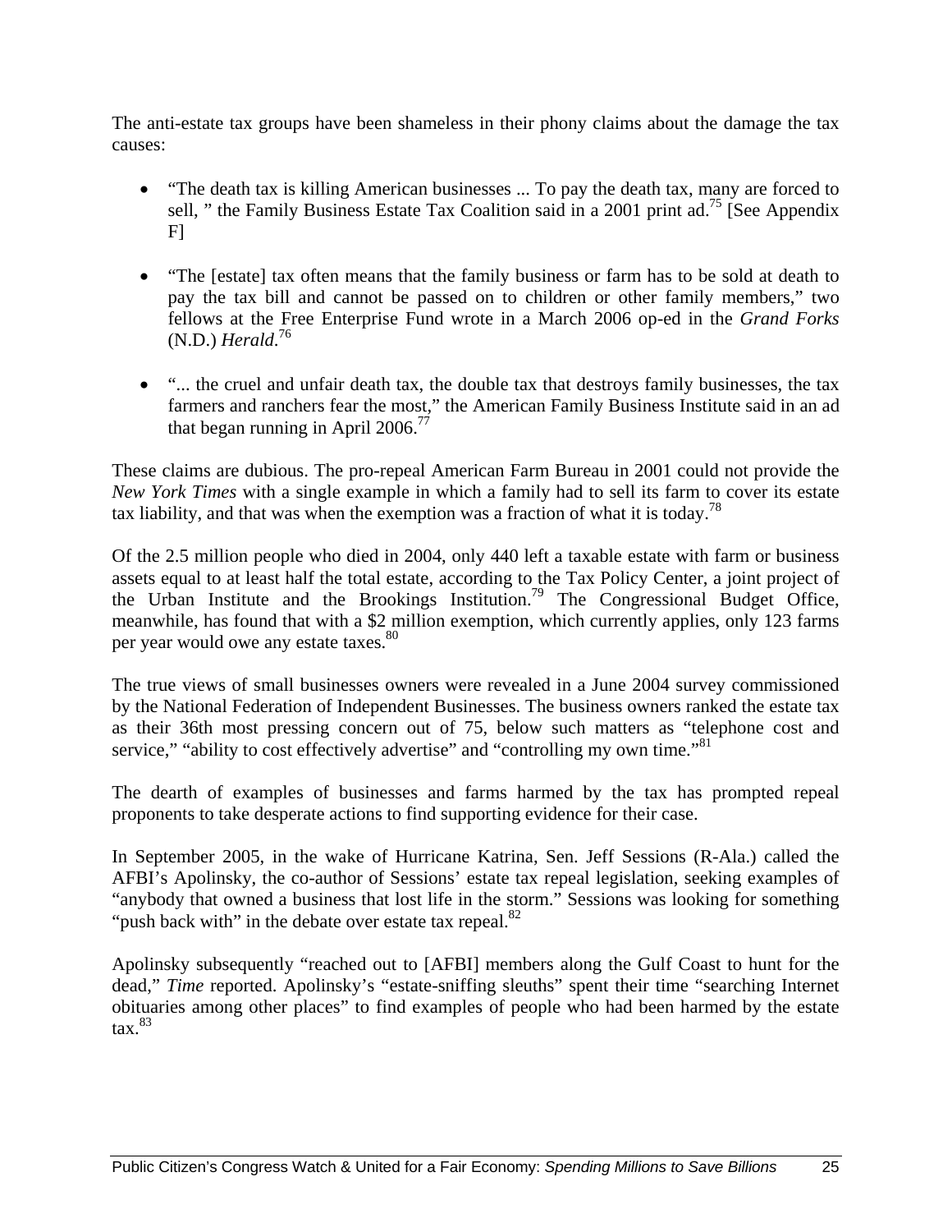The anti-estate tax groups have been shameless in their phony claims about the damage the tax causes:

- "The death tax is killing American businesses ... To pay the death tax, many are forced to sell, " the Family Business Estate Tax Coalition said in a 2001 print ad.[75] [See Appendix F]

- "The [estate] tax often means that the family business or farm has to be sold at death to pay the tax bill and cannot be passed on to children or other family members," two fellows at the Free Enterprise Fund wrote in a March 2006 op-ed in the *Grand Forks* (N.D.) *Herald*.[76]

- "... the cruel and unfair death tax, the double tax that destroys family businesses, the tax farmers and ranchers fear the most," the American Family Business Institute said in an ad that began running in April 2006.[77]

These claims are dubious. The pro-repeal American Farm Bureau in 2001 could not provide the *New York Times* with a single example in which a family had to sell its farm to cover its estate tax liability, and that was when the exemption was a fraction of what it is today.[78]

Of the 2.5 million people who died in 2004, only 440 left a taxable estate with farm or business assets equal to at least half the total estate, according to the Tax Policy Center, a joint project of the Urban Institute and the Brookings Institution.[79] The Congressional Budget Office, meanwhile, has found that with a $2 million exemption, which currently applies, only 123 farms per year would owe any estate taxes.[80]

The true views of small businesses owners were revealed in a June 2004 survey commissioned by the National Federation of Independent Businesses. The business owners ranked the estate tax as their 36th most pressing concern out of 75, below such matters as "telephone cost and service," "ability to cost effectively advertise" and "controlling my own time."[81]

The dearth of examples of businesses and farms harmed by the tax has prompted repeal proponents to take desperate actions to find supporting evidence for their case.

In September 2005, in the wake of Hurricane Katrina, Sen. Jeff Sessions (R-Ala.) called the AFBI's Apolinsky, the co-author of Sessions' estate tax repeal legislation, seeking examples of "anybody that owned a business that lost life in the storm." Sessions was looking for something "push back with" in the debate over estate tax repeal.[82]

Apolinsky subsequently "reached out to [AFBI] members along the Gulf Coast to hunt for the dead," *Time* reported. Apolinsky's "estate-sniffing sleuths" spent their time "searching Internet obituaries among other places" to find examples of people who had been harmed by the estate tax.[83]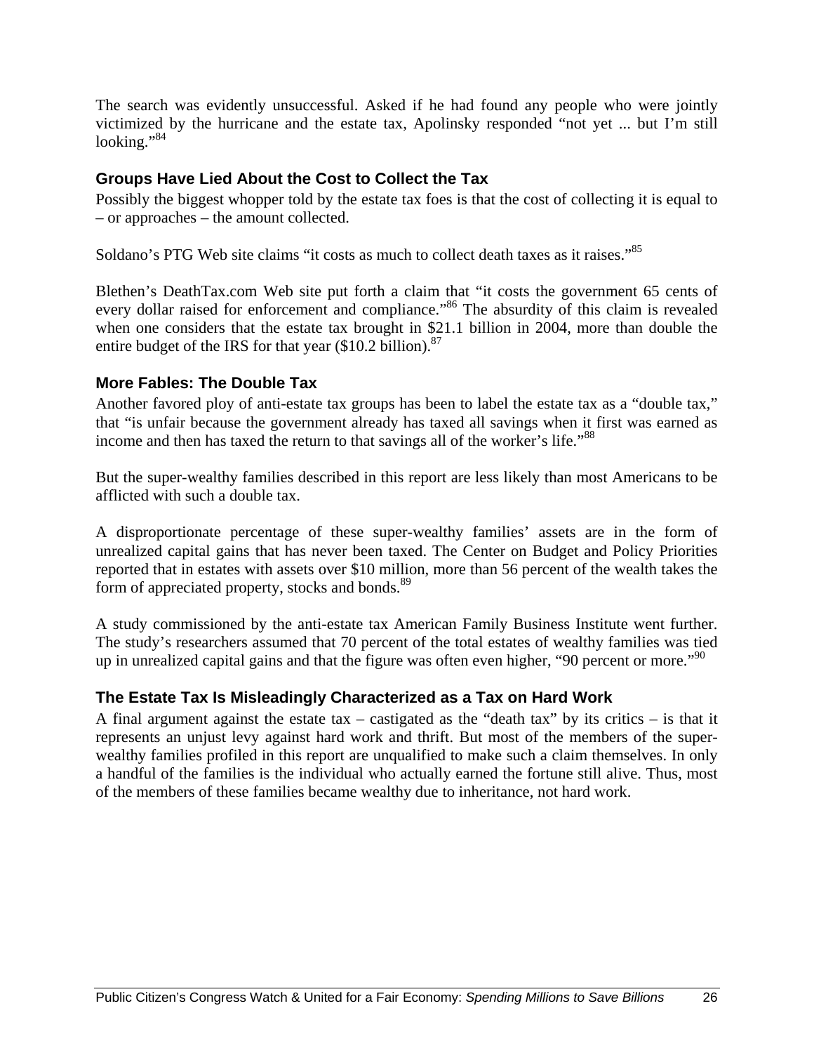The search was evidently unsuccessful. Asked if he had found any people who were jointly victimized by the hurricane and the estate tax, Apolinsky responded "not yet ... but I'm still looking."[84]

### Groups Have Lied About the Cost to Collect the Tax

Possibly the biggest whopper told by the estate tax foes is that the cost of collecting it is equal to – or approaches – the amount collected.

Soldano's PTG Web site claims "it costs as much to collect death taxes as it raises."[85]

Blethen's DeathTax.com Web site put forth a claim that "it costs the government 65 cents of every dollar raised for enforcement and compliance."[86] The absurdity of this claim is revealed when one considers that the estate tax brought in $21.1 billion in 2004, more than double the entire budget of the IRS for that year ($10.2 billion).[87]

### More Fables: The Double Tax

Another favored ploy of anti-estate tax groups has been to label the estate tax as a "double tax," that "is unfair because the government already has taxed all savings when it first was earned as income and then has taxed the return to that savings all of the worker's life."[88]

But the super-wealthy families described in this report are less likely than most Americans to be afflicted with such a double tax.

A disproportionate percentage of these super-wealthy families' assets are in the form of unrealized capital gains that has never been taxed. The Center on Budget and Policy Priorities reported that in estates with assets over $10 million, more than 56 percent of the wealth takes the form of appreciated property, stocks and bonds.[89]

A study commissioned by the anti-estate tax American Family Business Institute went further. The study's researchers assumed that 70 percent of the total estates of wealthy families was tied up in unrealized capital gains and that the figure was often even higher, "90 percent or more."[90]

### The Estate Tax Is Misleadingly Characterized as a Tax on Hard Work

A final argument against the estate tax – castigated as the "death tax" by its critics – is that it represents an unjust levy against hard work and thrift. But most of the members of the super-wealthy families profiled in this report are unqualified to make such a claim themselves. In only a handful of the families is the individual who actually earned the fortune still alive. Thus, most of the members of these families became wealthy due to inheritance, not hard work.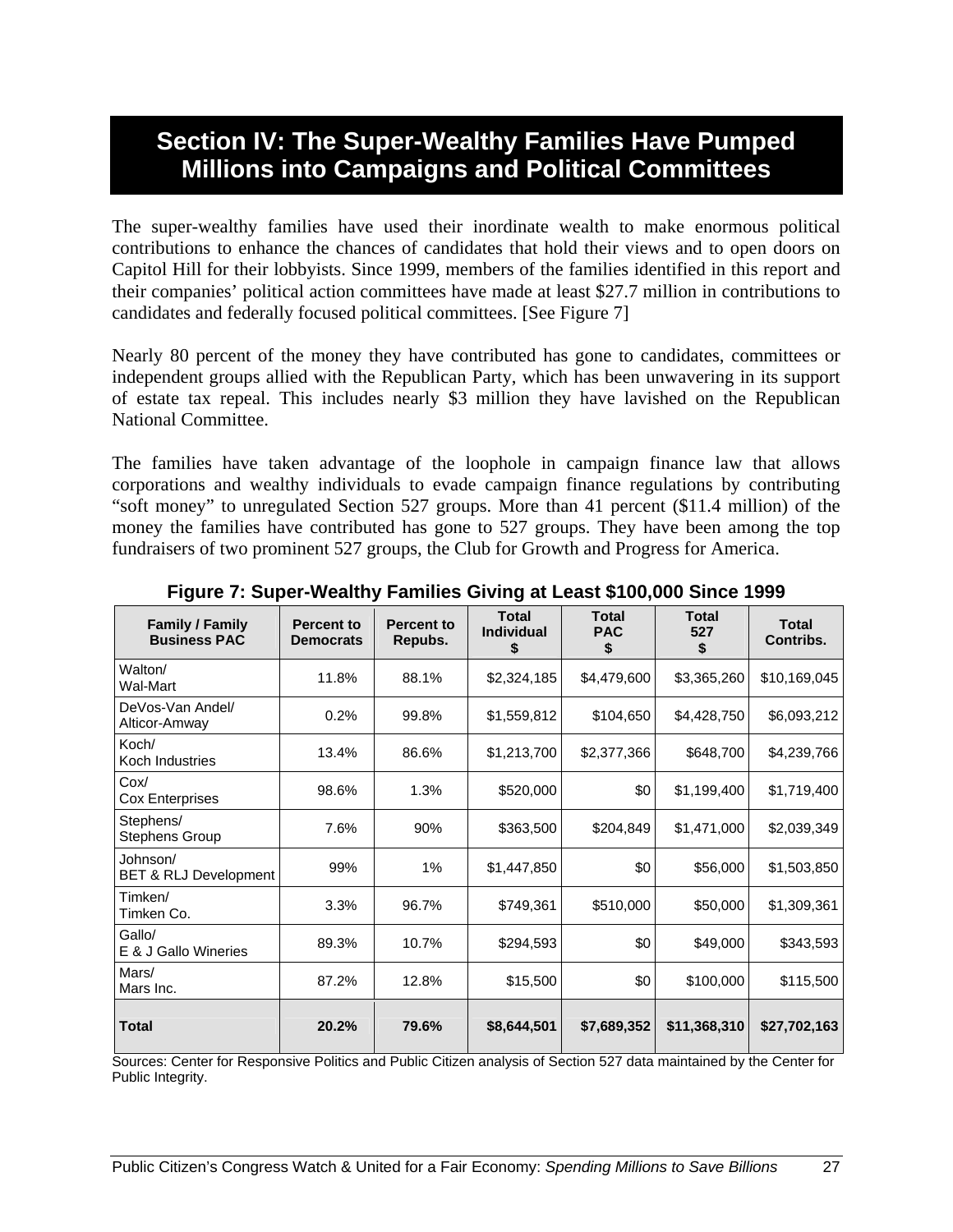# Section IV: The Super-Wealthy Families Have Pumped Millions into Campaigns and Political Committees

The super-wealthy families have used their inordinate wealth to make enormous political contributions to enhance the chances of candidates that hold their views and to open doors on Capitol Hill for their lobbyists. Since 1999, members of the families identified in this report and their companies' political action committees have made at least $27.7 million in contributions to candidates and federally focused political committees. [See Figure 7]

Nearly 80 percent of the money they have contributed has gone to candidates, committees or independent groups allied with the Republican Party, which has been unwavering in its support of estate tax repeal. This includes nearly $3 million they have lavished on the Republican National Committee.

The families have taken advantage of the loophole in campaign finance law that allows corporations and wealthy individuals to evade campaign finance regulations by contributing "soft money" to unregulated Section 527 groups. More than 41 percent ($11.4 million) of the money the families have contributed has gone to 527 groups. They have been among the top fundraisers of two prominent 527 groups, the Club for Growth and Progress for America.

**Figure 7: Super-Wealthy Families Giving at Least $100,000 Since 1999**

| Family / Family Business PAC | Percent to Democrats | Percent to Repubs. | Total Individual $ | Total PAC $ | Total 527 $ | Total Contribs. |
|---|---|---|---|---|---|---|
| Walton/ Wal-Mart | 11.8% | 88.1% | $2,324,185 | $4,479,600 | $3,365,260 | $10,169,045 |
| DeVos-Van Andel/ Alticor-Amway | 0.2% | 99.8% | $1,559,812 | $104,650 | $4,428,750 | $6,093,212 |
| Koch/ Koch Industries | 13.4% | 86.6% | $1,213,700 | $2,377,366 | $648,700 | $4,239,766 |
| Cox/ Cox Enterprises | 98.6% | 1.3% | $520,000 | $0 | $1,199,400 | $1,719,400 |
| Stephens/ Stephens Group | 7.6% | 90% | $363,500 | $204,849 | $1,471,000 | $2,039,349 |
| Johnson/ BET & RLJ Development | 99% | 1% | $1,447,850 | $0 | $56,000 | $1,503,850 |
| Timken/ Timken Co. | 3.3% | 96.7% | $749,361 | $510,000 | $50,000 | $1,309,361 |
| Gallo/ E & J Gallo Wineries | 89.3% | 10.7% | $294,593 | $0 | $49,000 | $343,593 |
| Mars/ Mars Inc. | 87.2% | 12.8% | $15,500 | $0 | $100,000 | $115,500 |
| **Total** | **20.2%** | **79.6%** | **$8,644,501** | **$7,689,352** | **$11,368,310** | **$27,702,163** |

Sources: Center for Responsive Politics and Public Citizen analysis of Section 527 data maintained by the Center for Public Integrity.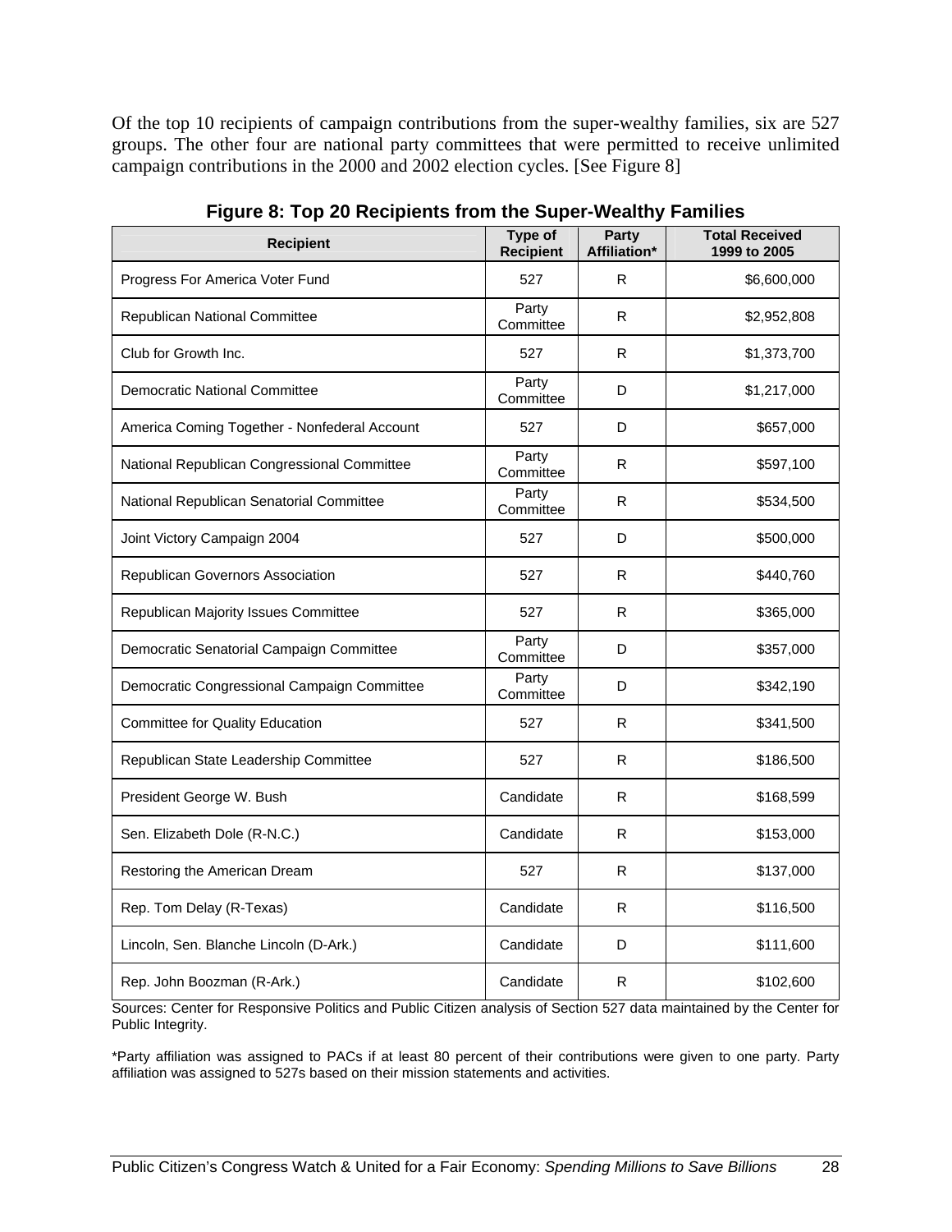Of the top 10 recipients of campaign contributions from the super-wealthy families, six are 527 groups. The other four are national party committees that were permitted to receive unlimited campaign contributions in the 2000 and 2002 election cycles. [See Figure 8]

**Figure 8: Top 20 Recipients from the Super-Wealthy Families**

| Recipient | Type of Recipient | Party Affiliation* | Total Received 1999 to 2005 |
|---|---|---|---|
| Progress For America Voter Fund | 527 | R | $6,600,000 |
| Republican National Committee | Party Committee | R | $2,952,808 |
| Club for Growth Inc. | 527 | R | $1,373,700 |
| Democratic National Committee | Party Committee | D | $1,217,000 |
| America Coming Together - Nonfederal Account | 527 | D | $657,000 |
| National Republican Congressional Committee | Party Committee | R | $597,100 |
| National Republican Senatorial Committee | Party Committee | R | $534,500 |
| Joint Victory Campaign 2004 | 527 | D | $500,000 |
| Republican Governors Association | 527 | R | $440,760 |
| Republican Majority Issues Committee | 527 | R | $365,000 |
| Democratic Senatorial Campaign Committee | Party Committee | D | $357,000 |
| Democratic Congressional Campaign Committee | Party Committee | D | $342,190 |
| Committee for Quality Education | 527 | R | $341,500 |
| Republican State Leadership Committee | 527 | R | $186,500 |
| President George W. Bush | Candidate | R | $168,599 |
| Sen. Elizabeth Dole (R-N.C.) | Candidate | R | $153,000 |
| Restoring the American Dream | 527 | R | $137,000 |
| Rep. Tom Delay (R-Texas) | Candidate | R | $116,500 |
| Lincoln, Sen. Blanche Lincoln (D-Ark.) | Candidate | D | $111,600 |
| Rep. John Boozman (R-Ark.) | Candidate | R | $102,600 |

Sources: Center for Responsive Politics and Public Citizen analysis of Section 527 data maintained by the Center for Public Integrity.

*Party affiliation was assigned to PACs if at least 80 percent of their contributions were given to one party. Party affiliation was assigned to 527s based on their mission statements and activities.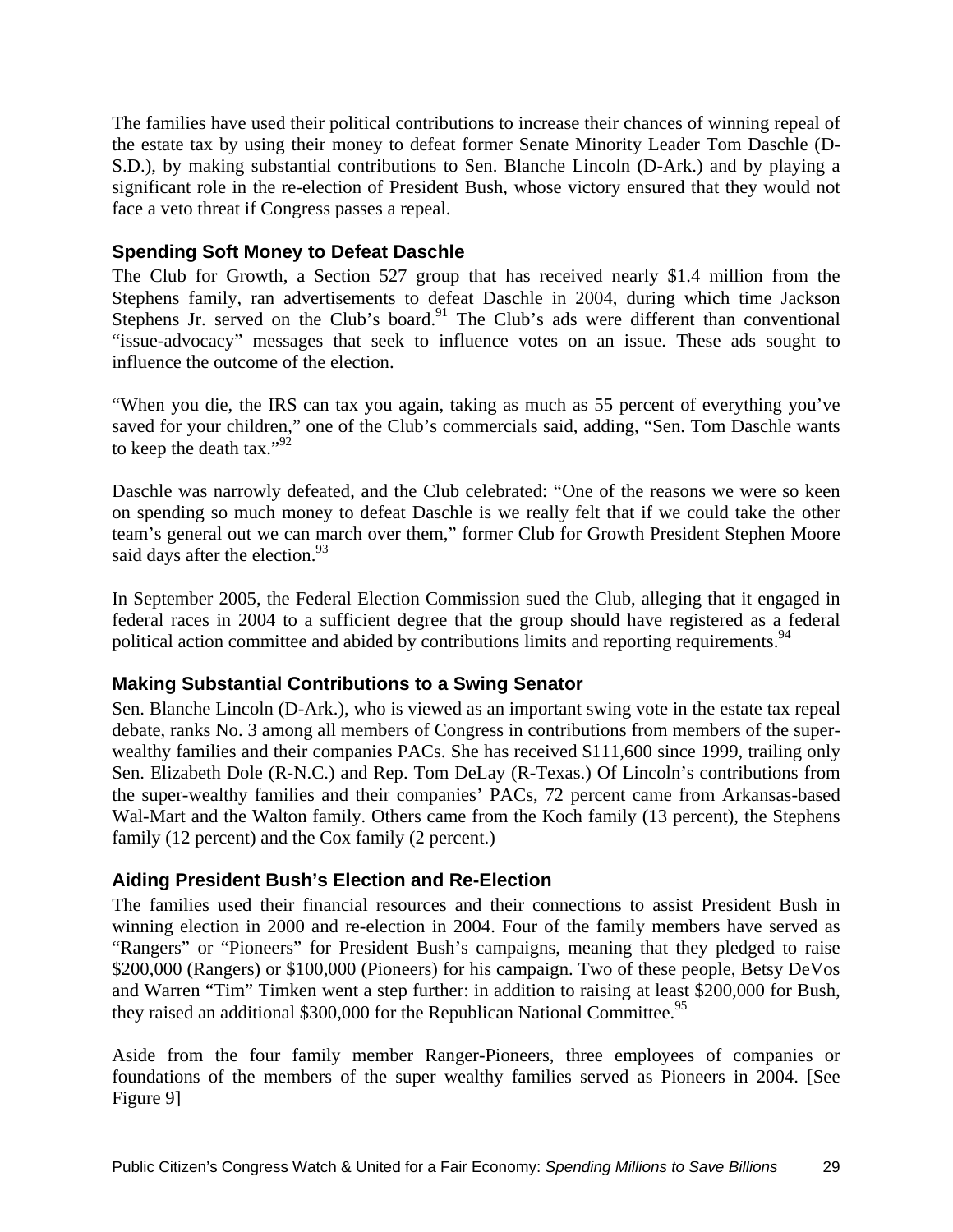The families have used their political contributions to increase their chances of winning repeal of the estate tax by using their money to defeat former Senate Minority Leader Tom Daschle (D-S.D.), by making substantial contributions to Sen. Blanche Lincoln (D-Ark.) and by playing a significant role in the re-election of President Bush, whose victory ensured that they would not face a veto threat if Congress passes a repeal.

### Spending Soft Money to Defeat Daschle

The Club for Growth, a Section 527 group that has received nearly $1.4 million from the Stephens family, ran advertisements to defeat Daschle in 2004, during which time Jackson Stephens Jr. served on the Club's board.[91] The Club's ads were different than conventional "issue-advocacy" messages that seek to influence votes on an issue. These ads sought to influence the outcome of the election.

"When you die, the IRS can tax you again, taking as much as 55 percent of everything you've saved for your children," one of the Club's commercials said, adding, "Sen. Tom Daschle wants to keep the death tax."[92]

Daschle was narrowly defeated, and the Club celebrated: "One of the reasons we were so keen on spending so much money to defeat Daschle is we really felt that if we could take the other team's general out we can march over them," former Club for Growth President Stephen Moore said days after the election.[93]

In September 2005, the Federal Election Commission sued the Club, alleging that it engaged in federal races in 2004 to a sufficient degree that the group should have registered as a federal political action committee and abided by contributions limits and reporting requirements.[94]

### Making Substantial Contributions to a Swing Senator

Sen. Blanche Lincoln (D-Ark.), who is viewed as an important swing vote in the estate tax repeal debate, ranks No. 3 among all members of Congress in contributions from members of the super-wealthy families and their companies PACs. She has received $111,600 since 1999, trailing only Sen. Elizabeth Dole (R-N.C.) and Rep. Tom DeLay (R-Texas.) Of Lincoln's contributions from the super-wealthy families and their companies' PACs, 72 percent came from Arkansas-based Wal-Mart and the Walton family. Others came from the Koch family (13 percent), the Stephens family (12 percent) and the Cox family (2 percent.)

### Aiding President Bush's Election and Re-Election

The families used their financial resources and their connections to assist President Bush in winning election in 2000 and re-election in 2004. Four of the family members have served as "Rangers" or "Pioneers" for President Bush's campaigns, meaning that they pledged to raise $200,000 (Rangers) or $100,000 (Pioneers) for his campaign. Two of these people, Betsy DeVos and Warren "Tim" Timken went a step further: in addition to raising at least $200,000 for Bush, they raised an additional $300,000 for the Republican National Committee.[95]

Aside from the four family member Ranger-Pioneers, three employees of companies or foundations of the members of the super wealthy families served as Pioneers in 2004. [See Figure 9]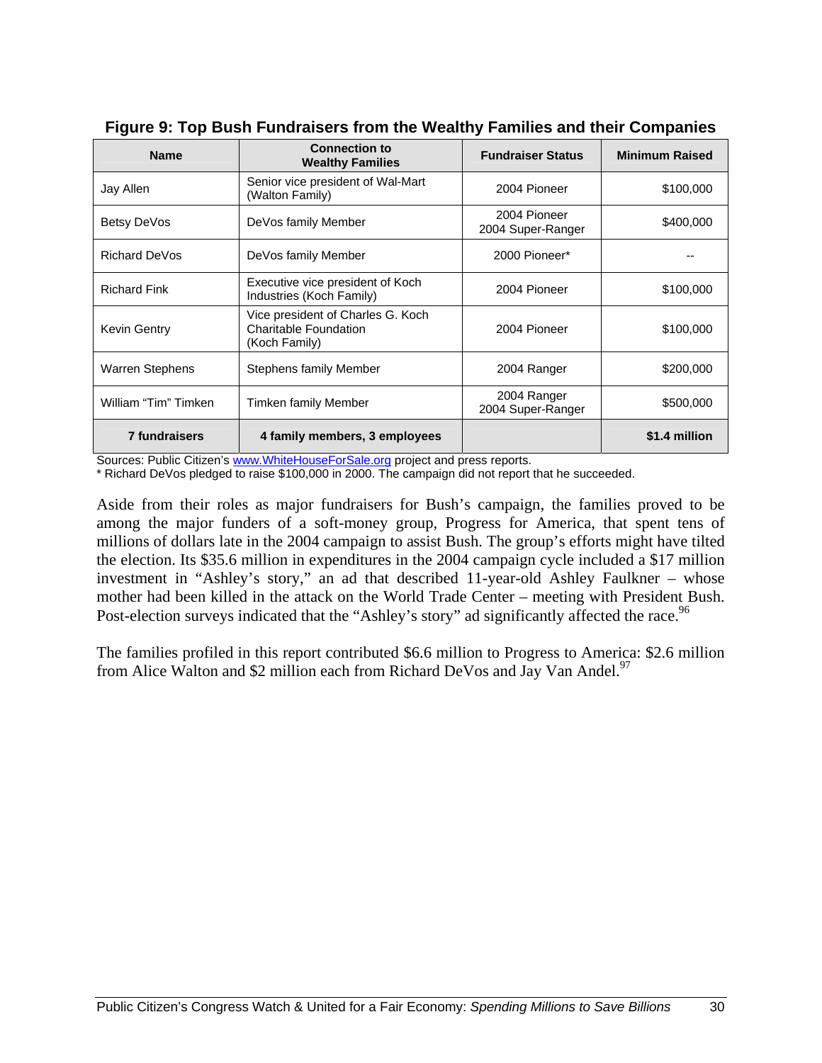**Figure 9: Top Bush Fundraisers from the Wealthy Families and their Companies**

| Name | Connection to Wealthy Families | Fundraiser Status | Minimum Raised |
|---|---|---|---|
| Jay Allen | Senior vice president of Wal-Mart (Walton Family) | 2004 Pioneer | $100,000 |
| Betsy DeVos | DeVos family Member | 2004 Pioneer 2004 Super-Ranger | $400,000 |
| Richard DeVos | DeVos family Member | 2000 Pioneer* | -- |
| Richard Fink | Executive vice president of Koch Industries (Koch Family) | 2004 Pioneer | $100,000 |
| Kevin Gentry | Vice president of Charles G. Koch Charitable Foundation (Koch Family) | 2004 Pioneer | $100,000 |
| Warren Stephens | Stephens family Member | 2004 Ranger | $200,000 |
| William "Tim" Timken | Timken family Member | 2004 Ranger 2004 Super-Ranger | $500,000 |
| **7 fundraisers** | **4 family members, 3 employees** | | **$1.4 million** |

Sources: Public Citizen's www.WhiteHouseForSale.org project and press reports.
* Richard DeVos pledged to raise $100,000 in 2000. The campaign did not report that he succeeded.

Aside from their roles as major fundraisers for Bush's campaign, the families proved to be among the major funders of a soft-money group, Progress for America, that spent tens of millions of dollars late in the 2004 campaign to assist Bush. The group's efforts might have tilted the election. Its $35.6 million in expenditures in the 2004 campaign cycle included a $17 million investment in "Ashley's story," an ad that described 11-year-old Ashley Faulkner – whose mother had been killed in the attack on the World Trade Center – meeting with President Bush. Post-election surveys indicated that the "Ashley's story" ad significantly affected the race.[96]

The families profiled in this report contributed $6.6 million to Progress to America: $2.6 million from Alice Walton and $2 million each from Richard DeVos and Jay Van Andel.[97]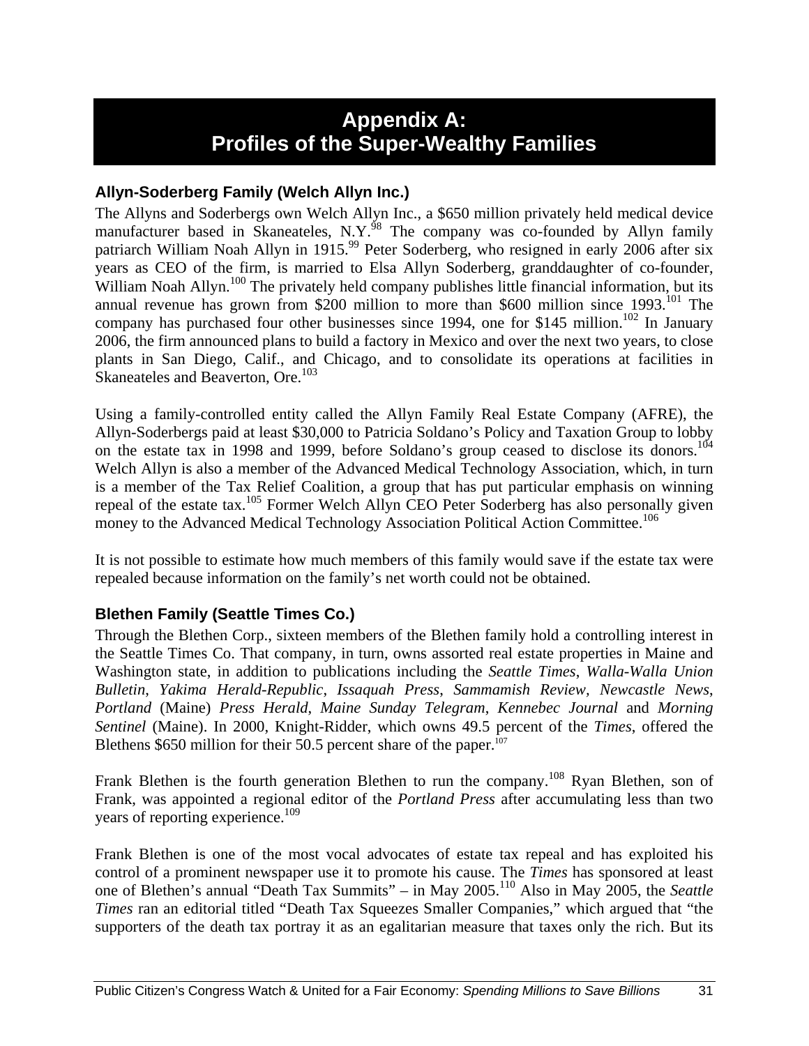# Appendix A: Profiles of the Super-Wealthy Families

### Allyn-Soderberg Family (Welch Allyn Inc.)

The Allyns and Soderbergs own Welch Allyn Inc., a $650 million privately held medical device manufacturer based in Skaneateles, N.Y.[98] The company was co-founded by Allyn family patriarch William Noah Allyn in 1915.[99] Peter Soderberg, who resigned in early 2006 after six years as CEO of the firm, is married to Elsa Allyn Soderberg, granddaughter of co-founder, William Noah Allyn.[100] The privately held company publishes little financial information, but its annual revenue has grown from $200 million to more than $600 million since 1993.[101] The company has purchased four other businesses since 1994, one for $145 million.[102] In January 2006, the firm announced plans to build a factory in Mexico and over the next two years, to close plants in San Diego, Calif., and Chicago, and to consolidate its operations at facilities in Skaneateles and Beaverton, Ore.[103]

Using a family-controlled entity called the Allyn Family Real Estate Company (AFRE), the Allyn-Soderbergs paid at least $30,000 to Patricia Soldano's Policy and Taxation Group to lobby on the estate tax in 1998 and 1999, before Soldano's group ceased to disclose its donors.[104] Welch Allyn is also a member of the Advanced Medical Technology Association, which, in turn is a member of the Tax Relief Coalition, a group that has put particular emphasis on winning repeal of the estate tax.[105] Former Welch Allyn CEO Peter Soderberg has also personally given money to the Advanced Medical Technology Association Political Action Committee.[106]

It is not possible to estimate how much members of this family would save if the estate tax were repealed because information on the family's net worth could not be obtained.

### Blethen Family (Seattle Times Co.)

Through the Blethen Corp., sixteen members of the Blethen family hold a controlling interest in the Seattle Times Co. That company, in turn, owns assorted real estate properties in Maine and Washington state, in addition to publications including the *Seattle Times*, *Walla-Walla Union Bulletin*, *Yakima Herald-Republic*, *Issaquah Press*, *Sammamish Review*, *Newcastle News*, *Portland* (Maine) *Press Herald*, *Maine Sunday Telegram*, *Kennebec Journal* and *Morning Sentinel* (Maine). In 2000, Knight-Ridder, which owns 49.5 percent of the *Times*, offered the Blethens $650 million for their 50.5 percent share of the paper.[107]

Frank Blethen is the fourth generation Blethen to run the company.[108] Ryan Blethen, son of Frank, was appointed a regional editor of the *Portland Press* after accumulating less than two years of reporting experience.[109]

Frank Blethen is one of the most vocal advocates of estate tax repeal and has exploited his control of a prominent newspaper use it to promote his cause. The *Times* has sponsored at least one of Blethen's annual "Death Tax Summits" – in May 2005.[110] Also in May 2005, the *Seattle Times* ran an editorial titled "Death Tax Squeezes Smaller Companies," which argued that "the supporters of the death tax portray it as an egalitarian measure that taxes only the rich. But its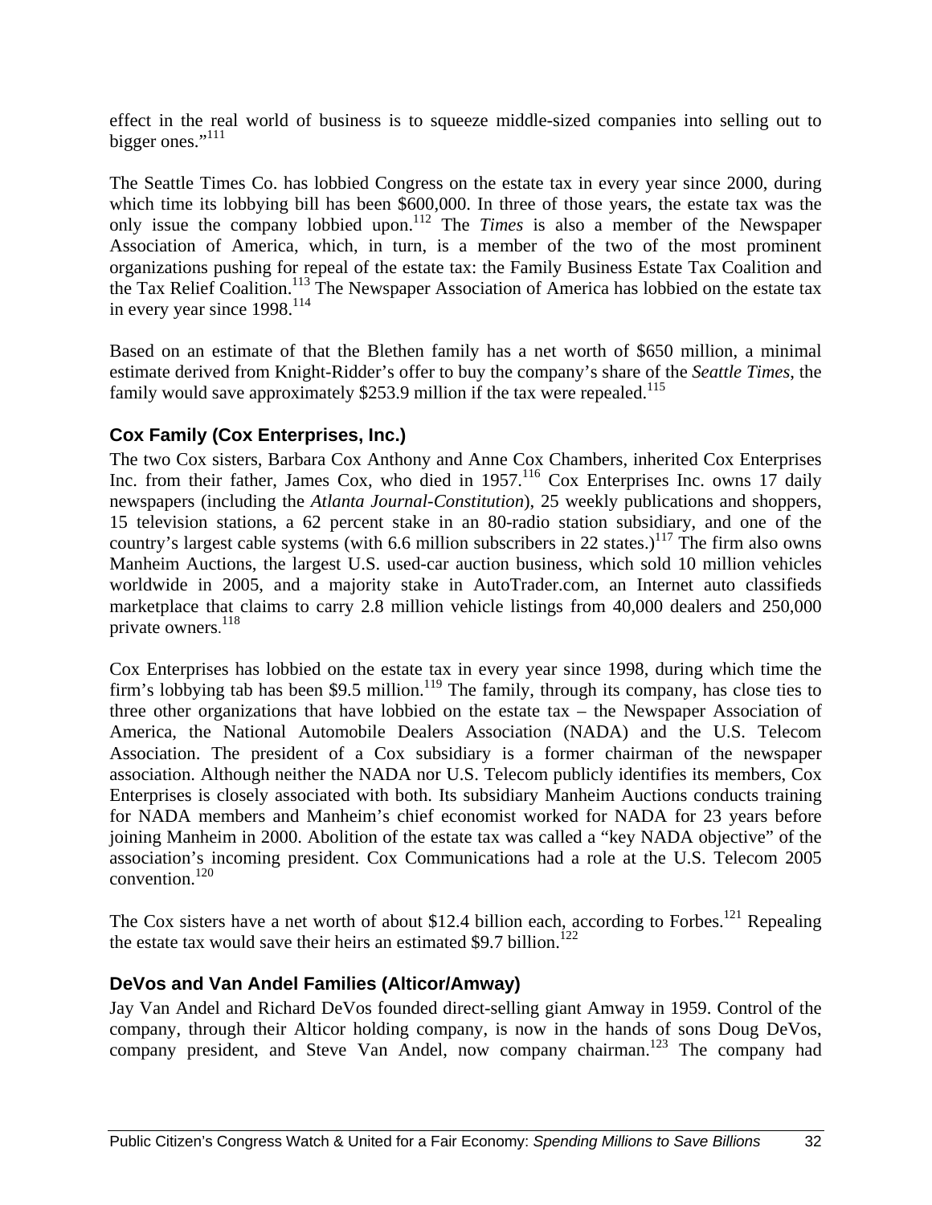effect in the real world of business is to squeeze middle-sized companies into selling out to bigger ones."[111]

The Seattle Times Co. has lobbied Congress on the estate tax in every year since 2000, during which time its lobbying bill has been $600,000. In three of those years, the estate tax was the only issue the company lobbied upon.[112] The *Times* is also a member of the Newspaper Association of America, which, in turn, is a member of the two of the most prominent organizations pushing for repeal of the estate tax: the Family Business Estate Tax Coalition and the Tax Relief Coalition.[113] The Newspaper Association of America has lobbied on the estate tax in every year since 1998.[114]

Based on an estimate of that the Blethen family has a net worth of $650 million, a minimal estimate derived from Knight-Ridder's offer to buy the company's share of the *Seattle Times*, the family would save approximately $253.9 million if the tax were repealed.[115]

### Cox Family (Cox Enterprises, Inc.)

The two Cox sisters, Barbara Cox Anthony and Anne Cox Chambers, inherited Cox Enterprises Inc. from their father, James Cox, who died in 1957.[116] Cox Enterprises Inc. owns 17 daily newspapers (including the *Atlanta Journal-Constitution*), 25 weekly publications and shoppers, 15 television stations, a 62 percent stake in an 80-radio station subsidiary, and one of the country's largest cable systems (with 6.6 million subscribers in 22 states.)[117] The firm also owns Manheim Auctions, the largest U.S. used-car auction business, which sold 10 million vehicles worldwide in 2005, and a majority stake in AutoTrader.com, an Internet auto classifieds marketplace that claims to carry 2.8 million vehicle listings from 40,000 dealers and 250,000 private owners.[118]

Cox Enterprises has lobbied on the estate tax in every year since 1998, during which time the firm's lobbying tab has been $9.5 million.[119] The family, through its company, has close ties to three other organizations that have lobbied on the estate tax – the Newspaper Association of America, the National Automobile Dealers Association (NADA) and the U.S. Telecom Association. The president of a Cox subsidiary is a former chairman of the newspaper association. Although neither the NADA nor U.S. Telecom publicly identifies its members, Cox Enterprises is closely associated with both. Its subsidiary Manheim Auctions conducts training for NADA members and Manheim's chief economist worked for NADA for 23 years before joining Manheim in 2000. Abolition of the estate tax was called a "key NADA objective" of the association's incoming president. Cox Communications had a role at the U.S. Telecom 2005 convention.[120]

The Cox sisters have a net worth of about $12.4 billion each, according to Forbes.[121] Repealing the estate tax would save their heirs an estimated $9.7 billion.[122]

### DeVos and Van Andel Families (Alticor/Amway)

Jay Van Andel and Richard DeVos founded direct-selling giant Amway in 1959. Control of the company, through their Alticor holding company, is now in the hands of sons Doug DeVos, company president, and Steve Van Andel, now company chairman.[123] The company had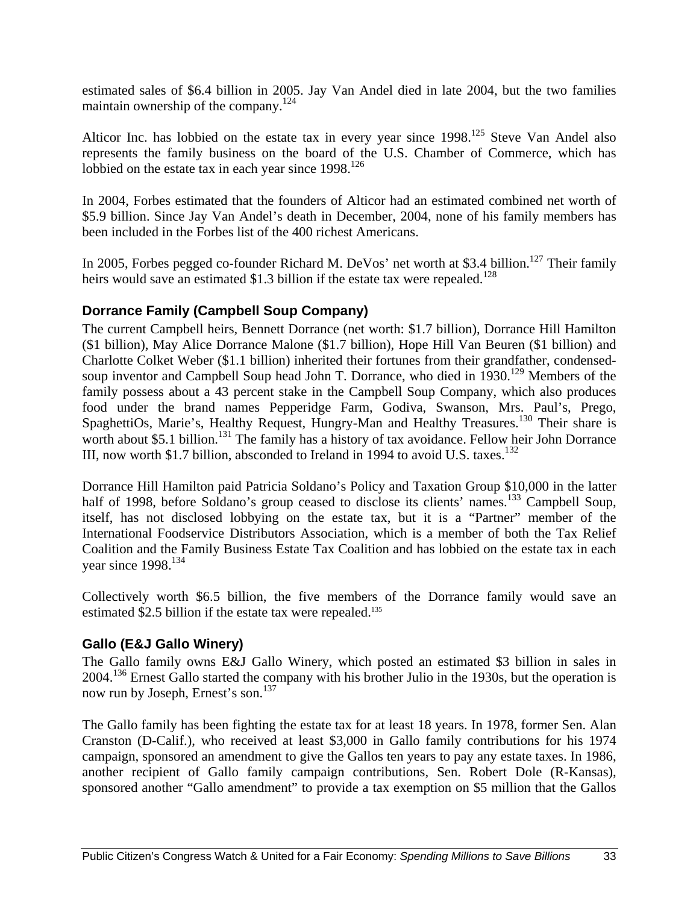estimated sales of $6.4 billion in 2005. Jay Van Andel died in late 2004, but the two families maintain ownership of the company.[124]

Alticor Inc. has lobbied on the estate tax in every year since 1998.[125] Steve Van Andel also represents the family business on the board of the U.S. Chamber of Commerce, which has lobbied on the estate tax in each year since 1998.[126]

In 2004, Forbes estimated that the founders of Alticor had an estimated combined net worth of $5.9 billion. Since Jay Van Andel's death in December, 2004, none of his family members has been included in the Forbes list of the 400 richest Americans.

In 2005, Forbes pegged co-founder Richard M. DeVos' net worth at $3.4 billion.[127] Their family heirs would save an estimated $1.3 billion if the estate tax were repealed.[128]

### Dorrance Family (Campbell Soup Company)

The current Campbell heirs, Bennett Dorrance (net worth: $1.7 billion), Dorrance Hill Hamilton ($1 billion), May Alice Dorrance Malone ($1.7 billion), Hope Hill Van Beuren ($1 billion) and Charlotte Colket Weber ($1.1 billion) inherited their fortunes from their grandfather, condensed-soup inventor and Campbell Soup head John T. Dorrance, who died in 1930.[129] Members of the family possess about a 43 percent stake in the Campbell Soup Company, which also produces food under the brand names Pepperidge Farm, Godiva, Swanson, Mrs. Paul's, Prego, SpaghettiOs, Marie's, Healthy Request, Hungry-Man and Healthy Treasures.[130] Their share is worth about $5.1 billion.[131] The family has a history of tax avoidance. Fellow heir John Dorrance III, now worth $1.7 billion, absconded to Ireland in 1994 to avoid U.S. taxes.[132]

Dorrance Hill Hamilton paid Patricia Soldano's Policy and Taxation Group $10,000 in the latter half of 1998, before Soldano's group ceased to disclose its clients' names.[133] Campbell Soup, itself, has not disclosed lobbying on the estate tax, but it is a "Partner" member of the International Foodservice Distributors Association, which is a member of both the Tax Relief Coalition and the Family Business Estate Tax Coalition and has lobbied on the estate tax in each year since 1998.[134]

Collectively worth $6.5 billion, the five members of the Dorrance family would save an estimated $2.5 billion if the estate tax were repealed.[135]

### Gallo (E&J Gallo Winery)

The Gallo family owns E&J Gallo Winery, which posted an estimated $3 billion in sales in 2004.[136] Ernest Gallo started the company with his brother Julio in the 1930s, but the operation is now run by Joseph, Ernest's son.[137]

The Gallo family has been fighting the estate tax for at least 18 years. In 1978, former Sen. Alan Cranston (D-Calif.), who received at least $3,000 in Gallo family contributions for his 1974 campaign, sponsored an amendment to give the Gallos ten years to pay any estate taxes. In 1986, another recipient of Gallo family campaign contributions, Sen. Robert Dole (R-Kansas), sponsored another "Gallo amendment" to provide a tax exemption on $5 million that the Gallos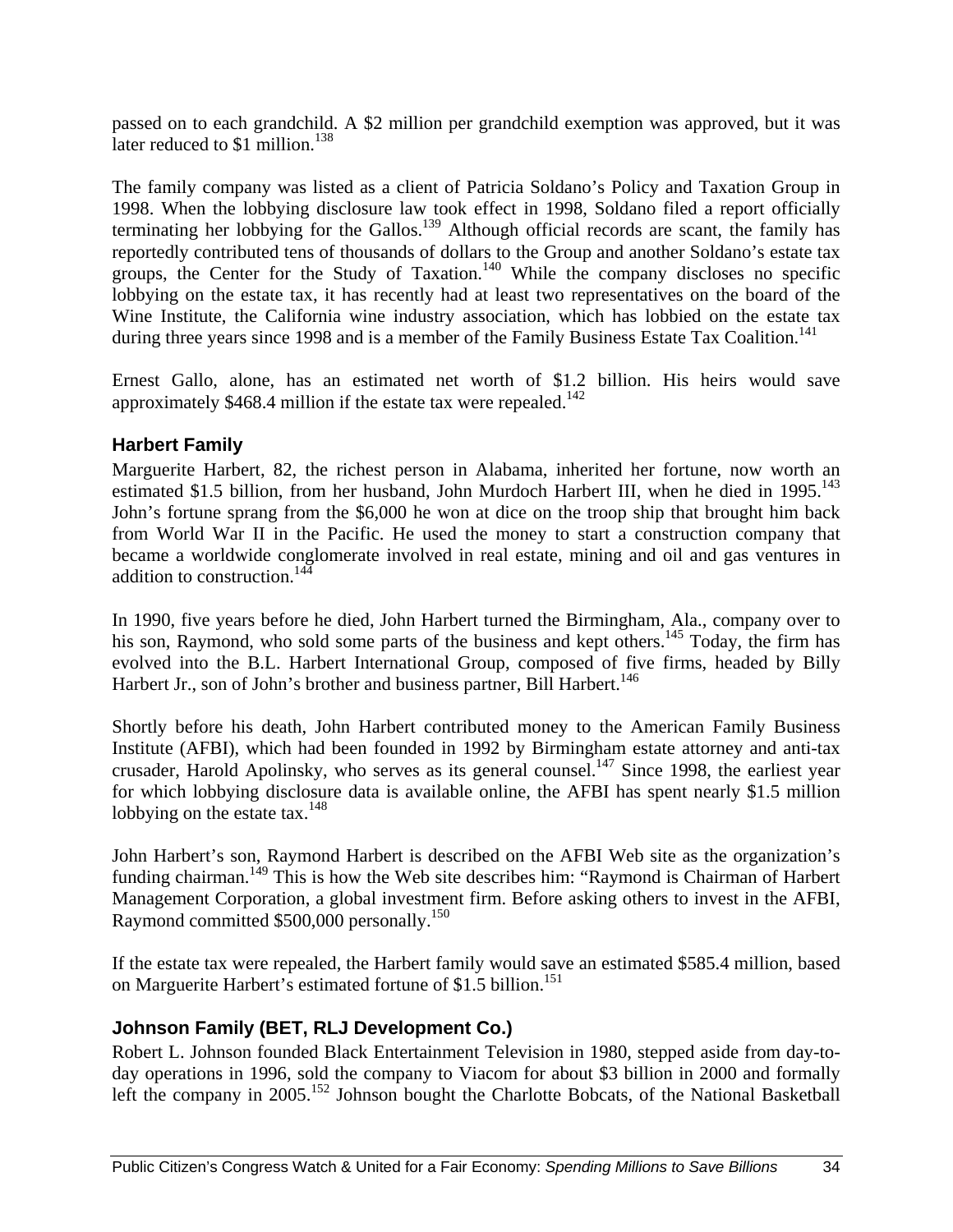passed on to each grandchild. A $2 million per grandchild exemption was approved, but it was later reduced to $1 million.[138]

The family company was listed as a client of Patricia Soldano's Policy and Taxation Group in 1998. When the lobbying disclosure law took effect in 1998, Soldano filed a report officially terminating her lobbying for the Gallos.[139] Although official records are scant, the family has reportedly contributed tens of thousands of dollars to the Group and another Soldano's estate tax groups, the Center for the Study of Taxation.[140] While the company discloses no specific lobbying on the estate tax, it has recently had at least two representatives on the board of the Wine Institute, the California wine industry association, which has lobbied on the estate tax during three years since 1998 and is a member of the Family Business Estate Tax Coalition.[141]

Ernest Gallo, alone, has an estimated net worth of $1.2 billion. His heirs would save approximately $468.4 million if the estate tax were repealed.[142]

### Harbert Family

Marguerite Harbert, 82, the richest person in Alabama, inherited her fortune, now worth an estimated $1.5 billion, from her husband, John Murdoch Harbert III, when he died in 1995.[143] John's fortune sprang from the $6,000 he won at dice on the troop ship that brought him back from World War II in the Pacific. He used the money to start a construction company that became a worldwide conglomerate involved in real estate, mining and oil and gas ventures in addition to construction.[144]

In 1990, five years before he died, John Harbert turned the Birmingham, Ala., company over to his son, Raymond, who sold some parts of the business and kept others.[145] Today, the firm has evolved into the B.L. Harbert International Group, composed of five firms, headed by Billy Harbert Jr., son of John's brother and business partner, Bill Harbert.[146]

Shortly before his death, John Harbert contributed money to the American Family Business Institute (AFBI), which had been founded in 1992 by Birmingham estate attorney and anti-tax crusader, Harold Apolinsky, who serves as its general counsel.[147] Since 1998, the earliest year for which lobbying disclosure data is available online, the AFBI has spent nearly $1.5 million lobbying on the estate tax.[148]

John Harbert's son, Raymond Harbert is described on the AFBI Web site as the organization's funding chairman.[149] This is how the Web site describes him: "Raymond is Chairman of Harbert Management Corporation, a global investment firm. Before asking others to invest in the AFBI, Raymond committed $500,000 personally.[150]

If the estate tax were repealed, the Harbert family would save an estimated $585.4 million, based on Marguerite Harbert's estimated fortune of $1.5 billion.[151]

### Johnson Family (BET, RLJ Development Co.)

Robert L. Johnson founded Black Entertainment Television in 1980, stepped aside from day-to-day operations in 1996, sold the company to Viacom for about $3 billion in 2000 and formally left the company in 2005.[152] Johnson bought the Charlotte Bobcats, of the National Basketball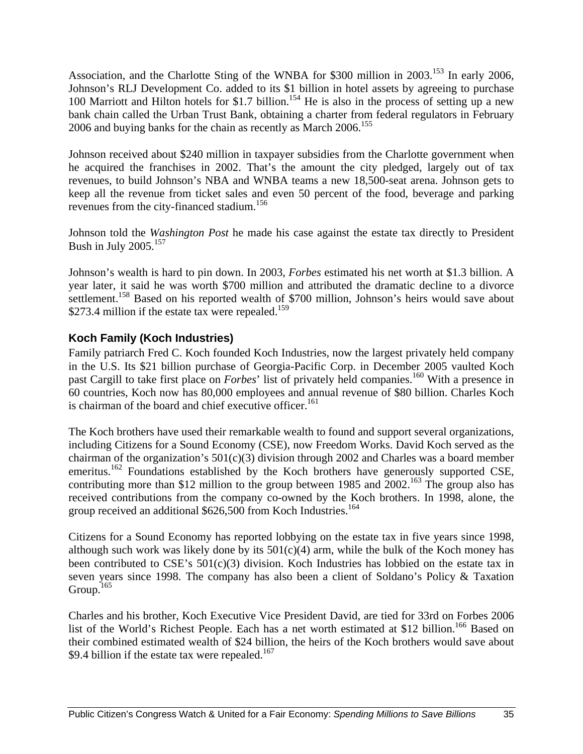Association, and the Charlotte Sting of the WNBA for $300 million in 2003.[153] In early 2006, Johnson's RLJ Development Co. added to its $1 billion in hotel assets by agreeing to purchase 100 Marriott and Hilton hotels for $1.7 billion.[154] He is also in the process of setting up a new bank chain called the Urban Trust Bank, obtaining a charter from federal regulators in February 2006 and buying banks for the chain as recently as March 2006.[155]

Johnson received about $240 million in taxpayer subsidies from the Charlotte government when he acquired the franchises in 2002. That's the amount the city pledged, largely out of tax revenues, to build Johnson's NBA and WNBA teams a new 18,500-seat arena. Johnson gets to keep all the revenue from ticket sales and even 50 percent of the food, beverage and parking revenues from the city-financed stadium.[156]

Johnson told the *Washington Post* he made his case against the estate tax directly to President Bush in July 2005.[157]

Johnson's wealth is hard to pin down. In 2003, *Forbes* estimated his net worth at $1.3 billion. A year later, it said he was worth $700 million and attributed the dramatic decline to a divorce settlement.[158] Based on his reported wealth of $700 million, Johnson's heirs would save about $273.4 million if the estate tax were repealed.[159]

### Koch Family (Koch Industries)

Family patriarch Fred C. Koch founded Koch Industries, now the largest privately held company in the U.S. Its $21 billion purchase of Georgia-Pacific Corp. in December 2005 vaulted Koch past Cargill to take first place on *Forbes*' list of privately held companies.[160] With a presence in 60 countries, Koch now has 80,000 employees and annual revenue of $80 billion. Charles Koch is chairman of the board and chief executive officer.[161]

The Koch brothers have used their remarkable wealth to found and support several organizations, including Citizens for a Sound Economy (CSE), now Freedom Works. David Koch served as the chairman of the organization's 501(c)(3) division through 2002 and Charles was a board member emeritus.[162] Foundations established by the Koch brothers have generously supported CSE, contributing more than $12 million to the group between 1985 and 2002.[163] The group also has received contributions from the company co-owned by the Koch brothers. In 1998, alone, the group received an additional $626,500 from Koch Industries.[164]

Citizens for a Sound Economy has reported lobbying on the estate tax in five years since 1998, although such work was likely done by its 501(c)(4) arm, while the bulk of the Koch money has been contributed to CSE's 501(c)(3) division. Koch Industries has lobbied on the estate tax in seven years since 1998. The company has also been a client of Soldano's Policy & Taxation Group.[165]

Charles and his brother, Koch Executive Vice President David, are tied for 33rd on Forbes 2006 list of the World's Richest People. Each has a net worth estimated at $12 billion.[166] Based on their combined estimated wealth of $24 billion, the heirs of the Koch brothers would save about $9.4 billion if the estate tax were repealed.[167]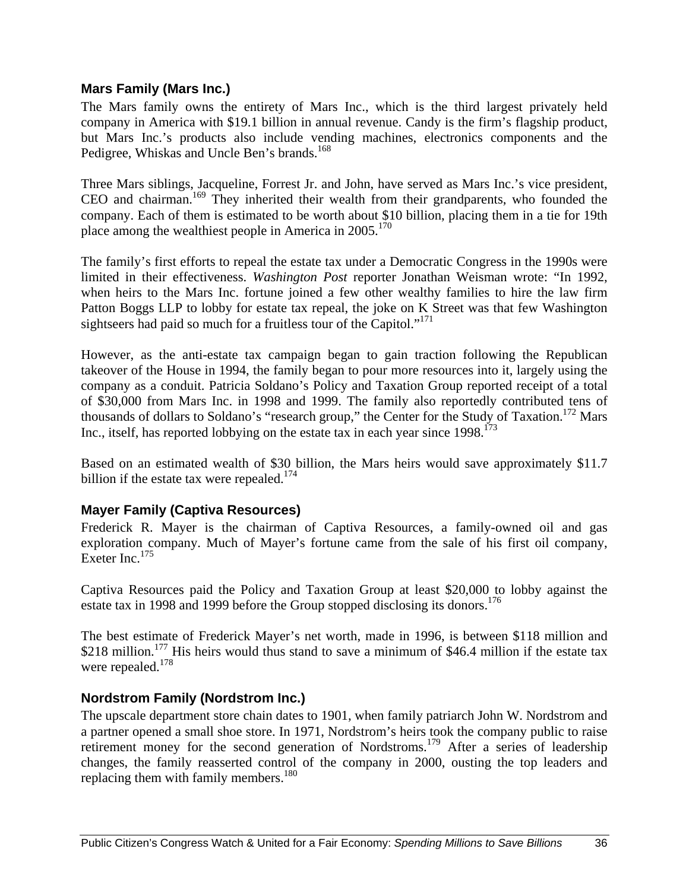### Mars Family (Mars Inc.)

The Mars family owns the entirety of Mars Inc., which is the third largest privately held company in America with $19.1 billion in annual revenue. Candy is the firm's flagship product, but Mars Inc.'s products also include vending machines, electronics components and the Pedigree, Whiskas and Uncle Ben's brands.[168]

Three Mars siblings, Jacqueline, Forrest Jr. and John, have served as Mars Inc.'s vice president, CEO and chairman.[169] They inherited their wealth from their grandparents, who founded the company. Each of them is estimated to be worth about $10 billion, placing them in a tie for 19th place among the wealthiest people in America in 2005.[170]

The family's first efforts to repeal the estate tax under a Democratic Congress in the 1990s were limited in their effectiveness. *Washington Post* reporter Jonathan Weisman wrote: "In 1992, when heirs to the Mars Inc. fortune joined a few other wealthy families to hire the law firm Patton Boggs LLP to lobby for estate tax repeal, the joke on K Street was that few Washington sightseers had paid so much for a fruitless tour of the Capitol."[171]

However, as the anti-estate tax campaign began to gain traction following the Republican takeover of the House in 1994, the family began to pour more resources into it, largely using the company as a conduit. Patricia Soldano's Policy and Taxation Group reported receipt of a total of $30,000 from Mars Inc. in 1998 and 1999. The family also reportedly contributed tens of thousands of dollars to Soldano's "research group," the Center for the Study of Taxation.[172] Mars Inc., itself, has reported lobbying on the estate tax in each year since 1998.[173]

Based on an estimated wealth of $30 billion, the Mars heirs would save approximately $11.7 billion if the estate tax were repealed.[174]

### Mayer Family (Captiva Resources)

Frederick R. Mayer is the chairman of Captiva Resources, a family-owned oil and gas exploration company. Much of Mayer's fortune came from the sale of his first oil company, Exeter Inc.[175]

Captiva Resources paid the Policy and Taxation Group at least $20,000 to lobby against the estate tax in 1998 and 1999 before the Group stopped disclosing its donors.[176]

The best estimate of Frederick Mayer's net worth, made in 1996, is between $118 million and $218 million.[177] His heirs would thus stand to save a minimum of $46.4 million if the estate tax were repealed.[178]

### Nordstrom Family (Nordstrom Inc.)

The upscale department store chain dates to 1901, when family patriarch John W. Nordstrom and a partner opened a small shoe store. In 1971, Nordstrom's heirs took the company public to raise retirement money for the second generation of Nordstroms.[179] After a series of leadership changes, the family reasserted control of the company in 2000, ousting the top leaders and replacing them with family members.[180]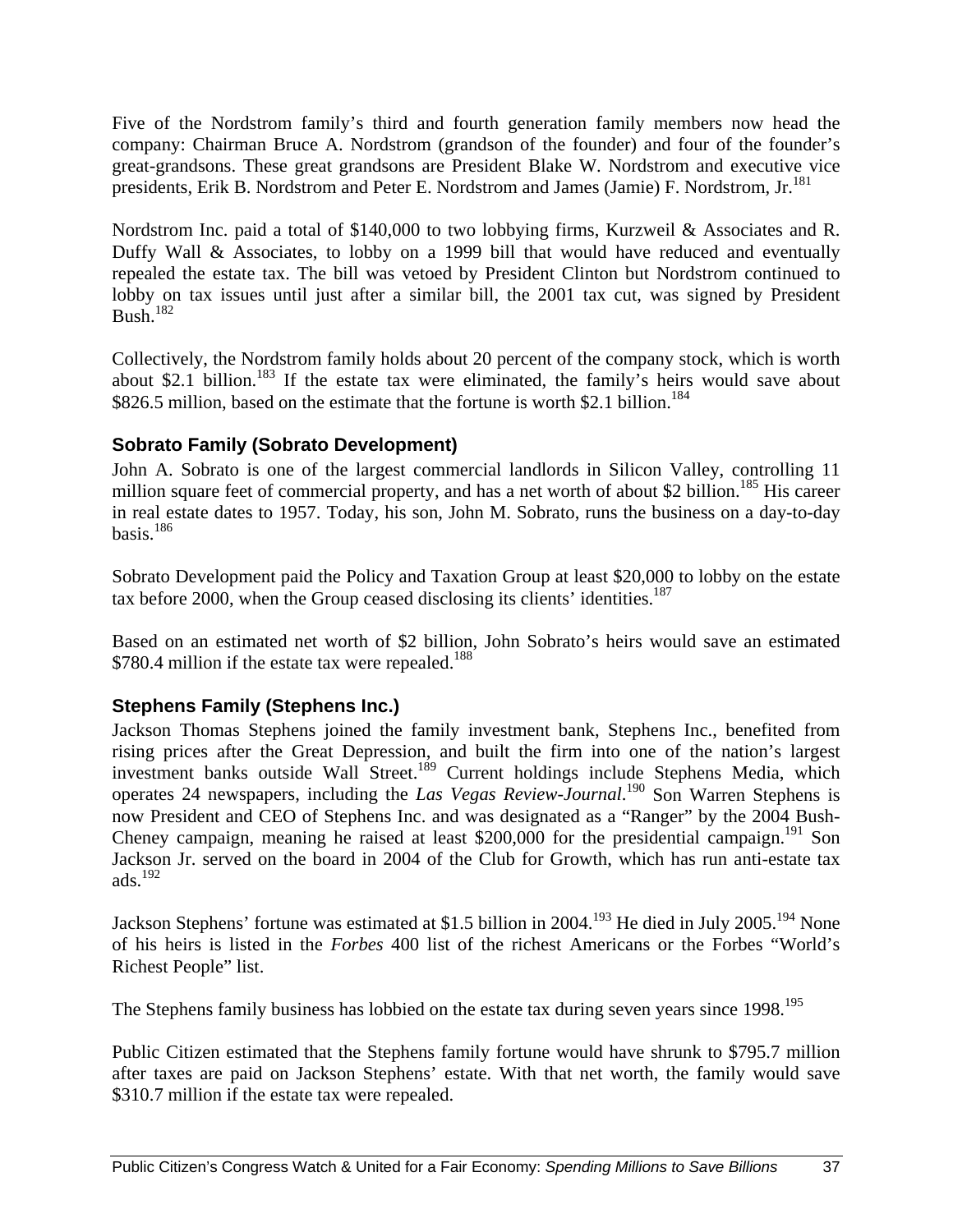Five of the Nordstrom family's third and fourth generation family members now head the company: Chairman Bruce A. Nordstrom (grandson of the founder) and four of the founder's great-grandsons. These great grandsons are President Blake W. Nordstrom and executive vice presidents, Erik B. Nordstrom and Peter E. Nordstrom and James (Jamie) F. Nordstrom, Jr.[181]

Nordstrom Inc. paid a total of $140,000 to two lobbying firms, Kurzweil & Associates and R. Duffy Wall & Associates, to lobby on a 1999 bill that would have reduced and eventually repealed the estate tax. The bill was vetoed by President Clinton but Nordstrom continued to lobby on tax issues until just after a similar bill, the 2001 tax cut, was signed by President Bush.[182]

Collectively, the Nordstrom family holds about 20 percent of the company stock, which is worth about $2.1 billion.[183] If the estate tax were eliminated, the family's heirs would save about $826.5 million, based on the estimate that the fortune is worth $2.1 billion.[184]

### Sobrato Family (Sobrato Development)

John A. Sobrato is one of the largest commercial landlords in Silicon Valley, controlling 11 million square feet of commercial property, and has a net worth of about $2 billion.[185] His career in real estate dates to 1957. Today, his son, John M. Sobrato, runs the business on a day-to-day basis.[186]

Sobrato Development paid the Policy and Taxation Group at least $20,000 to lobby on the estate tax before 2000, when the Group ceased disclosing its clients' identities.[187]

Based on an estimated net worth of $2 billion, John Sobrato's heirs would save an estimated $780.4 million if the estate tax were repealed.[188]

### Stephens Family (Stephens Inc.)

Jackson Thomas Stephens joined the family investment bank, Stephens Inc., benefited from rising prices after the Great Depression, and built the firm into one of the nation's largest investment banks outside Wall Street.[189] Current holdings include Stephens Media, which operates 24 newspapers, including the *Las Vegas Review-Journal*.[190] Son Warren Stephens is now President and CEO of Stephens Inc. and was designated as a "Ranger" by the 2004 Bush-Cheney campaign, meaning he raised at least $200,000 for the presidential campaign.[191] Son Jackson Jr. served on the board in 2004 of the Club for Growth, which has run anti-estate tax ads.[192]

Jackson Stephens' fortune was estimated at $1.5 billion in 2004.[193] He died in July 2005.[194] None of his heirs is listed in the *Forbes* 400 list of the richest Americans or the Forbes "World's Richest People" list.

The Stephens family business has lobbied on the estate tax during seven years since 1998.[195]

Public Citizen estimated that the Stephens family fortune would have shrunk to $795.7 million after taxes are paid on Jackson Stephens' estate. With that net worth, the family would save $310.7 million if the estate tax were repealed.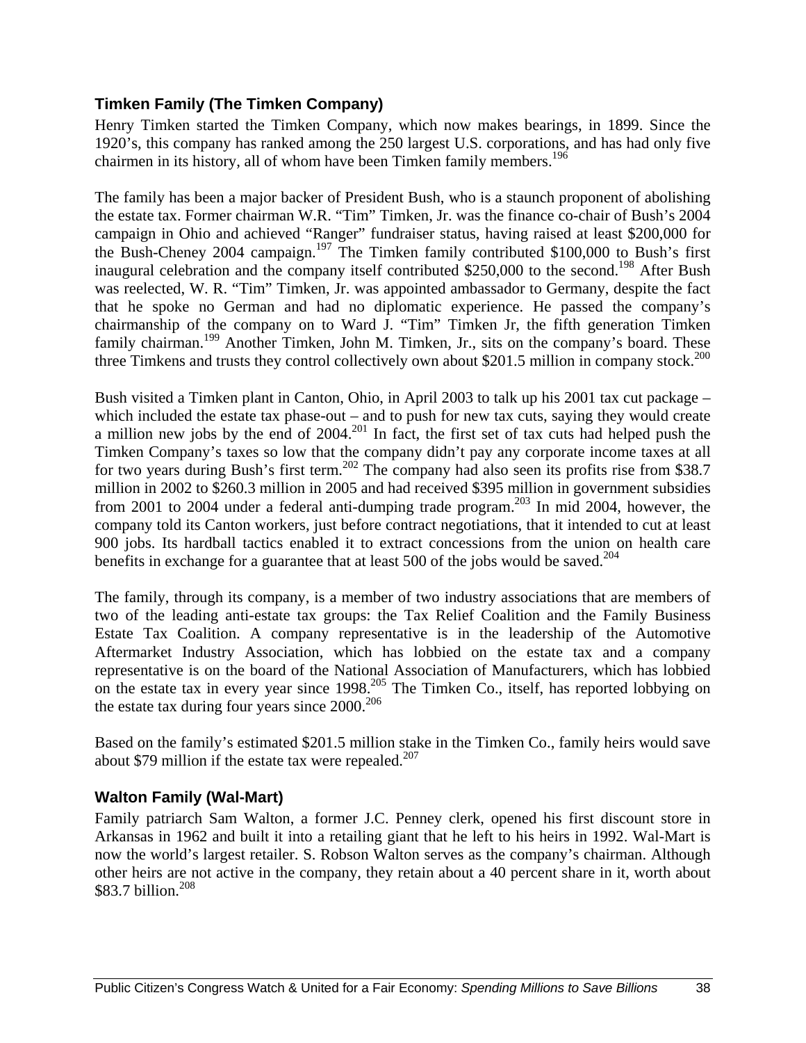### Timken Family (The Timken Company)

Henry Timken started the Timken Company, which now makes bearings, in 1899. Since the 1920's, this company has ranked among the 250 largest U.S. corporations, and has had only five chairmen in its history, all of whom have been Timken family members.[196]

The family has been a major backer of President Bush, who is a staunch proponent of abolishing the estate tax. Former chairman W.R. "Tim" Timken, Jr. was the finance co-chair of Bush's 2004 campaign in Ohio and achieved "Ranger" fundraiser status, having raised at least \$200,000 for the Bush-Cheney 2004 campaign.[197] The Timken family contributed \$100,000 to Bush's first inaugural celebration and the company itself contributed \$250,000 to the second.[198] After Bush was reelected, W. R. "Tim" Timken, Jr. was appointed ambassador to Germany, despite the fact that he spoke no German and had no diplomatic experience. He passed the company's chairmanship of the company on to Ward J. "Tim" Timken Jr, the fifth generation Timken family chairman.[199] Another Timken, John M. Timken, Jr., sits on the company's board. These three Timkens and trusts they control collectively own about \$201.5 million in company stock.[200]

Bush visited a Timken plant in Canton, Ohio, in April 2003 to talk up his 2001 tax cut package – which included the estate tax phase-out – and to push for new tax cuts, saying they would create a million new jobs by the end of 2004.[201] In fact, the first set of tax cuts had helped push the Timken Company's taxes so low that the company didn't pay any corporate income taxes at all for two years during Bush's first term.[202] The company had also seen its profits rise from \$38.7 million in 2002 to \$260.3 million in 2005 and had received \$395 million in government subsidies from 2001 to 2004 under a federal anti-dumping trade program.[203] In mid 2004, however, the company told its Canton workers, just before contract negotiations, that it intended to cut at least 900 jobs. Its hardball tactics enabled it to extract concessions from the union on health care benefits in exchange for a guarantee that at least 500 of the jobs would be saved.[204]

The family, through its company, is a member of two industry associations that are members of two of the leading anti-estate tax groups: the Tax Relief Coalition and the Family Business Estate Tax Coalition. A company representative is in the leadership of the Automotive Aftermarket Industry Association, which has lobbied on the estate tax and a company representative is on the board of the National Association of Manufacturers, which has lobbied on the estate tax in every year since 1998.[205] The Timken Co., itself, has reported lobbying on the estate tax during four years since 2000.[206]

Based on the family's estimated \$201.5 million stake in the Timken Co., family heirs would save about \$79 million if the estate tax were repealed.[207]

### Walton Family (Wal-Mart)

Family patriarch Sam Walton, a former J.C. Penney clerk, opened his first discount store in Arkansas in 1962 and built it into a retailing giant that he left to his heirs in 1992. Wal-Mart is now the world's largest retailer. S. Robson Walton serves as the company's chairman. Although other heirs are not active in the company, they retain about a 40 percent share in it, worth about \$83.7 billion.[208]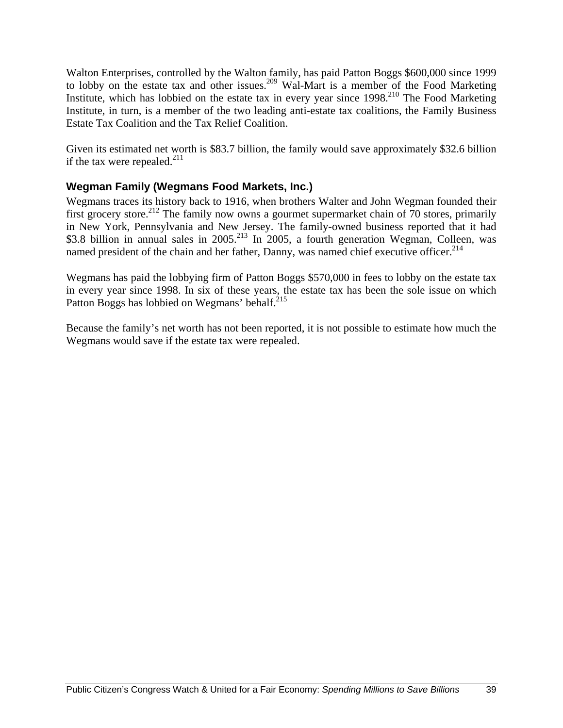Walton Enterprises, controlled by the Walton family, has paid Patton Boggs $600,000 since 1999 to lobby on the estate tax and other issues.[209] Wal-Mart is a member of the Food Marketing Institute, which has lobbied on the estate tax in every year since 1998.[210] The Food Marketing Institute, in turn, is a member of the two leading anti-estate tax coalitions, the Family Business Estate Tax Coalition and the Tax Relief Coalition.

Given its estimated net worth is $83.7 billion, the family would save approximately $32.6 billion if the tax were repealed.[211]

### Wegman Family (Wegmans Food Markets, Inc.)

Wegmans traces its history back to 1916, when brothers Walter and John Wegman founded their first grocery store.[212] The family now owns a gourmet supermarket chain of 70 stores, primarily in New York, Pennsylvania and New Jersey. The family-owned business reported that it had $3.8 billion in annual sales in 2005.[213] In 2005, a fourth generation Wegman, Colleen, was named president of the chain and her father, Danny, was named chief executive officer.[214]

Wegmans has paid the lobbying firm of Patton Boggs $570,000 in fees to lobby on the estate tax in every year since 1998. In six of these years, the estate tax has been the sole issue on which Patton Boggs has lobbied on Wegmans' behalf.[215]

Because the family's net worth has not been reported, it is not possible to estimate how much the Wegmans would save if the estate tax were repealed.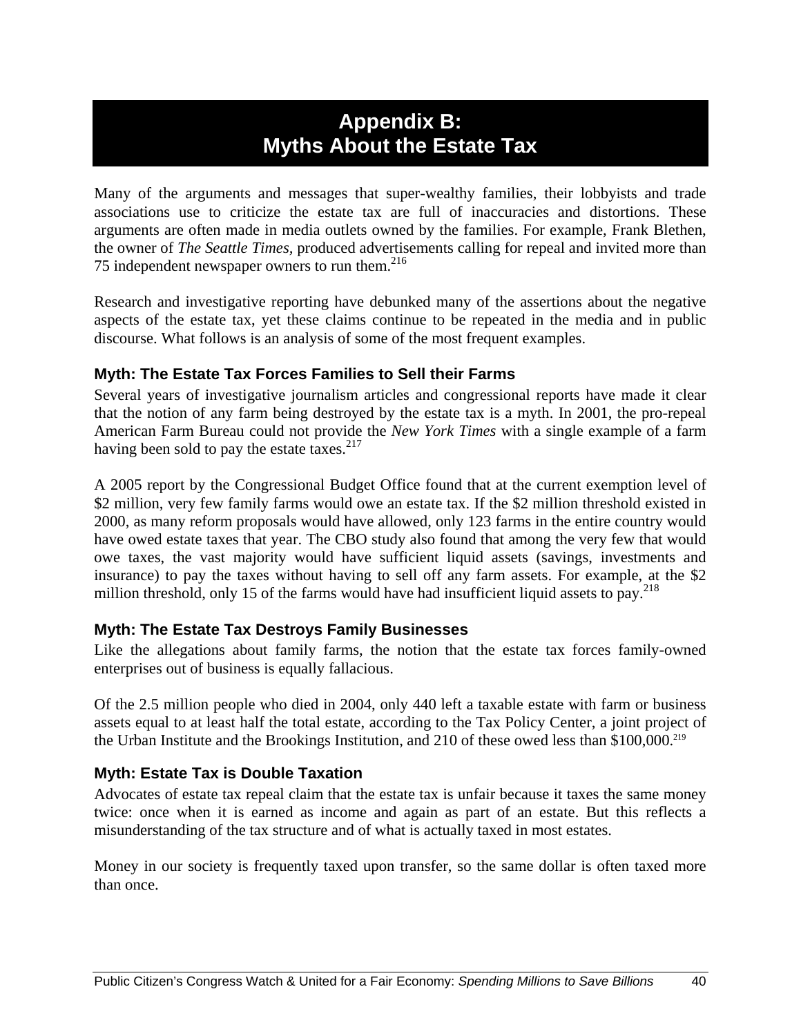# Appendix B: Myths About the Estate Tax

Many of the arguments and messages that super-wealthy families, their lobbyists and trade associations use to criticize the estate tax are full of inaccuracies and distortions. These arguments are often made in media outlets owned by the families. For example, Frank Blethen, the owner of *The Seattle Times,* produced advertisements calling for repeal and invited more than 75 independent newspaper owners to run them.[216]

Research and investigative reporting have debunked many of the assertions about the negative aspects of the estate tax, yet these claims continue to be repeated in the media and in public discourse. What follows is an analysis of some of the most frequent examples.

### Myth: The Estate Tax Forces Families to Sell their Farms

Several years of investigative journalism articles and congressional reports have made it clear that the notion of any farm being destroyed by the estate tax is a myth. In 2001, the pro-repeal American Farm Bureau could not provide the *New York Times* with a single example of a farm having been sold to pay the estate taxes.[217]

A 2005 report by the Congressional Budget Office found that at the current exemption level of \$2 million, very few family farms would owe an estate tax. If the \$2 million threshold existed in 2000, as many reform proposals would have allowed, only 123 farms in the entire country would have owed estate taxes that year. The CBO study also found that among the very few that would owe taxes, the vast majority would have sufficient liquid assets (savings, investments and insurance) to pay the taxes without having to sell off any farm assets. For example, at the \$2 million threshold, only 15 of the farms would have had insufficient liquid assets to pay.[218]

### Myth: The Estate Tax Destroys Family Businesses

Like the allegations about family farms, the notion that the estate tax forces family-owned enterprises out of business is equally fallacious.

Of the 2.5 million people who died in 2004, only 440 left a taxable estate with farm or business assets equal to at least half the total estate, according to the Tax Policy Center, a joint project of the Urban Institute and the Brookings Institution, and 210 of these owed less than \$100,000.[219]

### Myth: Estate Tax is Double Taxation

Advocates of estate tax repeal claim that the estate tax is unfair because it taxes the same money twice: once when it is earned as income and again as part of an estate. But this reflects a misunderstanding of the tax structure and of what is actually taxed in most estates.

Money in our society is frequently taxed upon transfer, so the same dollar is often taxed more than once.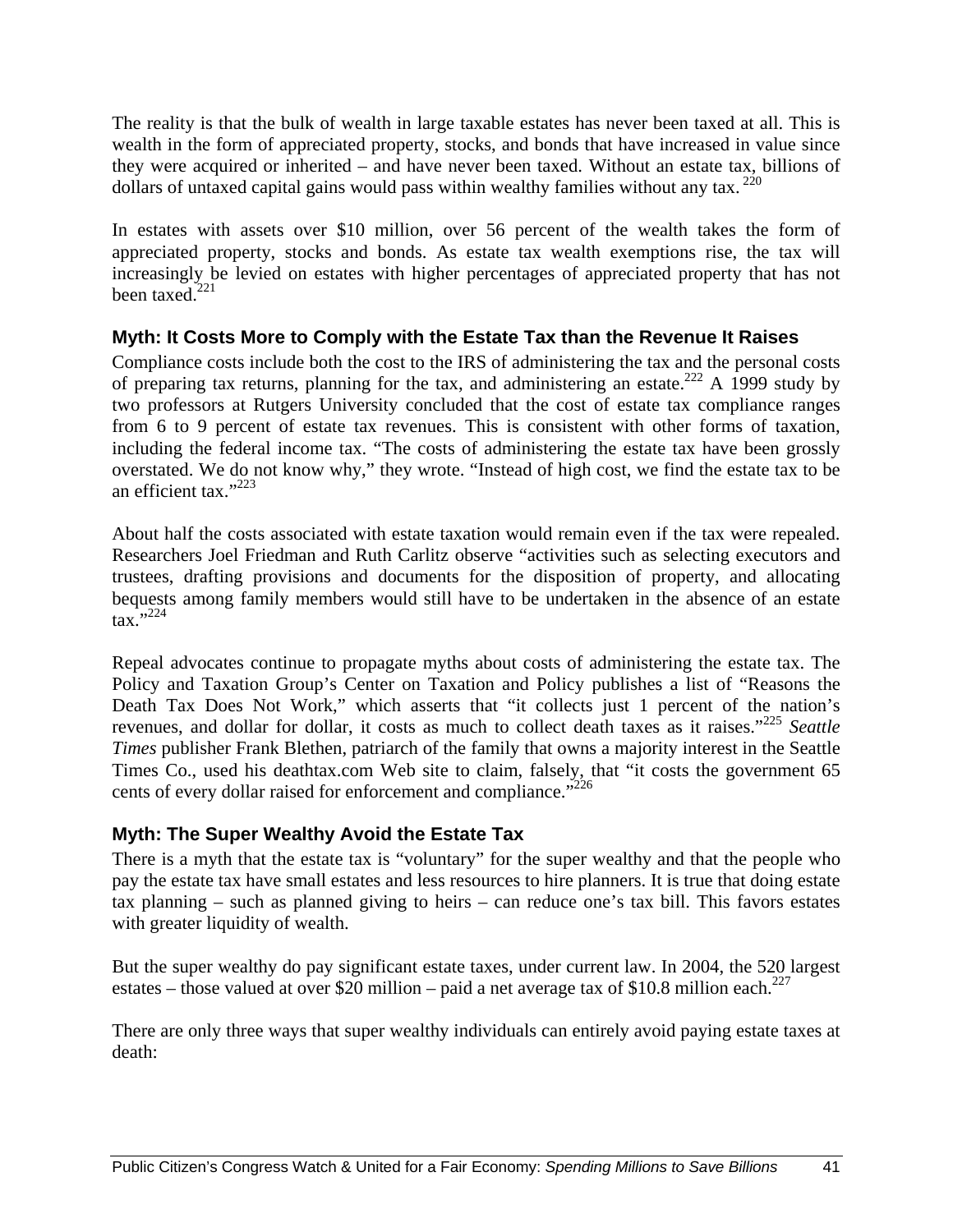The reality is that the bulk of wealth in large taxable estates has never been taxed at all. This is wealth in the form of appreciated property, stocks, and bonds that have increased in value since they were acquired or inherited – and have never been taxed. Without an estate tax, billions of dollars of untaxed capital gains would pass within wealthy families without any tax. [220]

In estates with assets over $10 million, over 56 percent of the wealth takes the form of appreciated property, stocks and bonds. As estate tax wealth exemptions rise, the tax will increasingly be levied on estates with higher percentages of appreciated property that has not been taxed.[221]

### Myth: It Costs More to Comply with the Estate Tax than the Revenue It Raises

Compliance costs include both the cost to the IRS of administering the tax and the personal costs of preparing tax returns, planning for the tax, and administering an estate.[222] A 1999 study by two professors at Rutgers University concluded that the cost of estate tax compliance ranges from 6 to 9 percent of estate tax revenues. This is consistent with other forms of taxation, including the federal income tax. "The costs of administering the estate tax have been grossly overstated. We do not know why," they wrote. "Instead of high cost, we find the estate tax to be an efficient tax."[223]

About half the costs associated with estate taxation would remain even if the tax were repealed. Researchers Joel Friedman and Ruth Carlitz observe "activities such as selecting executors and trustees, drafting provisions and documents for the disposition of property, and allocating bequests among family members would still have to be undertaken in the absence of an estate tax."[224]

Repeal advocates continue to propagate myths about costs of administering the estate tax. The Policy and Taxation Group's Center on Taxation and Policy publishes a list of "Reasons the Death Tax Does Not Work," which asserts that "it collects just 1 percent of the nation's revenues, and dollar for dollar, it costs as much to collect death taxes as it raises."[225] *Seattle Times* publisher Frank Blethen, patriarch of the family that owns a majority interest in the Seattle Times Co., used his deathtax.com Web site to claim, falsely, that "it costs the government 65 cents of every dollar raised for enforcement and compliance."[226]

### Myth: The Super Wealthy Avoid the Estate Tax

There is a myth that the estate tax is "voluntary" for the super wealthy and that the people who pay the estate tax have small estates and less resources to hire planners. It is true that doing estate tax planning – such as planned giving to heirs – can reduce one's tax bill. This favors estates with greater liquidity of wealth.

But the super wealthy do pay significant estate taxes, under current law. In 2004, the 520 largest estates – those valued at over $20 million – paid a net average tax of $10.8 million each.[227]

There are only three ways that super wealthy individuals can entirely avoid paying estate taxes at death: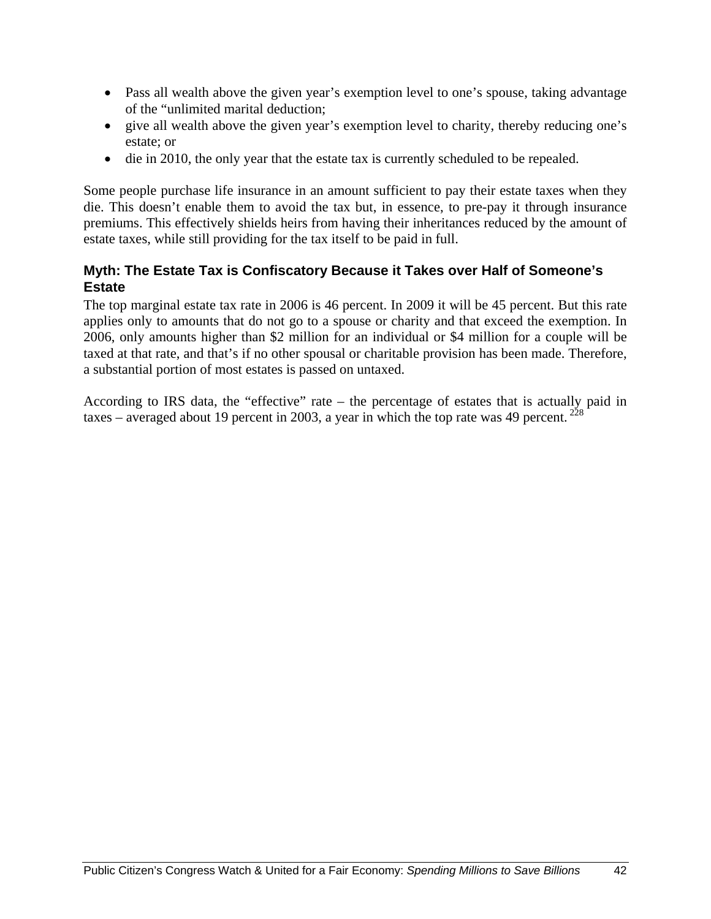- Pass all wealth above the given year's exemption level to one's spouse, taking advantage of the "unlimited marital deduction;
- give all wealth above the given year's exemption level to charity, thereby reducing one's estate; or
- die in 2010, the only year that the estate tax is currently scheduled to be repealed.

Some people purchase life insurance in an amount sufficient to pay their estate taxes when they die. This doesn't enable them to avoid the tax but, in essence, to pre-pay it through insurance premiums. This effectively shields heirs from having their inheritances reduced by the amount of estate taxes, while still providing for the tax itself to be paid in full.

### Myth: The Estate Tax is Confiscatory Because it Takes over Half of Someone's Estate

The top marginal estate tax rate in 2006 is 46 percent. In 2009 it will be 45 percent. But this rate applies only to amounts that do not go to a spouse or charity and that exceed the exemption. In 2006, only amounts higher than $2 million for an individual or $4 million for a couple will be taxed at that rate, and that's if no other spousal or charitable provision has been made. Therefore, a substantial portion of most estates is passed on untaxed.

According to IRS data, the "effective" rate – the percentage of estates that is actually paid in taxes – averaged about 19 percent in 2003, a year in which the top rate was 49 percent.[228]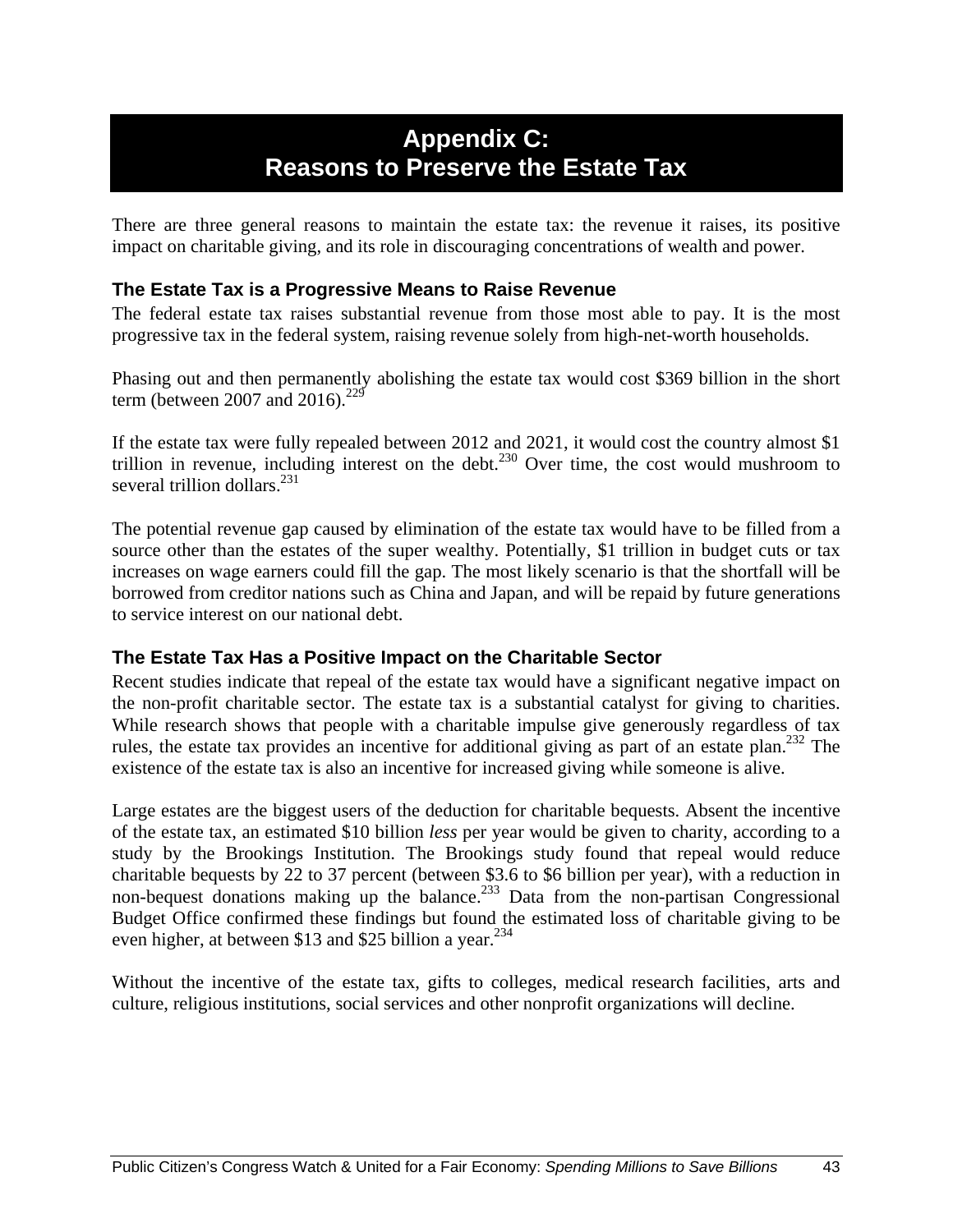# Appendix C: Reasons to Preserve the Estate Tax

There are three general reasons to maintain the estate tax: the revenue it raises, its positive impact on charitable giving, and its role in discouraging concentrations of wealth and power.

### The Estate Tax is a Progressive Means to Raise Revenue

The federal estate tax raises substantial revenue from those most able to pay. It is the most progressive tax in the federal system, raising revenue solely from high-net-worth households.

Phasing out and then permanently abolishing the estate tax would cost $369 billion in the short term (between 2007 and 2016).[229]

If the estate tax were fully repealed between 2012 and 2021, it would cost the country almost $1 trillion in revenue, including interest on the debt.[230] Over time, the cost would mushroom to several trillion dollars.[231]

The potential revenue gap caused by elimination of the estate tax would have to be filled from a source other than the estates of the super wealthy. Potentially, $1 trillion in budget cuts or tax increases on wage earners could fill the gap. The most likely scenario is that the shortfall will be borrowed from creditor nations such as China and Japan, and will be repaid by future generations to service interest on our national debt.

### The Estate Tax Has a Positive Impact on the Charitable Sector

Recent studies indicate that repeal of the estate tax would have a significant negative impact on the non-profit charitable sector. The estate tax is a substantial catalyst for giving to charities. While research shows that people with a charitable impulse give generously regardless of tax rules, the estate tax provides an incentive for additional giving as part of an estate plan.[232] The existence of the estate tax is also an incentive for increased giving while someone is alive.

Large estates are the biggest users of the deduction for charitable bequests. Absent the incentive of the estate tax, an estimated $10 billion *less* per year would be given to charity, according to a study by the Brookings Institution. The Brookings study found that repeal would reduce charitable bequests by 22 to 37 percent (between $3.6 to $6 billion per year), with a reduction in non-bequest donations making up the balance.[233] Data from the non-partisan Congressional Budget Office confirmed these findings but found the estimated loss of charitable giving to be even higher, at between $13 and $25 billion a year.[234]

Without the incentive of the estate tax, gifts to colleges, medical research facilities, arts and culture, religious institutions, social services and other nonprofit organizations will decline.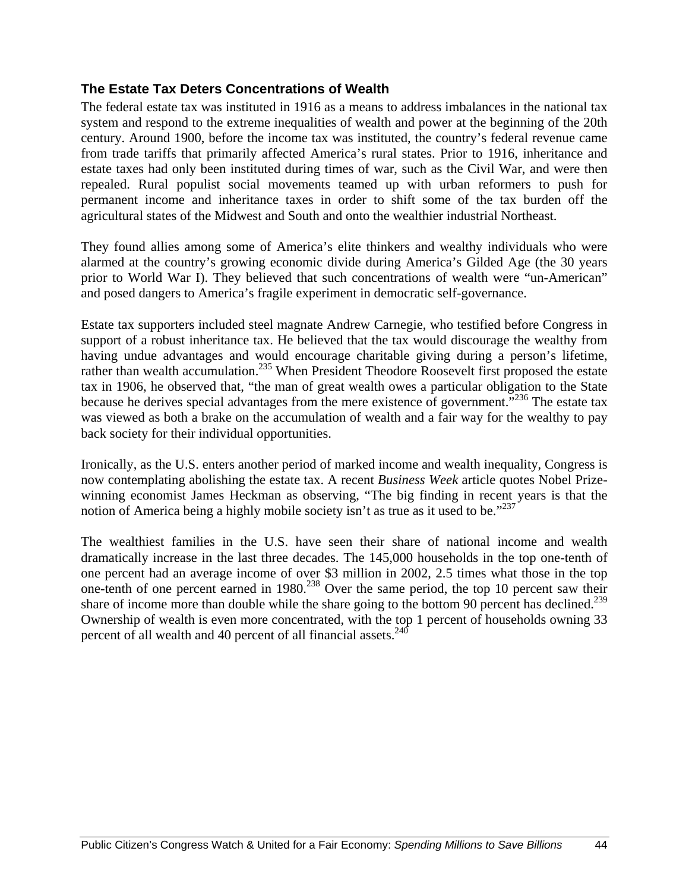### The Estate Tax Deters Concentrations of Wealth

The federal estate tax was instituted in 1916 as a means to address imbalances in the national tax system and respond to the extreme inequalities of wealth and power at the beginning of the 20th century. Around 1900, before the income tax was instituted, the country's federal revenue came from trade tariffs that primarily affected America's rural states. Prior to 1916, inheritance and estate taxes had only been instituted during times of war, such as the Civil War, and were then repealed. Rural populist social movements teamed up with urban reformers to push for permanent income and inheritance taxes in order to shift some of the tax burden off the agricultural states of the Midwest and South and onto the wealthier industrial Northeast.

They found allies among some of America's elite thinkers and wealthy individuals who were alarmed at the country's growing economic divide during America's Gilded Age (the 30 years prior to World War I). They believed that such concentrations of wealth were "un-American" and posed dangers to America's fragile experiment in democratic self-governance.

Estate tax supporters included steel magnate Andrew Carnegie, who testified before Congress in support of a robust inheritance tax. He believed that the tax would discourage the wealthy from having undue advantages and would encourage charitable giving during a person's lifetime, rather than wealth accumulation.[235] When President Theodore Roosevelt first proposed the estate tax in 1906, he observed that, "the man of great wealth owes a particular obligation to the State because he derives special advantages from the mere existence of government."[236] The estate tax was viewed as both a brake on the accumulation of wealth and a fair way for the wealthy to pay back society for their individual opportunities.

Ironically, as the U.S. enters another period of marked income and wealth inequality, Congress is now contemplating abolishing the estate tax. A recent *Business Week* article quotes Nobel Prize-winning economist James Heckman as observing, "The big finding in recent years is that the notion of America being a highly mobile society isn't as true as it used to be."[237]

The wealthiest families in the U.S. have seen their share of national income and wealth dramatically increase in the last three decades. The 145,000 households in the top one-tenth of one percent had an average income of over $3 million in 2002, 2.5 times what those in the top one-tenth of one percent earned in 1980.[238] Over the same period, the top 10 percent saw their share of income more than double while the share going to the bottom 90 percent has declined.[239] Ownership of wealth is even more concentrated, with the top 1 percent of households owning 33 percent of all wealth and 40 percent of all financial assets.[240]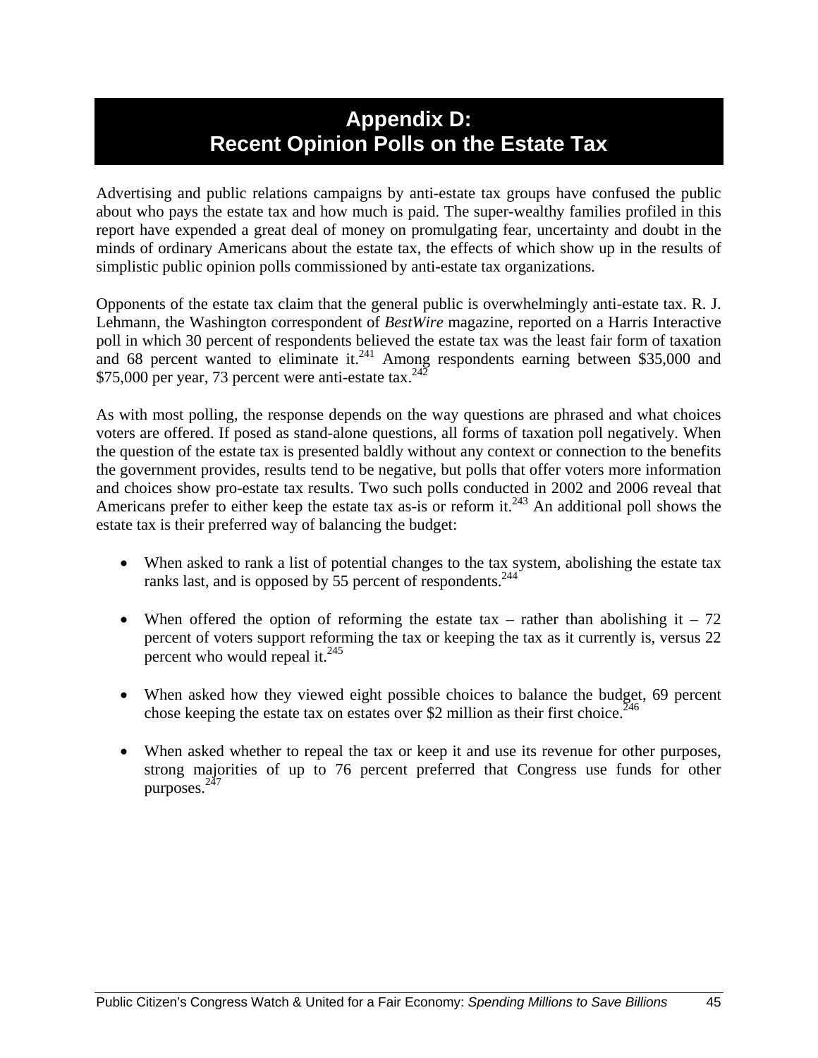# Appendix D: Recent Opinion Polls on the Estate Tax

Advertising and public relations campaigns by anti-estate tax groups have confused the public about who pays the estate tax and how much is paid. The super-wealthy families profiled in this report have expended a great deal of money on promulgating fear, uncertainty and doubt in the minds of ordinary Americans about the estate tax, the effects of which show up in the results of simplistic public opinion polls commissioned by anti-estate tax organizations.

Opponents of the estate tax claim that the general public is overwhelmingly anti-estate tax. R. J. Lehmann, the Washington correspondent of *BestWire* magazine, reported on a Harris Interactive poll in which 30 percent of respondents believed the estate tax was the least fair form of taxation and 68 percent wanted to eliminate it.[241] Among respondents earning between $35,000 and $75,000 per year, 73 percent were anti-estate tax.[242]

As with most polling, the response depends on the way questions are phrased and what choices voters are offered. If posed as stand-alone questions, all forms of taxation poll negatively. When the question of the estate tax is presented baldly without any context or connection to the benefits the government provides, results tend to be negative, but polls that offer voters more information and choices show pro-estate tax results. Two such polls conducted in 2002 and 2006 reveal that Americans prefer to either keep the estate tax as-is or reform it.[243] An additional poll shows the estate tax is their preferred way of balancing the budget:

- When asked to rank a list of potential changes to the tax system, abolishing the estate tax ranks last, and is opposed by 55 percent of respondents.[244]
- When offered the option of reforming the estate tax – rather than abolishing it – 72 percent of voters support reforming the tax or keeping the tax as it currently is, versus 22 percent who would repeal it.[245]
- When asked how they viewed eight possible choices to balance the budget, 69 percent chose keeping the estate tax on estates over $2 million as their first choice.[246]
- When asked whether to repeal the tax or keep it and use its revenue for other purposes, strong majorities of up to 76 percent preferred that Congress use funds for other purposes.[247]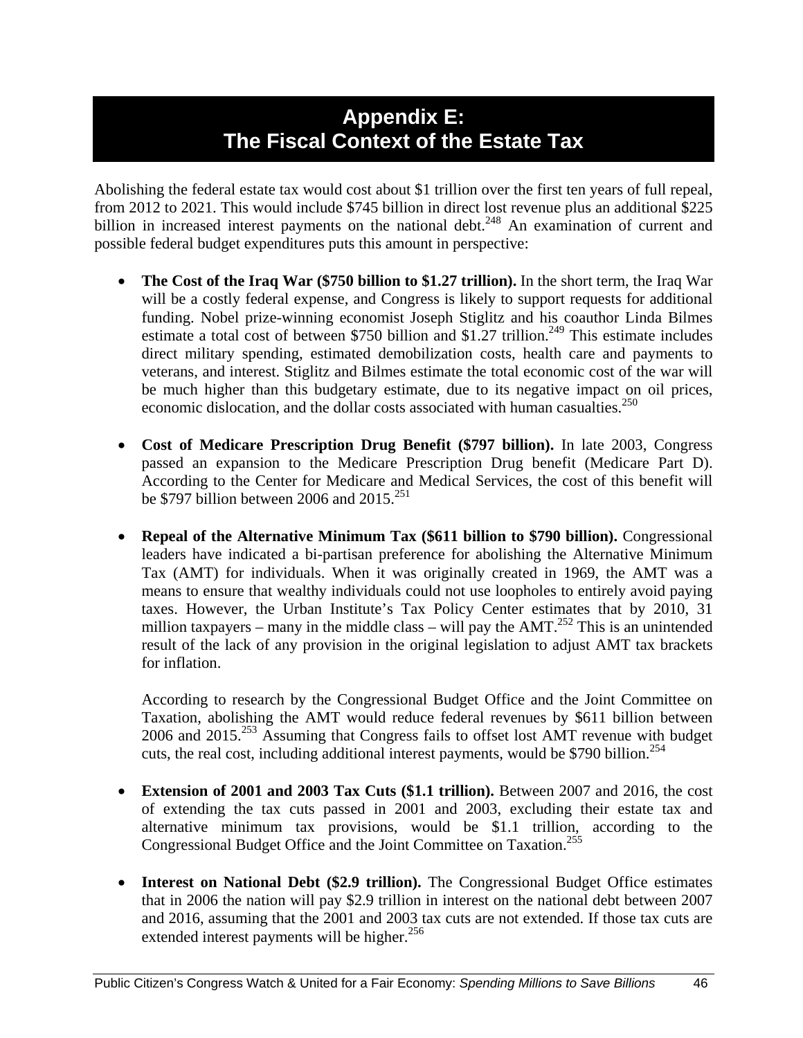# Appendix E: The Fiscal Context of the Estate Tax

Abolishing the federal estate tax would cost about $1 trillion over the first ten years of full repeal, from 2012 to 2021. This would include $745 billion in direct lost revenue plus an additional $225 billion in increased interest payments on the national debt.[248] An examination of current and possible federal budget expenditures puts this amount in perspective:

- **The Cost of the Iraq War ($750 billion to $1.27 trillion).** In the short term, the Iraq War will be a costly federal expense, and Congress is likely to support requests for additional funding. Nobel prize-winning economist Joseph Stiglitz and his coauthor Linda Bilmes estimate a total cost of between $750 billion and $1.27 trillion.[249] This estimate includes direct military spending, estimated demobilization costs, health care and payments to veterans, and interest. Stiglitz and Bilmes estimate the total economic cost of the war will be much higher than this budgetary estimate, due to its negative impact on oil prices, economic dislocation, and the dollar costs associated with human casualties.[250]

- **Cost of Medicare Prescription Drug Benefit ($797 billion).** In late 2003, Congress passed an expansion to the Medicare Prescription Drug benefit (Medicare Part D). According to the Center for Medicare and Medical Services, the cost of this benefit will be $797 billion between 2006 and 2015.[251]

- **Repeal of the Alternative Minimum Tax ($611 billion to $790 billion).** Congressional leaders have indicated a bi-partisan preference for abolishing the Alternative Minimum Tax (AMT) for individuals. When it was originally created in 1969, the AMT was a means to ensure that wealthy individuals could not use loopholes to entirely avoid paying taxes. However, the Urban Institute's Tax Policy Center estimates that by 2010, 31 million taxpayers – many in the middle class – will pay the AMT.[252] This is an unintended result of the lack of any provision in the original legislation to adjust AMT tax brackets for inflation.

  According to research by the Congressional Budget Office and the Joint Committee on Taxation, abolishing the AMT would reduce federal revenues by $611 billion between 2006 and 2015.[253] Assuming that Congress fails to offset lost AMT revenue with budget cuts, the real cost, including additional interest payments, would be $790 billion.[254]

- **Extension of 2001 and 2003 Tax Cuts ($1.1 trillion).** Between 2007 and 2016, the cost of extending the tax cuts passed in 2001 and 2003, excluding their estate tax and alternative minimum tax provisions, would be $1.1 trillion, according to the Congressional Budget Office and the Joint Committee on Taxation.[255]

- **Interest on National Debt ($2.9 trillion).** The Congressional Budget Office estimates that in 2006 the nation will pay $2.9 trillion in interest on the national debt between 2007 and 2016, assuming that the 2001 and 2003 tax cuts are not extended. If those tax cuts are extended interest payments will be higher.[256]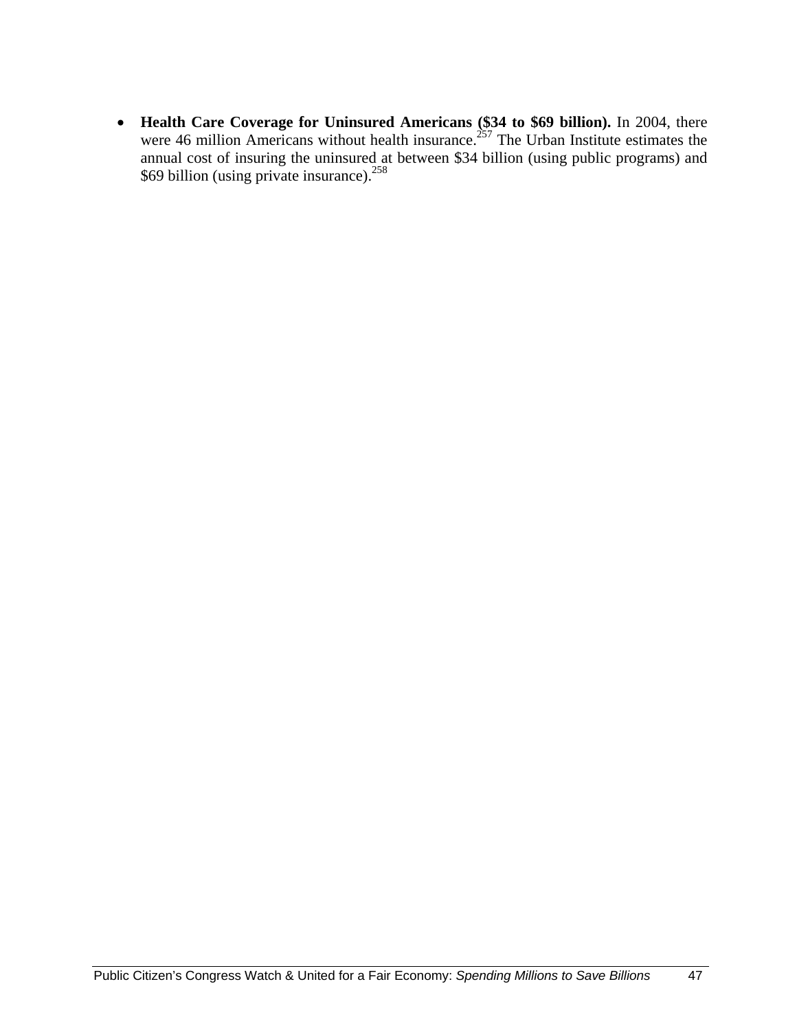- **Health Care Coverage for Uninsured Americans ($34 to $69 billion).** In 2004, there were 46 million Americans without health insurance.[257] The Urban Institute estimates the annual cost of insuring the uninsured at between $34 billion (using public programs) and $69 billion (using private insurance).[258]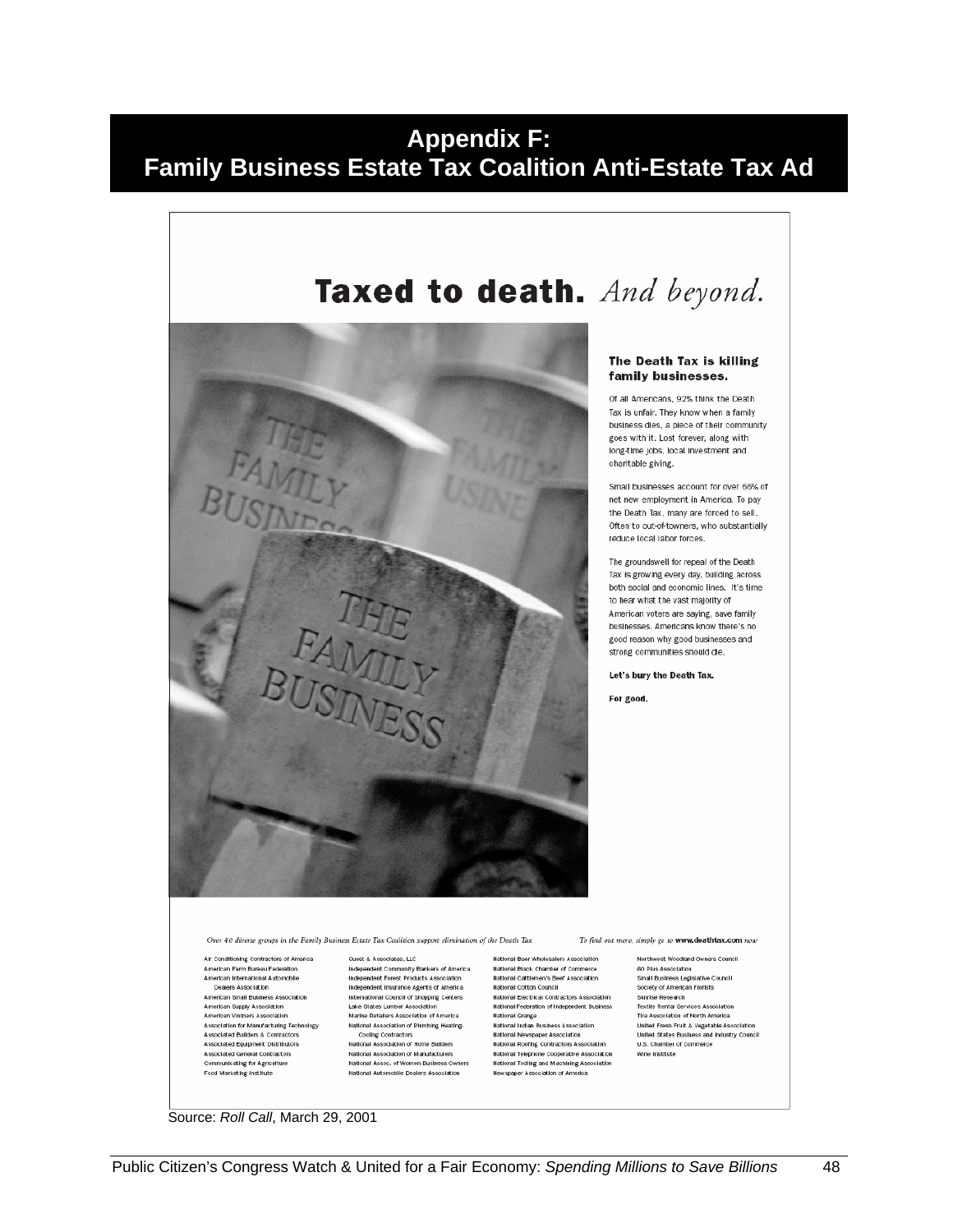# Appendix F:
# Family Business Estate Tax Coalition Anti-Estate Tax Ad

## Taxed to death. *And beyond.*

**The Death Tax is killing family businesses.**

Of all Americans, 92% think the Death Tax is unfair. They know when a family business dies, a piece of their community goes with it. Lost forever, along with long-time jobs, local investment and charitable giving.

Small businesses account for over 66% of net new employment in America. To pay the Death Tax, many are forced to sell. Often to out-of-towners, who substantially reduce local labor forces.

The groundswell for repeal of the Death Tax is growing every day, building across both social and economic lines. It's time to hear what the vast majority of American voters are saying, save family businesses. Americans know there's no good reason why good businesses and strong communities should die.

**Let's bury the Death Tax.**

**For good.**

*Over 40 diverse groups in the Family Business Estate Tax Coalition support elimination of the Death Tax* *To find out more, simply go to* **www.deathtax.com** *now*

Air Conditioning Contractors of America
American Farm Bureau Federation
American International Automobile Dealers Association
American Small Business Association
American Supply Association
American Vintners Association
Association for Manufacturing Technology
Associated Builders & Contractors
Associated Equipment Distributors
Associated General Contractors
Communicating for Agriculture
Food Marketing Institute
Guest & Associates, LLC
Independent Community Bankers of America
Independent Forest Products Association
Independent Insurance Agents of America
International Council of Shopping Centers
Lake States Lumber Association
Marine Retailers Association of America
National Association of Plumbing Heating-Cooling Contractors
National Association of Home Builders
National Association of Manufacturers
National Assoc. of Women Business Owners
National Automobile Dealers Association
National Beer Wholesalers Association
National Black Chamber of Commerce
National Cattlemen's Beef Association
National Cotton Council
National Electrical Contractors Association
National Federation of Independent Business
National Grange
National Indian Business Association
National Newspaper Association
National Roofing Contractors Association
National Telephone Cooperative Association
National Tooling and Machining Association
Newspaper Association of America
Northwest Woodland Owners Council
60 Plus Association
Small Business Legislative Council
Society of American Florists
Sunrise Research
Textile Rental Services Association
Tire Association of North America
United Fresh Fruit & Vegetable Association
United States Business and Industry Council
U.S. Chamber of Commerce
Wine Institute

Source: *Roll Call*, March 29, 2001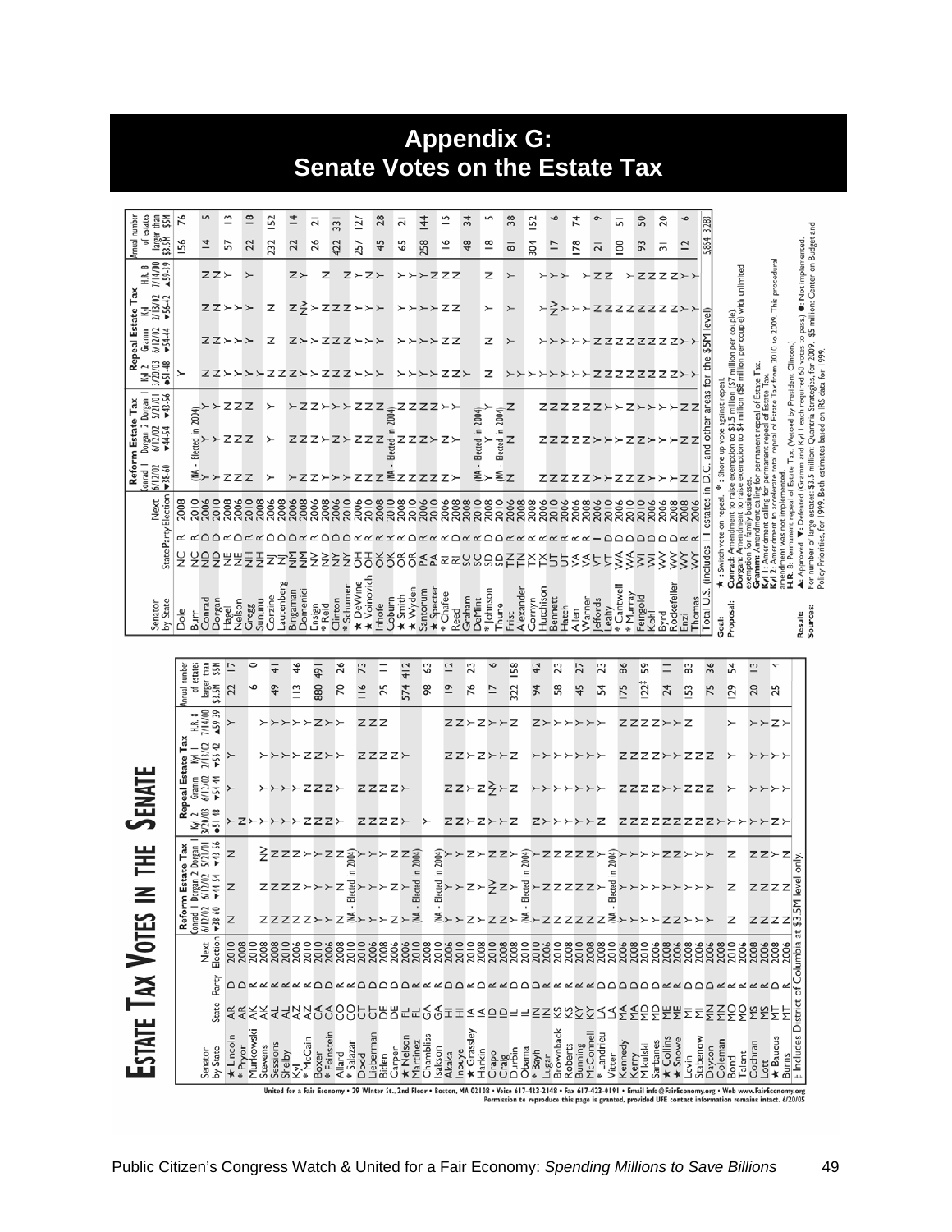# Appendix G: Senate Votes on the Estate Tax

## Estate Tax Votes in the Senate

| Senator by State | State | Party | Next Election | Reform Estate Tax: Conrad 1 6/12/02 ▼38-60 | Reform Estate Tax: Dorgan 2 6/12/02 ▼44-54 | Reform Estate Tax: Dorgan 1 5/21/01 ▼43-56 | Repeal Estate Tax: Kyl 2 3/20/03 ●51-48 | Repeal Estate Tax: Gramm 6/12/02 ▼54-44 | Repeal Estate Tax: Kyl 1 2/13/02 ▼56-42 | Repeal Estate Tax: H.R. 8 7/14/00 ▲59-39 | Annual number of estates larger than $3.5M | Annual number of estates larger than $5M |
|---|---|---|---|---|---|---|---|---|---|---|---|---|
| ★ Lincoln | AR | D | 2010 | N | N | N | Y | Y | Y | Y | 22 | 17 |
| * Pryor | AR | D | 2008 | | | | N | | | | | |
| Murkowski | AK | R | 2010 | | | | Y | | | | 6 | 0 |
| Stevens | AK | R | 2008 | N | N | N | Y | Y | Y | Y | | |
| Sessions | AL | R | 2008 | N | N | N | Y | Y | Y | Y | 49 | 41 |
| Shelby | AL | R | 2010 | N | N | N | Y | Y | Y | Y | | |
| Kyl | AZ | R | 2006 | N | N | N | Y | Y | Y | Y | 113 | 46 |
| * McCain | AZ | R | 2010 | Y | Y | Y | N | N | N | Y | | |
| Boxer | CA | D | 2010 | Y | Y | Y | N | N | N | N | 880 | 491 |
| * Feinstein | CA | D | 2006 | Y | Y | Y | N | N | N | Y | | |
| Allard | CO | R | 2008 | N | N | N | Y | Y | Y | Y | 70 | 26 |
| * Salazar | CO | D | 2010 | (NA - Elected in 2004) | | | | | | | | |
| Dodd | CT | D | 2010 | Y | Y | Y | N | N | N | N | 116 | 73 |
| Lieberman | CT | D | 2006 | Y | Y | Y | N | N | N | N | | |
| Biden | DE | D | 2008 | Y | Y | Y | N | N | N | N | 25 | 11 |
| Carper | DE | D | 2006 | Y | Y | Y | N | N | N | Y | | |
| ★ Nelson | FL | D | 2006 | N | Y | Y | Y | Y | Y | | 574 | 412 |
| Martinez | FL | R | 2010 | (NA - Elected in 2004) | | | | | | | | |
| Chambliss | GA | R | 2008 | | | | Y | | | | 98 | 63 |
| Isakson | GA | R | 2010 | (NA - Elected in 2004) | | | | | | | | |
| Akaka | HI | D | 2006 | Y | Y | Y | N | N | N | N | 19 | 12 |
| Inouye | HI | D | 2010 | Y | Y | Y | N | N | N | N | | |
| ★ Grassley | IA | R | 2010 | N | N | N | Y | Y | Y | Y | 76 | 23 |
| Harkin | IA | D | 2008 | Y | Y | Y | N | N | N | N | | |
| Crapo | ID | R | 2010 | N | N | N | Y | Y | Y | Y | 17 | 6 |
| Craig | ID | R | 2008 | N | N | N | Y | Y | Y | Y | | |
| Durbin | IL | D | 2008 | Y | Y | Y | N | N | N | N | 322 | 158 |
| Obama | IL | D | 2010 | (NA - Elected in 2004) | | | | | | | | |
| * Bayh | IN | D | 2010 | Y | Y | Y | N | N | N | N | 94 | 42 |
| Lugar | IN | R | 2006 | N | N | N | Y | Y | Y | Y | | |
| Brownback | KS | R | 2010 | N | N | N | Y | Y | Y | Y | 58 | 23 |
| Roberts | KS | R | 2008 | N | N | N | Y | Y | Y | Y | | |
| Bunning | KY | R | 2010 | N | N | N | Y | Y | Y | Y | 45 | 27 |
| McConnell | KY | R | 2008 | N | N | N | Y | Y | Y | Y | | |
| * Landrieu | LA | D | 2008 | Y | Y | Y | N | Y | Y | Y | 54 | 23 |
| Vitter | LA | R | 2010 | (NA - Elected in 2004) | | | | | | | | |
| Kennedy | MA | D | 2006 | Y | Y | Y | N | N | N | N | 175 | 86 |
| Kerry | MA | D | 2008 | Y | Y | Y | N | N | N | N | | |
| Mikulski | MD | D | 2010 | Y | Y | Y | N | N | N | N | 122‡ | 59 |
| Sarbanes | MD | D | 2006 | Y | Y | Y | N | N | N | N | | |
| ★ Collins | ME | R | 2008 | N | N | Y | N | Y | Y | Y | 24 | 11 |
| ★ Snowe | ME | R | 2006 | N | N | Y | N | Y | Y | Y | | |
| Levin | MI | D | 2008 | Y | Y | Y | N | N | N | N | 153 | 83 |
| Stabenow | MI | D | 2006 | Y | Y | Y | N | N | N | | | |
| Coleman | MN | R | 2008 | | | | Y | | | | 75 | 36 |
| Dayton | MN | D | 2006 | Y | Y | Y | N | N | N | | | |
| Bond | MO | R | 2010 | N | N | N | Y | Y | Y | Y | 129 | 54 |
| Talent | MO | R | 2006 | | | | Y | | | | | |
| Cochran | MS | R | 2008 | N | N | N | Y | Y | Y | Y | 20 | 13 |
| Lott | MS | R | 2006 | N | N | N | Y | Y | Y | Y | | |
| ★ Baucus | MT | D | 2008 | Y | Y | Y | N | Y | Y | N | 25 | 4 |
| Burns | MT | R | 2006 | N | N | N | Y | Y | Y | Y | | |

‡ Includes District of Columbia at $3.5M level only.

| Senator by State | State | Party | Next Election | Reform Estate Tax: Conrad 1 6/12/02 ▼38-60 | Reform Estate Tax: Dorgan 2 6/12/02 ▼44-54 | Reform Estate Tax: Dorgan 1 5/21/01 ▼43-56 | Repeal Estate Tax: Kyl 2 3/20/03 ●51-48 | Repeal Estate Tax: Gramm 6/12/02 ▼54-44 | Repeal Estate Tax: Kyl 1 2/13/02 ▼56-42 | Repeal Estate Tax: H.R. 8 7/14/00 ▲59-39 | Annual number of estates larger than $3.5M | Annual number of estates larger than $5M |
|---|---|---|---|---|---|---|---|---|---|---|---|---|
| Dole | NC | R | 2008 | | | | Y | | | | 156 | 76 |
| Burr | NC | R | 2010 | (NA - Elected in 2004) | | | | | | | | |
| Conrad | ND | D | 2006 | Y | Y | Y | N | N | N | N | 14 | 5 |
| Dorgan | ND | D | 2010 | Y | Y | Y | N | N | N | N | | |
| Hagel | NE | R | 2008 | N | N | N | Y | Y | Y | Y | 57 | 13 |
| Nelson | NE | D | 2006 | N | N | N | Y | Y | Y | | | |
| Gregg | NH | R | 2010 | N | N | N | Y | Y | Y | Y | 22 | 18 |
| Sununu | NH | R | 2008 | | | | Y | | | | | |
| Corzine | NJ | D | 2006 | Y | Y | Y | N | N | N | | 232 | 152 |
| Lautenberg | NJ | D | 2008 | | | | N | | | | | |
| Bingaman | NM | D | 2006 | Y | Y | Y | N | N | N/Y | N | 22 | 14 |
| Domenici | NM | R | 2008 | N | N | N | Y | Y | Y | Y | | |
| Ensign | NV | R | 2006 | N | N | N | Y | Y | Y | | 26 | 21 |
| * Reid | NV | D | 2010 | Y | Y | Y | N | N | N | N | | |
| Clinton | NY | D | 2006 | Y | Y | Y | N | N | N | | 422 | 331 |
| * Schumer | NY | D | 2010 | Y | Y | Y | N | N | N | N | | |
| ★ DeWine | OH | R | 2006 | N | N | N | Y | Y | Y | Y | 257 | 127 |
| ★ Voinovich | OH | R | 2010 | N | N | N | Y | Y | Y | N | | |
| Inhofe | OK | R | 2008 | N | N | N | Y | Y | Y | Y | 45 | 28 |
| Coburn | OK | R | 2010 | (NA - Elected in 2004) | | | | | | | | |
| ★ Smith | OR | R | 2008 | N | N | N | Y | Y | Y | Y | 65 | 21 |
| ★ Wyden | OR | D | 2010 | N | N | N | Y | Y | Y | Y | | |
| Santorum | PA | R | 2006 | N | N | N | Y | Y | Y | Y | 258 | 144 |
| ★ Specter | PA | R | 2010 | N | N | N | Y | Y | Y | N | | |
| * Chafee | RI | R | 2006 | Y | Y | Y | N | N | N | N | 16 | 15 |
| Reed | RI | D | 2008 | Y | Y | Y | N | N | N | N | | |
| Graham | SC | R | 2008 | | | | Y | | | | 48 | 34 |
| DeMint | SC | R | 2010 | (NA - Elected in 2004) | | | | | | | | |
| * Johnson | SD | D | 2008 | Y | Y | Y | N | N | Y | N | 18 | 5 |
| Thune | SD | R | 2010 | (NA - Elected in 2004) | | | | | | | | |
| Frist | TN | R | 2006 | N | N | N | Y | Y | Y | Y | 81 | 38 |
| Alexander | TN | R | 2008 | | | | Y | | | | | |
| Cornyn | TX | R | 2008 | | | | Y | | | | 304 | 152 |
| Hutchison | TX | R | 2006 | N | N | N | Y | Y | Y | Y | | |
| Bennett | UT | R | 2010 | N | N | N | Y | Y | Y | Y | 17 | 6 |
| Hatch | UT | R | 2006 | N | N | N | Y | Y | Y/N | Y | | |
| Allen | VA | R | 2006 | N | N | N | Y | Y | Y | | 178 | 74 |
| Warner | VA | R | 2008 | N | N | N | Y | Y | Y | Y | | |
| Jeffords | VT | I | 2006 | N | N | N | Y | Y | Y | Y | 21 | 9 |
| Leahy | VT | D | 2010 | Y | Y | Y | N | N | N | N | | |
| * Cantwell | WA | D | 2006 | Y | Y | Y | N | N | N | | 100 | 51 |
| * Murray | WA | D | 2010 | Y | Y | Y | N | N | N | N | | |
| Feingold | WI | D | 2010 | Y | Y | Y | N | N | N | N | 93 | 50 |
| Kohl | WI | D | 2006 | Y | Y | Y | N | N | N | N | | |
| Byrd | WV | D | 2006 | Y | Y | Y | N | N | N | N | 31 | 20 |
| Rockefeller | WV | D | 2008 | Y | Y | Y | N | N | N | N | | |
| Enzi | WY | R | 2008 | N | N | N | Y | Y | Y | Y | 12 | 6 |
| Thomas | WY | R | 2006 | N | N | N | Y | Y | Y | Y | | |
| Total U.S. (includes 11 estates in D.C. and other areas for the $5M level) | | | | | | | | | | | 5,854 | 3,288 |

**Goal:** ★ : Switch vote on repeal. * : Shore up vote against repeal.

**Proposal:**
**Conrad:** Amendment to raise exemption to $3.5 million ($7 million per couple).
**Dorgan:** Amendment to raise exemption to $4 million ($8 million per couple) with unlimited exemption for family businesses.
**Gramm:** Amendment calling for permanent repeal of Estate Tax.
**Kyl 1:** Amendment calling for permanent repeal of Estate Tax.
**Kyl 2:** Amendment to accelerate total repeal of Estate Tax from 2010 to 2009. This procedural amendment was not implemented.
**H.R. 8:** Permanent repeal of Estate Tax. (Vetoed by President Clinton.)

**Result:** ▲: Approved ▼: Defeated (Gramm and Kyl I each required 60 votes to pass) ●: Not implemented.

**Sources:** For number of large estates: $3.5 million: Quantria Strategies, for 2009. $5 million: Center on Budget and Policy Priorities, for 1999. Both estimates based on IRS data for 1999.

United for a Fair Economy • 29 Winter St., 2nd Floor • Boston, MA 02108 • Voice 617-423-2148 • Fax 617-423-0191 • Email info@FairEconomy.org • Web www.FairEconomy.org
Permission to reproduce this page is granted, provided UFE contact information remains intact. 6/20/05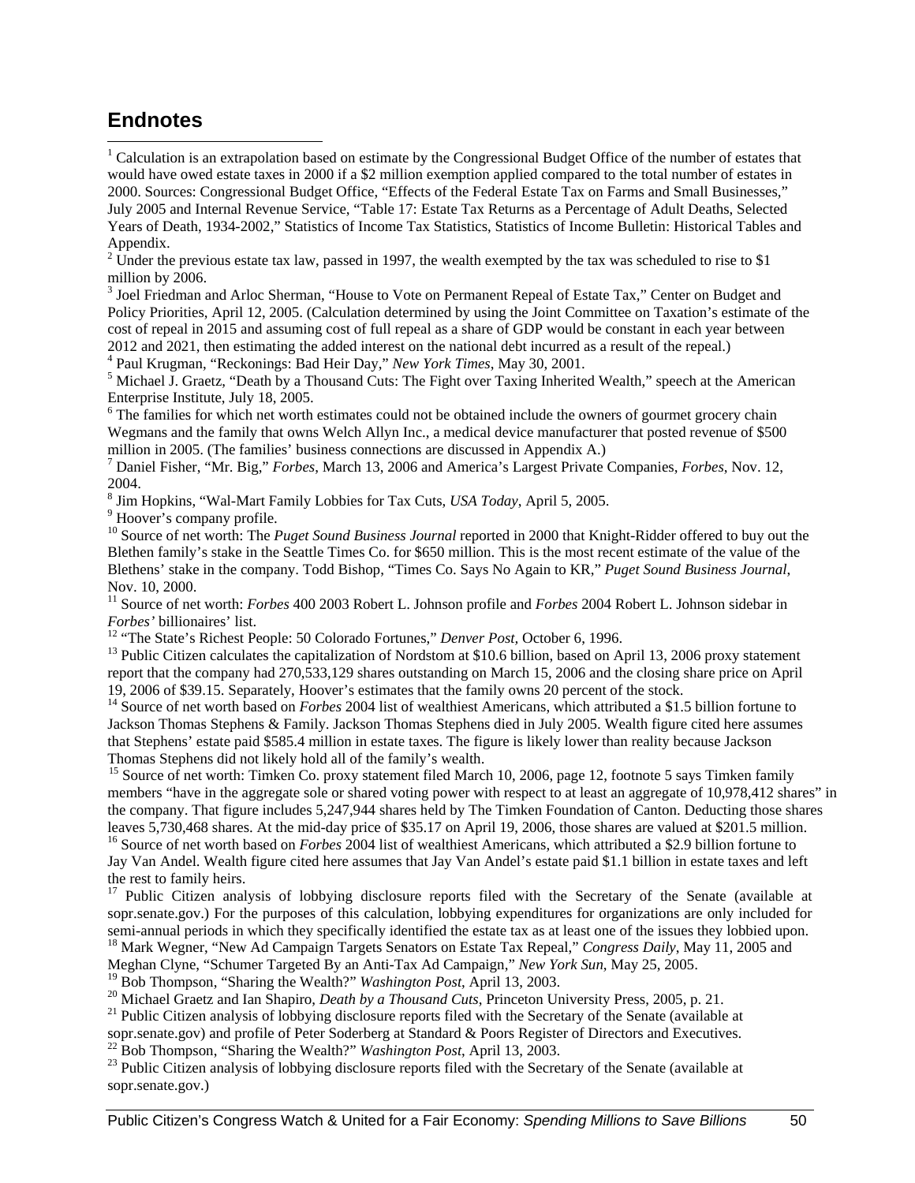## Endnotes

[1] Calculation is an extrapolation based on estimate by the Congressional Budget Office of the number of estates that would have owed estate taxes in 2000 if a $2 million exemption applied compared to the total number of estates in 2000. Sources: Congressional Budget Office, "Effects of the Federal Estate Tax on Farms and Small Businesses," July 2005 and Internal Revenue Service, "Table 17: Estate Tax Returns as a Percentage of Adult Deaths, Selected Years of Death, 1934-2002," Statistics of Income Tax Statistics, Statistics of Income Bulletin: Historical Tables and Appendix.

[2] Under the previous estate tax law, passed in 1997, the wealth exempted by the tax was scheduled to rise to $1 million by 2006.

[3] Joel Friedman and Arloc Sherman, "House to Vote on Permanent Repeal of Estate Tax," Center on Budget and Policy Priorities, April 12, 2005. (Calculation determined by using the Joint Committee on Taxation's estimate of the cost of repeal in 2015 and assuming cost of full repeal as a share of GDP would be constant in each year between 2012 and 2021, then estimating the added interest on the national debt incurred as a result of the repeal.)

[4] Paul Krugman, "Reckonings: Bad Heir Day," *New York Times*, May 30, 2001.

[5] Michael J. Graetz, "Death by a Thousand Cuts: The Fight over Taxing Inherited Wealth," speech at the American Enterprise Institute, July 18, 2005.

[6] The families for which net worth estimates could not be obtained include the owners of gourmet grocery chain Wegmans and the family that owns Welch Allyn Inc., a medical device manufacturer that posted revenue of $500 million in 2005. (The families' business connections are discussed in Appendix A.)

[7] Daniel Fisher, "Mr. Big," *Forbes*, March 13, 2006 and America's Largest Private Companies, *Forbes*, Nov. 12, 2004.

[8] Jim Hopkins, "Wal-Mart Family Lobbies for Tax Cuts, *USA Today*, April 5, 2005.

[9] Hoover's company profile.

[10] Source of net worth: The *Puget Sound Business Journal* reported in 2000 that Knight-Ridder offered to buy out the Blethen family's stake in the Seattle Times Co. for $650 million. This is the most recent estimate of the value of the Blethens' stake in the company. Todd Bishop, "Times Co. Says No Again to KR," *Puget Sound Business Journal*, Nov. 10, 2000.

[11] Source of net worth: *Forbes* 400 2003 Robert L. Johnson profile and *Forbes* 2004 Robert L. Johnson sidebar in *Forbes'* billionaires' list.

[12] "The State's Richest People: 50 Colorado Fortunes," *Denver Post*, October 6, 1996.

[13] Public Citizen calculates the capitalization of Nordstom at $10.6 billion, based on April 13, 2006 proxy statement report that the company had 270,533,129 shares outstanding on March 15, 2006 and the closing share price on April 19, 2006 of $39.15. Separately, Hoover's estimates that the family owns 20 percent of the stock.

[14] Source of net worth based on *Forbes* 2004 list of wealthiest Americans, which attributed a $1.5 billion fortune to Jackson Thomas Stephens & Family. Jackson Thomas Stephens died in July 2005. Wealth figure cited here assumes that Stephens' estate paid $585.4 million in estate taxes. The figure is likely lower than reality because Jackson Thomas Stephens did not likely hold all of the family's wealth.

[15] Source of net worth: Timken Co. proxy statement filed March 10, 2006, page 12, footnote 5 says Timken family members "have in the aggregate sole or shared voting power with respect to at least an aggregate of 10,978,412 shares" in the company. That figure includes 5,247,944 shares held by The Timken Foundation of Canton. Deducting those shares leaves 5,730,468 shares. At the mid-day price of $35.17 on April 19, 2006, those shares are valued at $201.5 million.

[16] Source of net worth based on *Forbes* 2004 list of wealthiest Americans, which attributed a $2.9 billion fortune to Jay Van Andel. Wealth figure cited here assumes that Jay Van Andel's estate paid $1.1 billion in estate taxes and left the rest to family heirs.

[17] Public Citizen analysis of lobbying disclosure reports filed with the Secretary of the Senate (available at sopr.senate.gov.) For the purposes of this calculation, lobbying expenditures for organizations are only included for semi-annual periods in which they specifically identified the estate tax as at least one of the issues they lobbied upon.

[18] Mark Wegner, "New Ad Campaign Targets Senators on Estate Tax Repeal," *Congress Daily*, May 11, 2005 and Meghan Clyne, "Schumer Targeted By an Anti-Tax Ad Campaign," *New York Sun*, May 25, 2005.

[19] Bob Thompson, "Sharing the Wealth?" *Washington Post*, April 13, 2003.

[20] Michael Graetz and Ian Shapiro, *Death by a Thousand Cuts*, Princeton University Press, 2005, p. 21.

[21] Public Citizen analysis of lobbying disclosure reports filed with the Secretary of the Senate (available at sopr.senate.gov) and profile of Peter Soderberg at Standard & Poors Register of Directors and Executives.

[22] Bob Thompson, "Sharing the Wealth?" *Washington Post*, April 13, 2003.

[23] Public Citizen analysis of lobbying disclosure reports filed with the Secretary of the Senate (available at sopr.senate.gov.)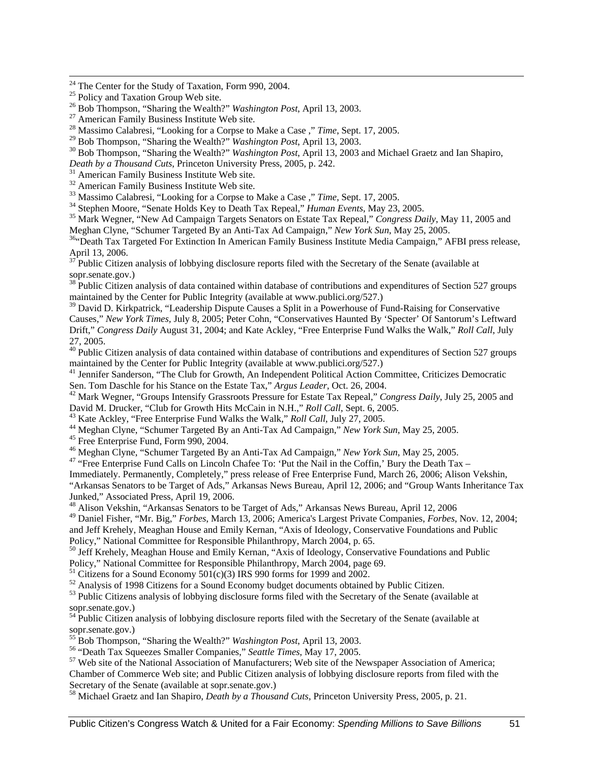[24] The Center for the Study of Taxation, Form 990, 2004.

[25] Policy and Taxation Group Web site.

[26] Bob Thompson, "Sharing the Wealth?" *Washington Post*, April 13, 2003.

[27] American Family Business Institute Web site.

[28] Massimo Calabresi, "Looking for a Corpse to Make a Case ," *Time*, Sept. 17, 2005.

[29] Bob Thompson, "Sharing the Wealth?" *Washington Post*, April 13, 2003.

[30] Bob Thompson, "Sharing the Wealth?" *Washington Post*, April 13, 2003 and Michael Graetz and Ian Shapiro, *Death by a Thousand Cuts*, Princeton University Press, 2005, p. 242.

[31] American Family Business Institute Web site.

[32] American Family Business Institute Web site.

[33] Massimo Calabresi, "Looking for a Corpse to Make a Case ," *Time*, Sept. 17, 2005.

[34] Stephen Moore, "Senate Holds Key to Death Tax Repeal," *Human Events*, May 23, 2005.

[35] Mark Wegner, "New Ad Campaign Targets Senators on Estate Tax Repeal," *Congress Daily*, May 11, 2005 and Meghan Clyne, "Schumer Targeted By an Anti-Tax Ad Campaign," *New York Sun*, May 25, 2005.

[36] "Death Tax Targeted For Extinction In American Family Business Institute Media Campaign," AFBI press release, April 13, 2006.

[37] Public Citizen analysis of lobbying disclosure reports filed with the Secretary of the Senate (available at sopr.senate.gov.)

[38] Public Citizen analysis of data contained within database of contributions and expenditures of Section 527 groups maintained by the Center for Public Integrity (available at www.publici.org/527.)

[39] David D. Kirkpatrick, "Leadership Dispute Causes a Split in a Powerhouse of Fund-Raising for Conservative Causes," *New York Times*, July 8, 2005; Peter Cohn, "Conservatives Haunted By 'Specter' Of Santorum's Leftward Drift," *Congress Daily* August 31, 2004; and Kate Ackley, "Free Enterprise Fund Walks the Walk," *Roll Call*, July 27, 2005.

[40] Public Citizen analysis of data contained within database of contributions and expenditures of Section 527 groups maintained by the Center for Public Integrity (available at www.publici.org/527.)

[41] Jennifer Sanderson, "The Club for Growth, An Independent Political Action Committee, Criticizes Democratic Sen. Tom Daschle for his Stance on the Estate Tax," *Argus Leader*, Oct. 26, 2004.

[42] Mark Wegner, "Groups Intensify Grassroots Pressure for Estate Tax Repeal," *Congress Daily*, July 25, 2005 and David M. Drucker, "Club for Growth Hits McCain in N.H.," *Roll Call*, Sept. 6, 2005.

[43] Kate Ackley, "Free Enterprise Fund Walks the Walk," *Roll Call*, July 27, 2005.

[44] Meghan Clyne, "Schumer Targeted By an Anti-Tax Ad Campaign," *New York Sun*, May 25, 2005.

[45] Free Enterprise Fund, Form 990, 2004.

[46] Meghan Clyne, "Schumer Targeted By an Anti-Tax Ad Campaign," *New York Sun*, May 25, 2005.

[47] "Free Enterprise Fund Calls on Lincoln Chafee To: 'Put the Nail in the Coffin,' Bury the Death Tax – Immediately. Permanently, Completely," press release of Free Enterprise Fund, March 26, 2006; Alison Vekshin, "Arkansas Senators to be Target of Ads," Arkansas News Bureau, April 12, 2006; and "Group Wants Inheritance Tax Junked," Associated Press, April 19, 2006.

[48] Alison Vekshin, "Arkansas Senators to be Target of Ads," Arkansas News Bureau, April 12, 2006

[49] Daniel Fisher, "Mr. Big," *Forbes*, March 13, 2006; America's Largest Private Companies, *Forbes*, Nov. 12, 2004; and Jeff Krehely, Meaghan House and Emily Kernan, "Axis of Ideology, Conservative Foundations and Public Policy," National Committee for Responsible Philanthropy, March 2004, p. 65.

[50] Jeff Krehely, Meaghan House and Emily Kernan, "Axis of Ideology, Conservative Foundations and Public Policy," National Committee for Responsible Philanthropy, March 2004, page 69.

[51] Citizens for a Sound Economy 501(c)(3) IRS 990 forms for 1999 and 2002.

[52] Analysis of 1998 Citizens for a Sound Economy budget documents obtained by Public Citizen.

[53] Public Citizens analysis of lobbying disclosure forms filed with the Secretary of the Senate (available at sopr.senate.gov.)

[54] Public Citizen analysis of lobbying disclosure reports filed with the Secretary of the Senate (available at sopr.senate.gov.)

[55] Bob Thompson, "Sharing the Wealth?" *Washington Post*, April 13, 2003.

[56] "Death Tax Squeezes Smaller Companies," *Seattle Times*, May 17, 2005.

[57] Web site of the National Association of Manufacturers; Web site of the Newspaper Association of America; Chamber of Commerce Web site; and Public Citizen analysis of lobbying disclosure reports from filed with the Secretary of the Senate (available at sopr.senate.gov.)

[58] Michael Graetz and Ian Shapiro, *Death by a Thousand Cuts*, Princeton University Press, 2005, p. 21.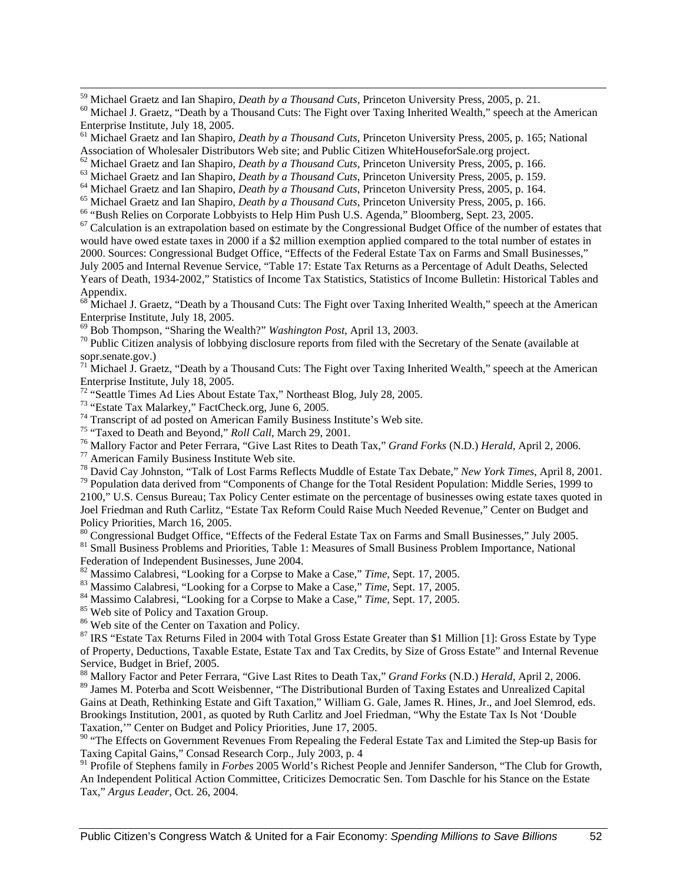[59] Michael Graetz and Ian Shapiro, *Death by a Thousand Cuts*, Princeton University Press, 2005, p. 21.

[60] Michael J. Graetz, "Death by a Thousand Cuts: The Fight over Taxing Inherited Wealth," speech at the American Enterprise Institute, July 18, 2005.

[61] Michael Graetz and Ian Shapiro, *Death by a Thousand Cuts*, Princeton University Press, 2005, p. 165; National Association of Wholesaler Distributors Web site; and Public Citizen WhiteHouseforSale.org project.

[62] Michael Graetz and Ian Shapiro, *Death by a Thousand Cuts*, Princeton University Press, 2005, p. 166.

[63] Michael Graetz and Ian Shapiro, *Death by a Thousand Cuts*, Princeton University Press, 2005, p. 159.

[64] Michael Graetz and Ian Shapiro, *Death by a Thousand Cuts*, Princeton University Press, 2005, p. 164.

[65] Michael Graetz and Ian Shapiro, *Death by a Thousand Cuts*, Princeton University Press, 2005, p. 166.

[66] "Bush Relies on Corporate Lobbyists to Help Him Push U.S. Agenda," Bloomberg, Sept. 23, 2005.

[67] Calculation is an extrapolation based on estimate by the Congressional Budget Office of the number of estates that would have owed estate taxes in 2000 if a $2 million exemption applied compared to the total number of estates in 2000. Sources: Congressional Budget Office, "Effects of the Federal Estate Tax on Farms and Small Businesses," July 2005 and Internal Revenue Service, "Table 17: Estate Tax Returns as a Percentage of Adult Deaths, Selected Years of Death, 1934-2002," Statistics of Income Tax Statistics, Statistics of Income Bulletin: Historical Tables and Appendix.

[68] Michael J. Graetz, "Death by a Thousand Cuts: The Fight over Taxing Inherited Wealth," speech at the American Enterprise Institute, July 18, 2005.

[69] Bob Thompson, "Sharing the Wealth?" *Washington Post*, April 13, 2003.

[70] Public Citizen analysis of lobbying disclosure reports from filed with the Secretary of the Senate (available at sopr.senate.gov.)

[71] Michael J. Graetz, "Death by a Thousand Cuts: The Fight over Taxing Inherited Wealth," speech at the American Enterprise Institute, July 18, 2005.

[72] "Seattle Times Ad Lies About Estate Tax," Northeast Blog, July 28, 2005.

[73] "Estate Tax Malarkey," FactCheck.org, June 6, 2005.

[74] Transcript of ad posted on American Family Business Institute's Web site.

[75] "Taxed to Death and Beyond," *Roll Call*, March 29, 2001.

[76] Mallory Factor and Peter Ferrara, "Give Last Rites to Death Tax," *Grand Forks* (N.D.) *Herald*, April 2, 2006.

[77] American Family Business Institute Web site.

[78] David Cay Johnston, "Talk of Lost Farms Reflects Muddle of Estate Tax Debate," *New York Times*, April 8, 2001.

[79] Population data derived from "Components of Change for the Total Resident Population: Middle Series, 1999 to 2100," U.S. Census Bureau; Tax Policy Center estimate on the percentage of businesses owing estate taxes quoted in Joel Friedman and Ruth Carlitz, "Estate Tax Reform Could Raise Much Needed Revenue," Center on Budget and Policy Priorities, March 16, 2005.

[80] Congressional Budget Office, "Effects of the Federal Estate Tax on Farms and Small Businesses," July 2005.

[81] Small Business Problems and Priorities, Table 1: Measures of Small Business Problem Importance, National Federation of Independent Businesses, June 2004.

[82] Massimo Calabresi, "Looking for a Corpse to Make a Case," *Time*, Sept. 17, 2005.

[83] Massimo Calabresi, "Looking for a Corpse to Make a Case," *Time*, Sept. 17, 2005.

[84] Massimo Calabresi, "Looking for a Corpse to Make a Case," *Time*, Sept. 17, 2005.

[85] Web site of Policy and Taxation Group.

[86] Web site of the Center on Taxation and Policy.

[87] IRS "Estate Tax Returns Filed in 2004 with Total Gross Estate Greater than $1 Million [1]: Gross Estate by Type of Property, Deductions, Taxable Estate, Estate Tax and Tax Credits, by Size of Gross Estate" and Internal Revenue Service, Budget in Brief, 2005.

[88] Mallory Factor and Peter Ferrara, "Give Last Rites to Death Tax," *Grand Forks* (N.D.) *Herald*, April 2, 2006.

[89] James M. Poterba and Scott Weisbenner, "The Distributional Burden of Taxing Estates and Unrealized Capital Gains at Death, Rethinking Estate and Gift Taxation," William G. Gale, James R. Hines, Jr., and Joel Slemrod, eds. Brookings Institution, 2001, as quoted by Ruth Carlitz and Joel Friedman, "Why the Estate Tax Is Not 'Double Taxation,'" Center on Budget and Policy Priorities, June 17, 2005.

[90] "The Effects on Government Revenues From Repealing the Federal Estate Tax and Limited the Step-up Basis for Taxing Capital Gains," Consad Research Corp., July 2003, p. 4

[91] Profile of Stephens family in *Forbes* 2005 World's Richest People and Jennifer Sanderson, "The Club for Growth, An Independent Political Action Committee, Criticizes Democratic Sen. Tom Daschle for his Stance on the Estate Tax," *Argus Leader*, Oct. 26, 2004.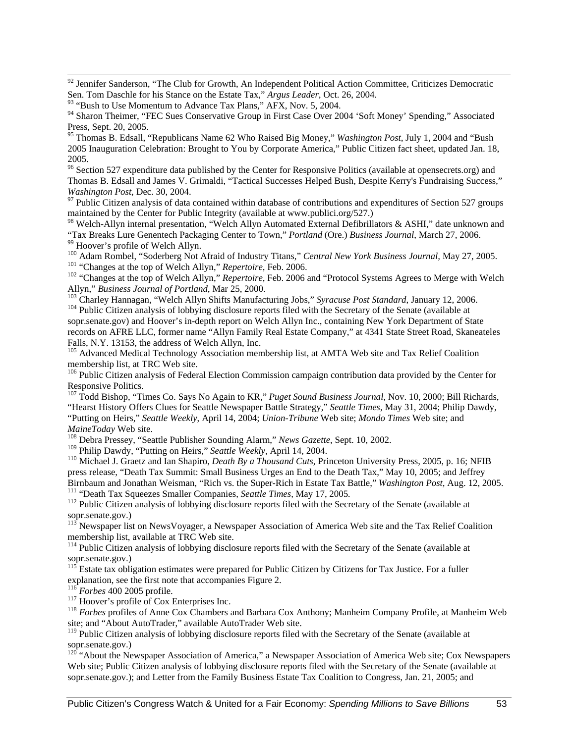[92] Jennifer Sanderson, "The Club for Growth, An Independent Political Action Committee, Criticizes Democratic Sen. Tom Daschle for his Stance on the Estate Tax," *Argus Leader*, Oct. 26, 2004.

[93] "Bush to Use Momentum to Advance Tax Plans," AFX, Nov. 5, 2004.

[94] Sharon Theimer, "FEC Sues Conservative Group in First Case Over 2004 'Soft Money' Spending," Associated Press, Sept. 20, 2005.

[95] Thomas B. Edsall, "Republicans Name 62 Who Raised Big Money," *Washington Post*, July 1, 2004 and "Bush 2005 Inauguration Celebration: Brought to You by Corporate America," Public Citizen fact sheet, updated Jan. 18, 2005.

[96] Section 527 expenditure data published by the Center for Responsive Politics (available at opensecrets.org) and Thomas B. Edsall and James V. Grimaldi, "Tactical Successes Helped Bush, Despite Kerry's Fundraising Success," *Washington Post*, Dec. 30, 2004.

[97] Public Citizen analysis of data contained within database of contributions and expenditures of Section 527 groups maintained by the Center for Public Integrity (available at www.publici.org/527.)

[98] Welch-Allyn internal presentation, "Welch Allyn Automated External Defibrillators & ASHI," date unknown and "Tax Breaks Lure Genentech Packaging Center to Town," *Portland* (Ore.) *Business Journal*, March 27, 2006.

[99] Hoover's profile of Welch Allyn.

[100] Adam Rombel, "Soderberg Not Afraid of Industry Titans," *Central New York Business Journal*, May 27, 2005.

[101] "Changes at the top of Welch Allyn," *Repertoire*, Feb. 2006.

[102] "Changes at the top of Welch Allyn," *Repertoire*, Feb. 2006 and "Protocol Systems Agrees to Merge with Welch Allyn," *Business Journal of Portland*, Mar 25, 2000.

[103] Charley Hannagan, "Welch Allyn Shifts Manufacturing Jobs," *Syracuse Post Standard*, January 12, 2006.

[104] Public Citizen analysis of lobbying disclosure reports filed with the Secretary of the Senate (available at sopr.senate.gov) and Hoover's in-depth report on Welch Allyn Inc., containing New York Department of State records on AFRE LLC, former name "Allyn Family Real Estate Company," at 4341 State Street Road, Skaneateles Falls, N.Y. 13153, the address of Welch Allyn, Inc.

[105] Advanced Medical Technology Association membership list, at AMTA Web site and Tax Relief Coalition membership list, at TRC Web site.

[106] Public Citizen analysis of Federal Election Commission campaign contribution data provided by the Center for Responsive Politics.

[107] Todd Bishop, "Times Co. Says No Again to KR," *Puget Sound Business Journal*, Nov. 10, 2000; Bill Richards, "Hearst History Offers Clues for Seattle Newspaper Battle Strategy," *Seattle Times*, May 31, 2004; Philip Dawdy, "Putting on Heirs," *Seattle Weekly*, April 14, 2004; *Union-Tribune* Web site; *Mondo Times* Web site; and *MaineToday* Web site.

[108] Debra Pressey, "Seattle Publisher Sounding Alarm," *News Gazette*, Sept. 10, 2002.

[109] Philip Dawdy, "Putting on Heirs," *Seattle Weekly*, April 14, 2004.

[110] Michael J. Graetz and Ian Shapiro, *Death By a Thousand Cuts*, Princeton University Press, 2005, p. 16; NFIB press release, "Death Tax Summit: Small Business Urges an End to the Death Tax," May 10, 2005; and Jeffrey Birnbaum and Jonathan Weisman, "Rich vs. the Super-Rich in Estate Tax Battle," *Washington Post*, Aug. 12, 2005.

[111] "Death Tax Squeezes Smaller Companies, *Seattle Times*, May 17, 2005.

[112] Public Citizen analysis of lobbying disclosure reports filed with the Secretary of the Senate (available at sopr.senate.gov.)

[113] Newspaper list on NewsVoyager, a Newspaper Association of America Web site and the Tax Relief Coalition membership list, available at TRC Web site.

[114] Public Citizen analysis of lobbying disclosure reports filed with the Secretary of the Senate (available at sopr.senate.gov.)

[115] Estate tax obligation estimates were prepared for Public Citizen by Citizens for Tax Justice. For a fuller explanation, see the first note that accompanies Figure 2.

[116] *Forbes* 400 2005 profile.

[117] Hoover's profile of Cox Enterprises Inc.

[118] *Forbes* profiles of Anne Cox Chambers and Barbara Cox Anthony; Manheim Company Profile, at Manheim Web site; and "About AutoTrader," available AutoTrader Web site.

[119] Public Citizen analysis of lobbying disclosure reports filed with the Secretary of the Senate (available at sopr.senate.gov.)

[120] "About the Newspaper Association of America," a Newspaper Association of America Web site; Cox Newspapers Web site; Public Citizen analysis of lobbying disclosure reports filed with the Secretary of the Senate (available at sopr.senate.gov.); and Letter from the Family Business Estate Tax Coalition to Congress, Jan. 21, 2005; and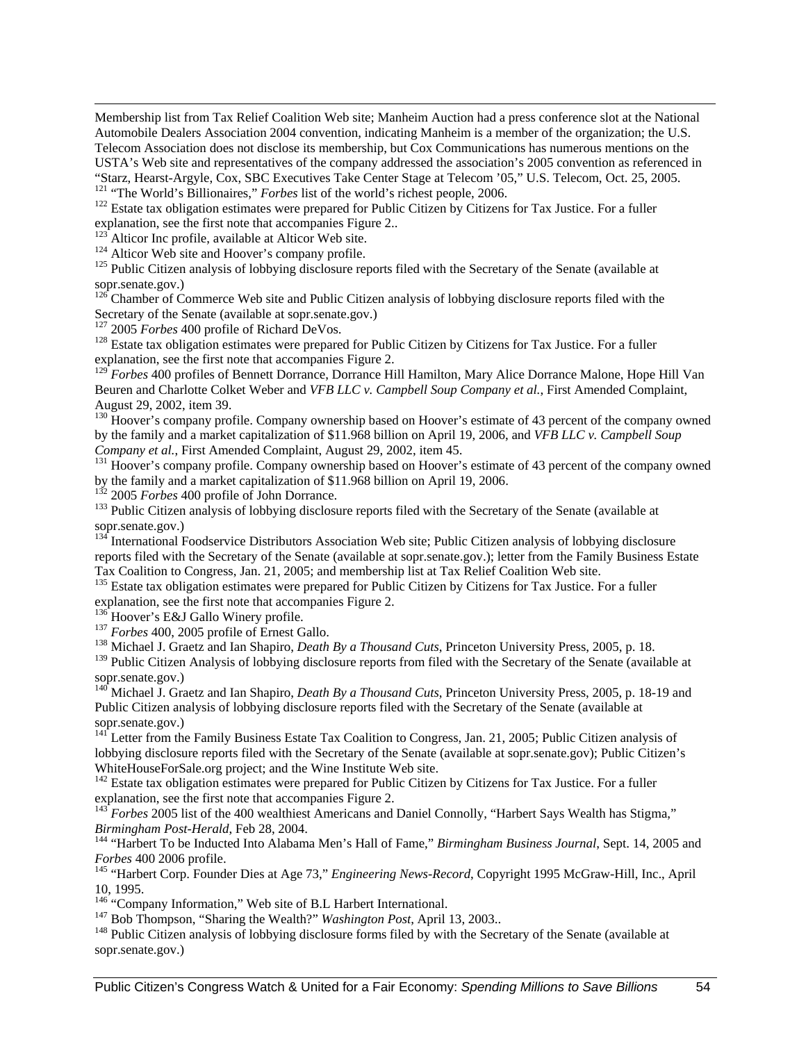Membership list from Tax Relief Coalition Web site; Manheim Auction had a press conference slot at the National Automobile Dealers Association 2004 convention, indicating Manheim is a member of the organization; the U.S. Telecom Association does not disclose its membership, but Cox Communications has numerous mentions on the USTA's Web site and representatives of the company addressed the association's 2005 convention as referenced in "Starz, Hearst-Argyle, Cox, SBC Executives Take Center Stage at Telecom '05," U.S. Telecom, Oct. 25, 2005.

[121] "The World's Billionaires," *Forbes* list of the world's richest people, 2006.

[122] Estate tax obligation estimates were prepared for Public Citizen by Citizens for Tax Justice. For a fuller explanation, see the first note that accompanies Figure 2..

[123] Alticor Inc profile, available at Alticor Web site.

[124] Alticor Web site and Hoover's company profile.

[125] Public Citizen analysis of lobbying disclosure reports filed with the Secretary of the Senate (available at sopr.senate.gov.)

[126] Chamber of Commerce Web site and Public Citizen analysis of lobbying disclosure reports filed with the Secretary of the Senate (available at sopr.senate.gov.)

[127] 2005 *Forbes* 400 profile of Richard DeVos.

[128] Estate tax obligation estimates were prepared for Public Citizen by Citizens for Tax Justice. For a fuller explanation, see the first note that accompanies Figure 2.

[129] *Forbes* 400 profiles of Bennett Dorrance, Dorrance Hill Hamilton, Mary Alice Dorrance Malone, Hope Hill Van Beuren and Charlotte Colket Weber and *VFB LLC v. Campbell Soup Company et al.*, First Amended Complaint, August 29, 2002, item 39.

[130] Hoover's company profile. Company ownership based on Hoover's estimate of 43 percent of the company owned by the family and a market capitalization of $11.968 billion on April 19, 2006, and *VFB LLC v. Campbell Soup Company et al.*, First Amended Complaint, August 29, 2002, item 45.

[131] Hoover's company profile. Company ownership based on Hoover's estimate of 43 percent of the company owned by the family and a market capitalization of $11.968 billion on April 19, 2006.

[132] 2005 *Forbes* 400 profile of John Dorrance.

[133] Public Citizen analysis of lobbying disclosure reports filed with the Secretary of the Senate (available at sopr.senate.gov.)

[134] International Foodservice Distributors Association Web site; Public Citizen analysis of lobbying disclosure reports filed with the Secretary of the Senate (available at sopr.senate.gov.); letter from the Family Business Estate Tax Coalition to Congress, Jan. 21, 2005; and membership list at Tax Relief Coalition Web site.

[135] Estate tax obligation estimates were prepared for Public Citizen by Citizens for Tax Justice. For a fuller explanation, see the first note that accompanies Figure 2.

[136] Hoover's E&J Gallo Winery profile.

[137] *Forbes* 400, 2005 profile of Ernest Gallo.

[138] Michael J. Graetz and Ian Shapiro, *Death By a Thousand Cuts*, Princeton University Press, 2005, p. 18.

[139] Public Citizen Analysis of lobbying disclosure reports from filed with the Secretary of the Senate (available at sopr.senate.gov.)

[140] Michael J. Graetz and Ian Shapiro, *Death By a Thousand Cuts*, Princeton University Press, 2005, p. 18-19 and Public Citizen analysis of lobbying disclosure reports filed with the Secretary of the Senate (available at sopr.senate.gov.)

[141] Letter from the Family Business Estate Tax Coalition to Congress, Jan. 21, 2005; Public Citizen analysis of lobbying disclosure reports filed with the Secretary of the Senate (available at sopr.senate.gov); Public Citizen's WhiteHouseForSale.org project; and the Wine Institute Web site.

[142] Estate tax obligation estimates were prepared for Public Citizen by Citizens for Tax Justice. For a fuller explanation, see the first note that accompanies Figure 2.

[143] *Forbes* 2005 list of the 400 wealthiest Americans and Daniel Connolly, "Harbert Says Wealth has Stigma," *Birmingham Post-Herald*, Feb 28, 2004.

[144] "Harbert To be Inducted Into Alabama Men's Hall of Fame," *Birmingham Business Journal*, Sept. 14, 2005 and *Forbes* 400 2006 profile.

[145] "Harbert Corp. Founder Dies at Age 73," *Engineering News-Record*, Copyright 1995 McGraw-Hill, Inc., April 10, 1995.

[146] "Company Information," Web site of B.L Harbert International.

[147] Bob Thompson, "Sharing the Wealth?" *Washington Post*, April 13, 2003..

[148] Public Citizen analysis of lobbying disclosure forms filed by with the Secretary of the Senate (available at sopr.senate.gov.)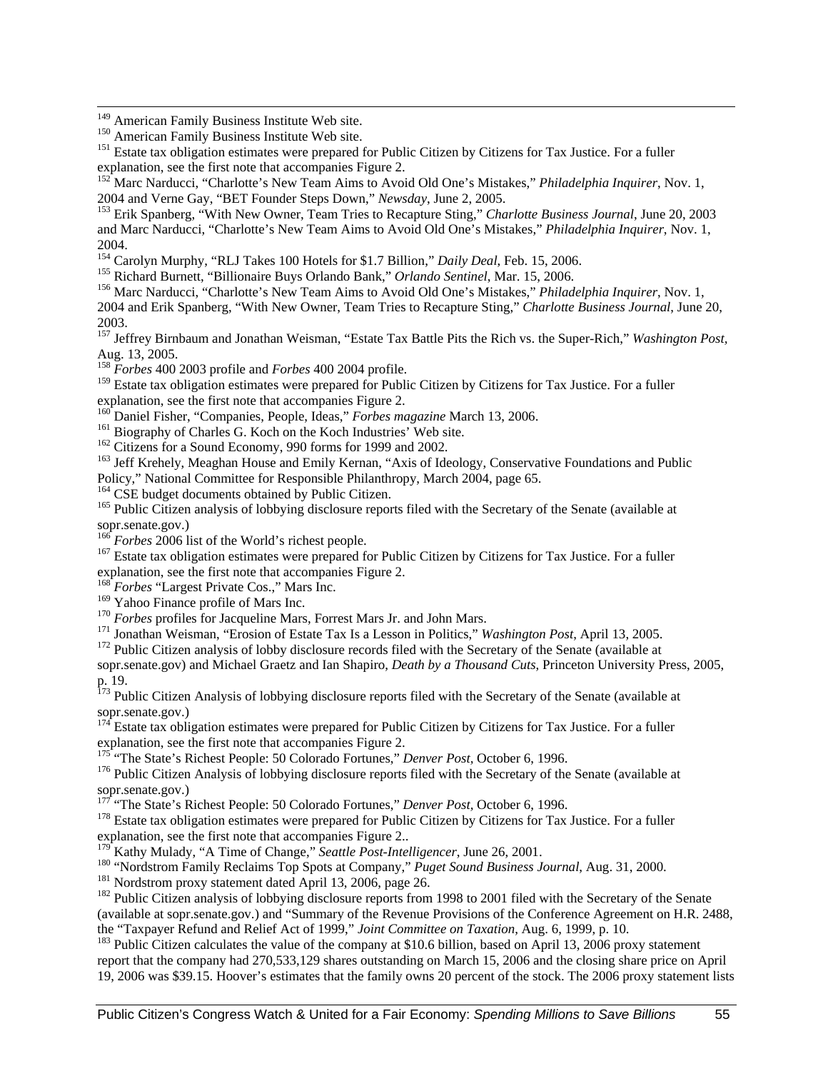[149] American Family Business Institute Web site.

[150] American Family Business Institute Web site.

[151] Estate tax obligation estimates were prepared for Public Citizen by Citizens for Tax Justice. For a fuller explanation, see the first note that accompanies Figure 2.

[152] Marc Narducci, "Charlotte's New Team Aims to Avoid Old One's Mistakes," *Philadelphia Inquirer*, Nov. 1, 2004 and Verne Gay, "BET Founder Steps Down," *Newsday*, June 2, 2005.

[153] Erik Spanberg, "With New Owner, Team Tries to Recapture Sting," *Charlotte Business Journal*, June 20, 2003 and Marc Narducci, "Charlotte's New Team Aims to Avoid Old One's Mistakes," *Philadelphia Inquirer*, Nov. 1, 2004.

[154] Carolyn Murphy, "RLJ Takes 100 Hotels for $1.7 Billion," *Daily Deal*, Feb. 15, 2006.

[155] Richard Burnett, "Billionaire Buys Orlando Bank," *Orlando Sentinel*, Mar. 15, 2006.

[156] Marc Narducci, "Charlotte's New Team Aims to Avoid Old One's Mistakes," *Philadelphia Inquirer*, Nov. 1, 2004 and Erik Spanberg, "With New Owner, Team Tries to Recapture Sting," *Charlotte Business Journal*, June 20, 2003.

[157] Jeffrey Birnbaum and Jonathan Weisman, "Estate Tax Battle Pits the Rich vs. the Super-Rich," *Washington Post*, Aug. 13, 2005.

[158] *Forbes* 400 2003 profile and *Forbes* 400 2004 profile.

[159] Estate tax obligation estimates were prepared for Public Citizen by Citizens for Tax Justice. For a fuller explanation, see the first note that accompanies Figure 2.

[160] Daniel Fisher, "Companies, People, Ideas," *Forbes magazine* March 13, 2006.

[161] Biography of Charles G. Koch on the Koch Industries' Web site.

[162] Citizens for a Sound Economy, 990 forms for 1999 and 2002.

[163] Jeff Krehely, Meaghan House and Emily Kernan, "Axis of Ideology, Conservative Foundations and Public Policy," National Committee for Responsible Philanthropy, March 2004, page 65.

[164] CSE budget documents obtained by Public Citizen.

[165] Public Citizen analysis of lobbying disclosure reports filed with the Secretary of the Senate (available at sopr.senate.gov.)

[166] *Forbes* 2006 list of the World's richest people.

[167] Estate tax obligation estimates were prepared for Public Citizen by Citizens for Tax Justice. For a fuller explanation, see the first note that accompanies Figure 2.

[168] *Forbes* "Largest Private Cos.," Mars Inc.

[169] Yahoo Finance profile of Mars Inc.

[170] *Forbes* profiles for Jacqueline Mars, Forrest Mars Jr. and John Mars.

[171] Jonathan Weisman, "Erosion of Estate Tax Is a Lesson in Politics," *Washington Post*, April 13, 2005.

[172] Public Citizen analysis of lobby disclosure records filed with the Secretary of the Senate (available at sopr.senate.gov) and Michael Graetz and Ian Shapiro, *Death by a Thousand Cuts*, Princeton University Press, 2005, p. 19.

[173] Public Citizen Analysis of lobbying disclosure reports filed with the Secretary of the Senate (available at sopr.senate.gov.)

[174] Estate tax obligation estimates were prepared for Public Citizen by Citizens for Tax Justice. For a fuller explanation, see the first note that accompanies Figure 2.

[175] "The State's Richest People: 50 Colorado Fortunes," *Denver Post*, October 6, 1996.

[176] Public Citizen Analysis of lobbying disclosure reports filed with the Secretary of the Senate (available at sopr.senate.gov.)

[177] "The State's Richest People: 50 Colorado Fortunes," *Denver Post*, October 6, 1996.

[178] Estate tax obligation estimates were prepared for Public Citizen by Citizens for Tax Justice. For a fuller explanation, see the first note that accompanies Figure 2..

[179] Kathy Mulady, "A Time of Change," *Seattle Post-Intelligencer*, June 26, 2001.

[180] "Nordstrom Family Reclaims Top Spots at Company," *Puget Sound Business Journal*, Aug. 31, 2000.

[181] Nordstrom proxy statement dated April 13, 2006, page 26.

[182] Public Citizen analysis of lobbying disclosure reports from 1998 to 2001 filed with the Secretary of the Senate (available at sopr.senate.gov.) and "Summary of the Revenue Provisions of the Conference Agreement on H.R. 2488, the "Taxpayer Refund and Relief Act of 1999," *Joint Committee on Taxation*, Aug. 6, 1999, p. 10.

[183] Public Citizen calculates the value of the company at $10.6 billion, based on April 13, 2006 proxy statement report that the company had 270,533,129 shares outstanding on March 15, 2006 and the closing share price on April 19, 2006 was $39.15. Hoover's estimates that the family owns 20 percent of the stock. The 2006 proxy statement lists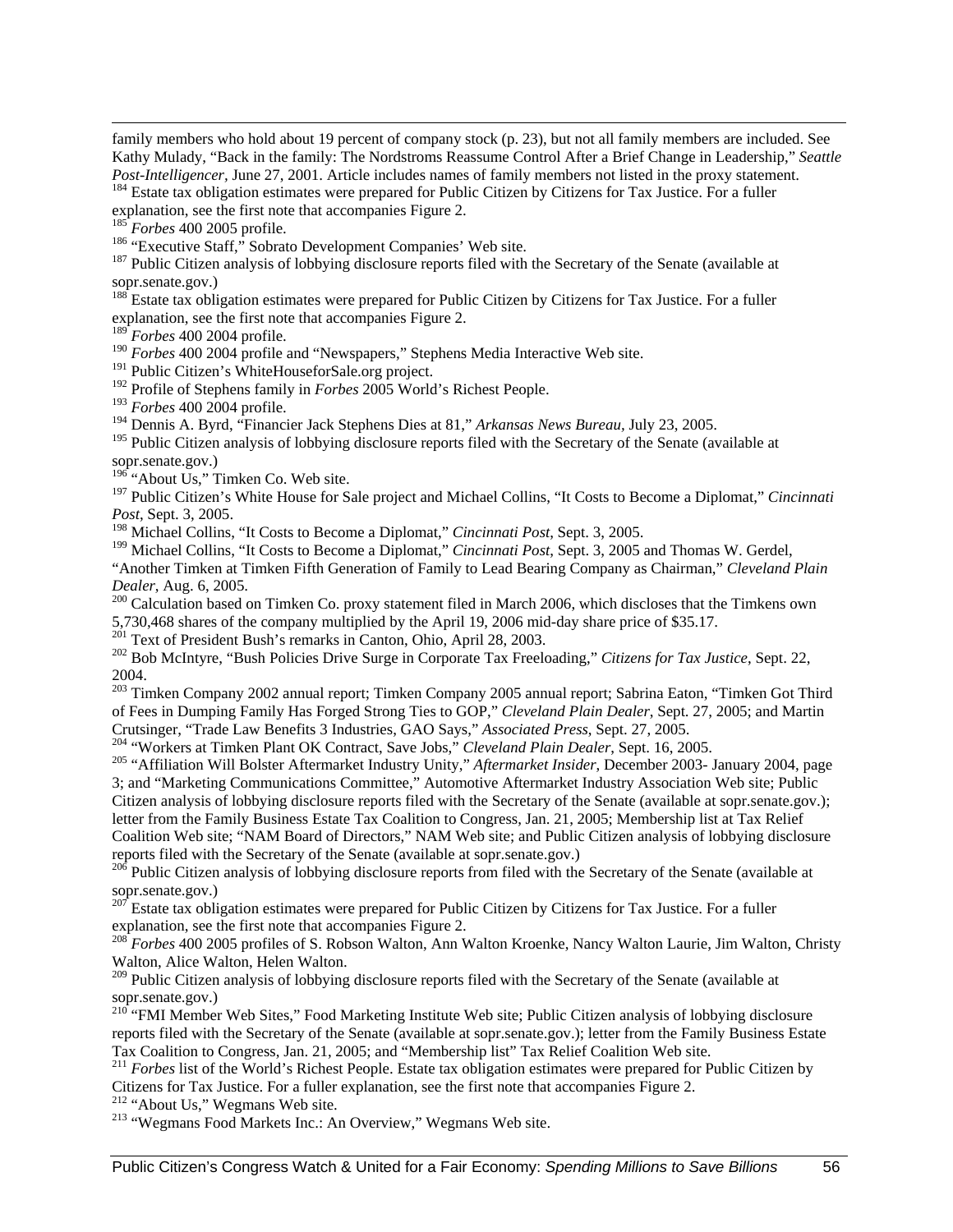family members who hold about 19 percent of company stock (p. 23), but not all family members are included. See Kathy Mulady, "Back in the family: The Nordstroms Reassume Control After a Brief Change in Leadership," *Seattle Post-Intelligencer*, June 27, 2001. Article includes names of family members not listed in the proxy statement.

[184] Estate tax obligation estimates were prepared for Public Citizen by Citizens for Tax Justice. For a fuller explanation, see the first note that accompanies Figure 2.

[185] *Forbes* 400 2005 profile.

[186] "Executive Staff," Sobrato Development Companies' Web site.

[187] Public Citizen analysis of lobbying disclosure reports filed with the Secretary of the Senate (available at sopr.senate.gov.)

[188] Estate tax obligation estimates were prepared for Public Citizen by Citizens for Tax Justice. For a fuller explanation, see the first note that accompanies Figure 2.

[189] *Forbes* 400 2004 profile.

[190] *Forbes* 400 2004 profile and "Newspapers," Stephens Media Interactive Web site.

[191] Public Citizen's WhiteHouseforSale.org project.

[192] Profile of Stephens family in *Forbes* 2005 World's Richest People.

[193] *Forbes* 400 2004 profile.

[194] Dennis A. Byrd, "Financier Jack Stephens Dies at 81," *Arkansas News Bureau*, July 23, 2005.

[195] Public Citizen analysis of lobbying disclosure reports filed with the Secretary of the Senate (available at sopr.senate.gov.)

[196] "About Us," Timken Co. Web site.

[197] Public Citizen's White House for Sale project and Michael Collins, "It Costs to Become a Diplomat," *Cincinnati Post*, Sept. 3, 2005.

[198] Michael Collins, "It Costs to Become a Diplomat," *Cincinnati Post*, Sept. 3, 2005.

[199] Michael Collins, "It Costs to Become a Diplomat," *Cincinnati Post*, Sept. 3, 2005 and Thomas W. Gerdel, "Another Timken at Timken Fifth Generation of Family to Lead Bearing Company as Chairman," *Cleveland Plain Dealer*, Aug. 6, 2005.

[200] Calculation based on Timken Co. proxy statement filed in March 2006, which discloses that the Timkens own 5,730,468 shares of the company multiplied by the April 19, 2006 mid-day share price of $35.17.

[201] Text of President Bush's remarks in Canton, Ohio, April 28, 2003.

[202] Bob McIntyre, "Bush Policies Drive Surge in Corporate Tax Freeloading," *Citizens for Tax Justice*, Sept. 22, 2004.

[203] Timken Company 2002 annual report; Timken Company 2005 annual report; Sabrina Eaton, "Timken Got Third of Fees in Dumping Family Has Forged Strong Ties to GOP," *Cleveland Plain Dealer*, Sept. 27, 2005; and Martin Crutsinger, "Trade Law Benefits 3 Industries, GAO Says," *Associated Press*, Sept. 27, 2005.

[204] "Workers at Timken Plant OK Contract, Save Jobs," *Cleveland Plain Dealer*, Sept. 16, 2005.

[205] "Affiliation Will Bolster Aftermarket Industry Unity," *Aftermarket Insider*, December 2003- January 2004, page 3; and "Marketing Communications Committee," Automotive Aftermarket Industry Association Web site; Public Citizen analysis of lobbying disclosure reports filed with the Secretary of the Senate (available at sopr.senate.gov.); letter from the Family Business Estate Tax Coalition to Congress, Jan. 21, 2005; Membership list at Tax Relief Coalition Web site; "NAM Board of Directors," NAM Web site; and Public Citizen analysis of lobbying disclosure reports filed with the Secretary of the Senate (available at sopr.senate.gov.)

[206] Public Citizen analysis of lobbying disclosure reports from filed with the Secretary of the Senate (available at sopr.senate.gov.)

[207] Estate tax obligation estimates were prepared for Public Citizen by Citizens for Tax Justice. For a fuller explanation, see the first note that accompanies Figure 2.

[208] *Forbes* 400 2005 profiles of S. Robson Walton, Ann Walton Kroenke, Nancy Walton Laurie, Jim Walton, Christy Walton, Alice Walton, Helen Walton.

[209] Public Citizen analysis of lobbying disclosure reports filed with the Secretary of the Senate (available at sopr.senate.gov.)

[210] "FMI Member Web Sites," Food Marketing Institute Web site; Public Citizen analysis of lobbying disclosure reports filed with the Secretary of the Senate (available at sopr.senate.gov.); letter from the Family Business Estate Tax Coalition to Congress, Jan. 21, 2005; and "Membership list" Tax Relief Coalition Web site.

[211] *Forbes* list of the World's Richest People. Estate tax obligation estimates were prepared for Public Citizen by Citizens for Tax Justice. For a fuller explanation, see the first note that accompanies Figure 2.

[212] "About Us," Wegmans Web site.

[213] "Wegmans Food Markets Inc.: An Overview," Wegmans Web site.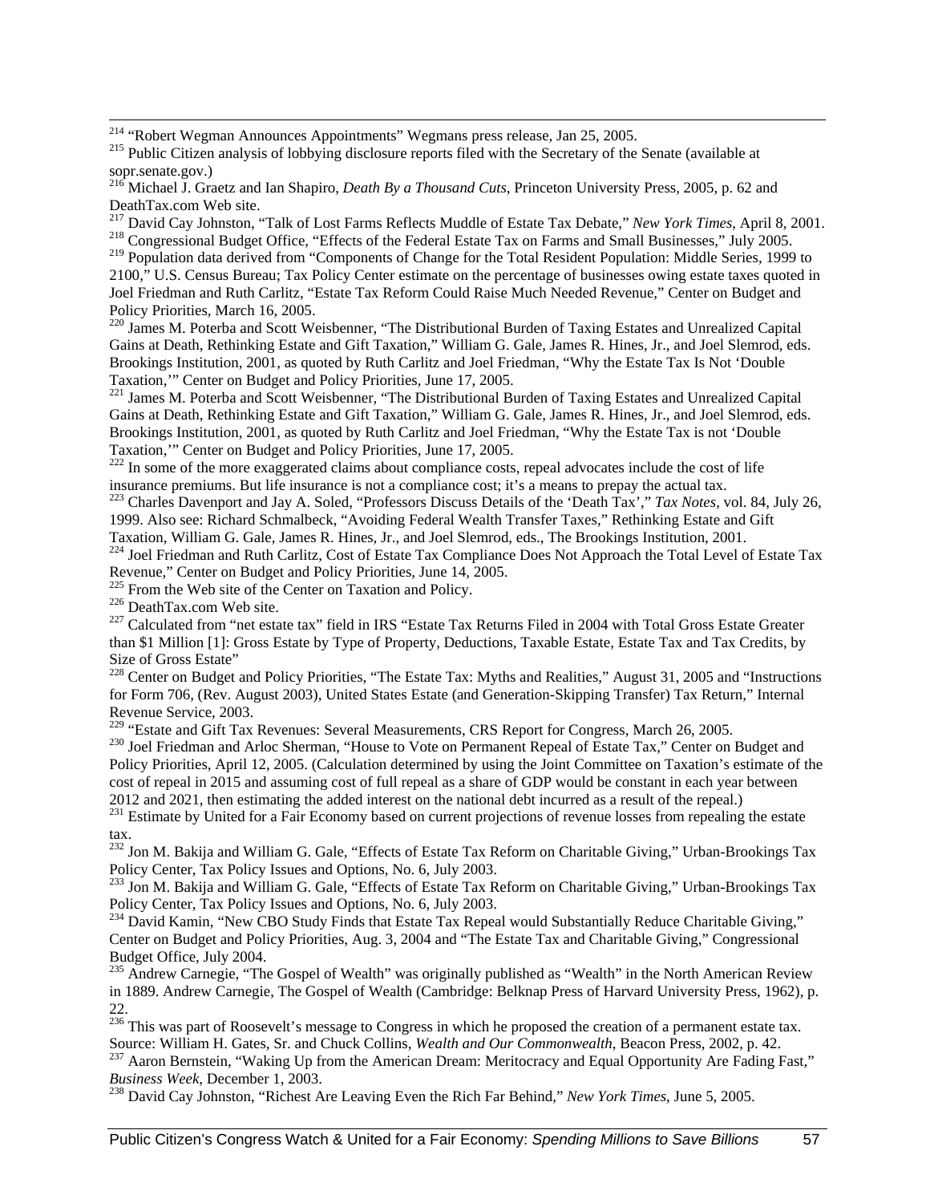[214] "Robert Wegman Announces Appointments" Wegmans press release, Jan 25, 2005.

[215] Public Citizen analysis of lobbying disclosure reports filed with the Secretary of the Senate (available at sopr.senate.gov.)

[216] Michael J. Graetz and Ian Shapiro, *Death By a Thousand Cuts*, Princeton University Press, 2005, p. 62 and DeathTax.com Web site.

[217] David Cay Johnston, "Talk of Lost Farms Reflects Muddle of Estate Tax Debate," *New York Times*, April 8, 2001.

[218] Congressional Budget Office, "Effects of the Federal Estate Tax on Farms and Small Businesses," July 2005.

[219] Population data derived from "Components of Change for the Total Resident Population: Middle Series, 1999 to 2100," U.S. Census Bureau; Tax Policy Center estimate on the percentage of businesses owing estate taxes quoted in Joel Friedman and Ruth Carlitz, "Estate Tax Reform Could Raise Much Needed Revenue," Center on Budget and Policy Priorities, March 16, 2005.

[220] James M. Poterba and Scott Weisbenner, "The Distributional Burden of Taxing Estates and Unrealized Capital Gains at Death, Rethinking Estate and Gift Taxation," William G. Gale, James R. Hines, Jr., and Joel Slemrod, eds. Brookings Institution, 2001, as quoted by Ruth Carlitz and Joel Friedman, "Why the Estate Tax Is Not 'Double Taxation,'" Center on Budget and Policy Priorities, June 17, 2005.

[221] James M. Poterba and Scott Weisbenner, "The Distributional Burden of Taxing Estates and Unrealized Capital Gains at Death, Rethinking Estate and Gift Taxation," William G. Gale, James R. Hines, Jr., and Joel Slemrod, eds. Brookings Institution, 2001, as quoted by Ruth Carlitz and Joel Friedman, "Why the Estate Tax is not 'Double Taxation,'" Center on Budget and Policy Priorities, June 17, 2005.

[222] In some of the more exaggerated claims about compliance costs, repeal advocates include the cost of life insurance premiums. But life insurance is not a compliance cost; it's a means to prepay the actual tax.

[223] Charles Davenport and Jay A. Soled, "Professors Discuss Details of the 'Death Tax'," *Tax Notes*, vol. 84, July 26, 1999. Also see: Richard Schmalbeck, "Avoiding Federal Wealth Transfer Taxes," Rethinking Estate and Gift Taxation, William G. Gale, James R. Hines, Jr., and Joel Slemrod, eds., The Brookings Institution, 2001.

[224] Joel Friedman and Ruth Carlitz, Cost of Estate Tax Compliance Does Not Approach the Total Level of Estate Tax Revenue," Center on Budget and Policy Priorities, June 14, 2005.

[225] From the Web site of the Center on Taxation and Policy.

[226] DeathTax.com Web site.

[227] Calculated from "net estate tax" field in IRS "Estate Tax Returns Filed in 2004 with Total Gross Estate Greater than $1 Million [1]: Gross Estate by Type of Property, Deductions, Taxable Estate, Estate Tax and Tax Credits, by Size of Gross Estate"

[228] Center on Budget and Policy Priorities, "The Estate Tax: Myths and Realities," August 31, 2005 and "Instructions for Form 706, (Rev. August 2003), United States Estate (and Generation-Skipping Transfer) Tax Return," Internal Revenue Service, 2003.

[229] "Estate and Gift Tax Revenues: Several Measurements, CRS Report for Congress, March 26, 2005.

[230] Joel Friedman and Arloc Sherman, "House to Vote on Permanent Repeal of Estate Tax," Center on Budget and Policy Priorities, April 12, 2005. (Calculation determined by using the Joint Committee on Taxation's estimate of the cost of repeal in 2015 and assuming cost of full repeal as a share of GDP would be constant in each year between 2012 and 2021, then estimating the added interest on the national debt incurred as a result of the repeal.)

[231] Estimate by United for a Fair Economy based on current projections of revenue losses from repealing the estate tax.

[232] Jon M. Bakija and William G. Gale, "Effects of Estate Tax Reform on Charitable Giving," Urban-Brookings Tax Policy Center, Tax Policy Issues and Options, No. 6, July 2003.

[233] Jon M. Bakija and William G. Gale, "Effects of Estate Tax Reform on Charitable Giving," Urban-Brookings Tax Policy Center, Tax Policy Issues and Options, No. 6, July 2003.

[234] David Kamin, "New CBO Study Finds that Estate Tax Repeal would Substantially Reduce Charitable Giving," Center on Budget and Policy Priorities, Aug. 3, 2004 and "The Estate Tax and Charitable Giving," Congressional Budget Office, July 2004.

[235] Andrew Carnegie, "The Gospel of Wealth" was originally published as "Wealth" in the North American Review in 1889. Andrew Carnegie, The Gospel of Wealth (Cambridge: Belknap Press of Harvard University Press, 1962), p. 22.

[236] This was part of Roosevelt's message to Congress in which he proposed the creation of a permanent estate tax. Source: William H. Gates, Sr. and Chuck Collins, *Wealth and Our Commonwealth*, Beacon Press, 2002, p. 42.

[237] Aaron Bernstein, "Waking Up from the American Dream: Meritocracy and Equal Opportunity Are Fading Fast," *Business Week*, December 1, 2003.

[238] David Cay Johnston, "Richest Are Leaving Even the Rich Far Behind," *New York Times*, June 5, 2005.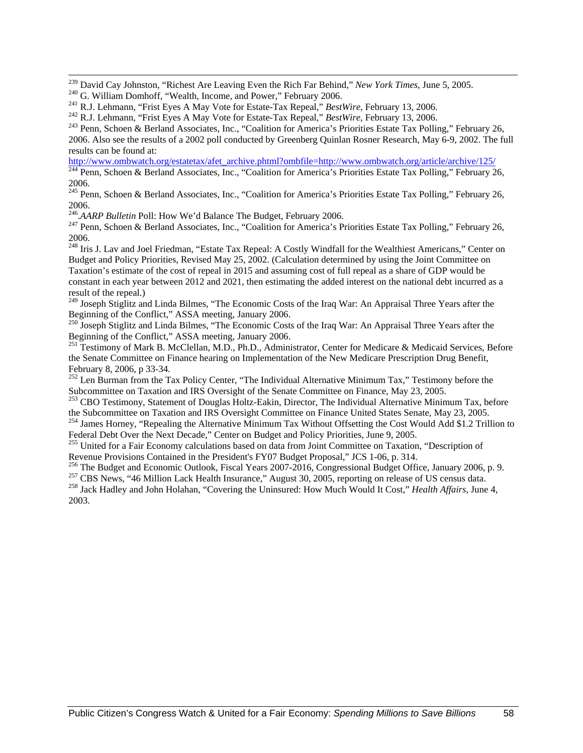[239] David Cay Johnston, "Richest Are Leaving Even the Rich Far Behind," *New York Times*, June 5, 2005.

[240] G. William Domhoff, "Wealth, Income, and Power," February 2006.

[241] R.J. Lehmann, "Frist Eyes A May Vote for Estate-Tax Repeal," *BestWire*, February 13, 2006.

[242] R.J. Lehmann, "Frist Eyes A May Vote for Estate-Tax Repeal," *BestWire*, February 13, 2006.

[243] Penn, Schoen & Berland Associates, Inc., "Coalition for America's Priorities Estate Tax Polling," February 26, 2006. Also see the results of a 2002 poll conducted by Greenberg Quinlan Rosner Research, May 6-9, 2002. The full results can be found at: http://www.ombwatch.org/estatetax/afet_archive.phtml?ombfile=http://www.ombwatch.org/article/archive/125/

[244] Penn, Schoen & Berland Associates, Inc., "Coalition for America's Priorities Estate Tax Polling," February 26, 2006.

[245] Penn, Schoen & Berland Associates, Inc., "Coalition for America's Priorities Estate Tax Polling," February 26, 2006.

[246] *AARP Bulletin* Poll: How We'd Balance The Budget, February 2006.

[247] Penn, Schoen & Berland Associates, Inc., "Coalition for America's Priorities Estate Tax Polling," February 26, 2006.

[248] Iris J. Lav and Joel Friedman, "Estate Tax Repeal: A Costly Windfall for the Wealthiest Americans," Center on Budget and Policy Priorities, Revised May 25, 2002. (Calculation determined by using the Joint Committee on Taxation's estimate of the cost of repeal in 2015 and assuming cost of full repeal as a share of GDP would be constant in each year between 2012 and 2021, then estimating the added interest on the national debt incurred as a result of the repeal.)

[249] Joseph Stiglitz and Linda Bilmes, "The Economic Costs of the Iraq War: An Appraisal Three Years after the Beginning of the Conflict," ASSA meeting, January 2006.

[250] Joseph Stiglitz and Linda Bilmes, "The Economic Costs of the Iraq War: An Appraisal Three Years after the Beginning of the Conflict," ASSA meeting, January 2006.

[251] Testimony of Mark B. McClellan, M.D., Ph.D., Administrator, Center for Medicare & Medicaid Services, Before the Senate Committee on Finance hearing on Implementation of the New Medicare Prescription Drug Benefit, February 8, 2006, p 33-34.

[252] Len Burman from the Tax Policy Center, "The Individual Alternative Minimum Tax," Testimony before the Subcommittee on Taxation and IRS Oversight of the Senate Committee on Finance, May 23, 2005.

[253] CBO Testimony, Statement of Douglas Holtz-Eakin, Director, The Individual Alternative Minimum Tax, before the Subcommittee on Taxation and IRS Oversight Committee on Finance United States Senate, May 23, 2005.

[254] James Horney, "Repealing the Alternative Minimum Tax Without Offsetting the Cost Would Add $1.2 Trillion to Federal Debt Over the Next Decade," Center on Budget and Policy Priorities, June 9, 2005.

[255] United for a Fair Economy calculations based on data from Joint Committee on Taxation, "Description of Revenue Provisions Contained in the President's FY07 Budget Proposal," JCS 1-06, p. 314.

[256] The Budget and Economic Outlook, Fiscal Years 2007-2016, Congressional Budget Office, January 2006, p. 9.

[257] CBS News, "46 Million Lack Health Insurance," August 30, 2005, reporting on release of US census data.

[258] Jack Hadley and John Holahan, "Covering the Uninsured: How Much Would It Cost," *Health Affairs*, June 4, 2003.